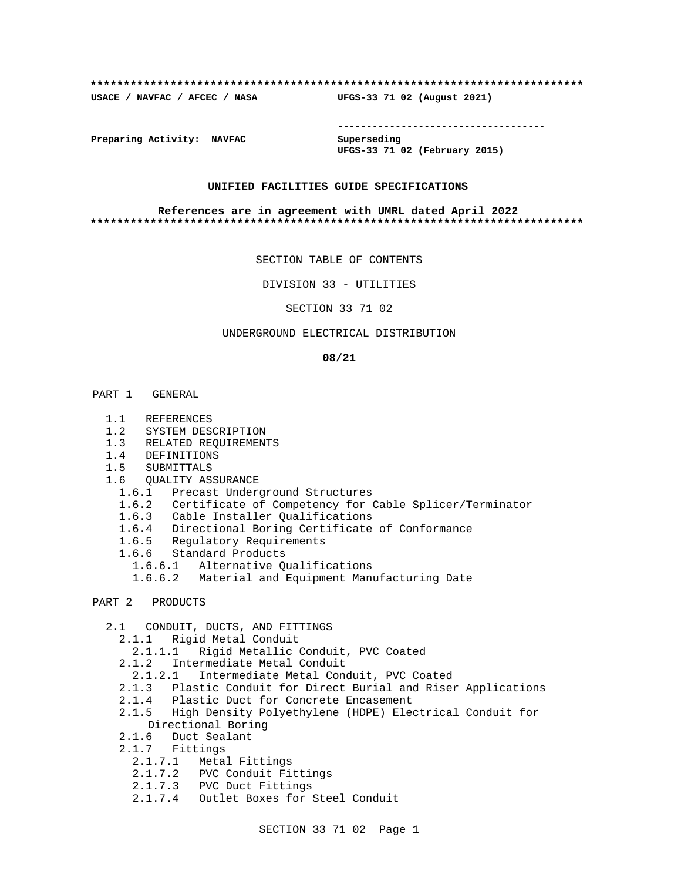**************************************************************************
**USACE / NAVFAC / AFCEC / NASA          UFGS-33 71 02 (August 2021)**

                                        -----------------------------------
**Preparing Activity:  NAVFAC           Superseding**
                                        **UFGS-33 71 02 (February 2015)**

**UNIFIED FACILITIES GUIDE SPECIFICATIONS**

**References are in agreement with UMRL dated April 2022**
**************************************************************************

SECTION TABLE OF CONTENTS

DIVISION 33 - UTILITIES

SECTION 33 71 02

UNDERGROUND ELECTRICAL DISTRIBUTION

**08/21**

PART 1   GENERAL

- 1.1   REFERENCES
- 1.2   SYSTEM DESCRIPTION
- 1.3   RELATED REQUIREMENTS
- 1.4   DEFINITIONS
- 1.5   SUBMITTALS
- 1.6   QUALITY ASSURANCE
  - 1.6.1   Precast Underground Structures
  - 1.6.2   Certificate of Competency for Cable Splicer/Terminator
  - 1.6.3   Cable Installer Qualifications
  - 1.6.4   Directional Boring Certificate of Conformance
  - 1.6.5   Regulatory Requirements
  - 1.6.6   Standard Products
    - 1.6.6.1   Alternative Qualifications
    - 1.6.6.2   Material and Equipment Manufacturing Date

PART 2   PRODUCTS

- 2.1   CONDUIT, DUCTS, AND FITTINGS
  - 2.1.1   Rigid Metal Conduit
    - 2.1.1.1   Rigid Metallic Conduit, PVC Coated
  - 2.1.2   Intermediate Metal Conduit
    - 2.1.2.1   Intermediate Metal Conduit, PVC Coated
  - 2.1.3   Plastic Conduit for Direct Burial and Riser Applications
  - 2.1.4   Plastic Duct for Concrete Encasement
  - 2.1.5   High Density Polyethylene (HDPE) Electrical Conduit for Directional Boring
  - 2.1.6   Duct Sealant
  - 2.1.7   Fittings
    - 2.1.7.1   Metal Fittings
    - 2.1.7.2   PVC Conduit Fittings
    - 2.1.7.3   PVC Duct Fittings
    - 2.1.7.4   Outlet Boxes for Steel Conduit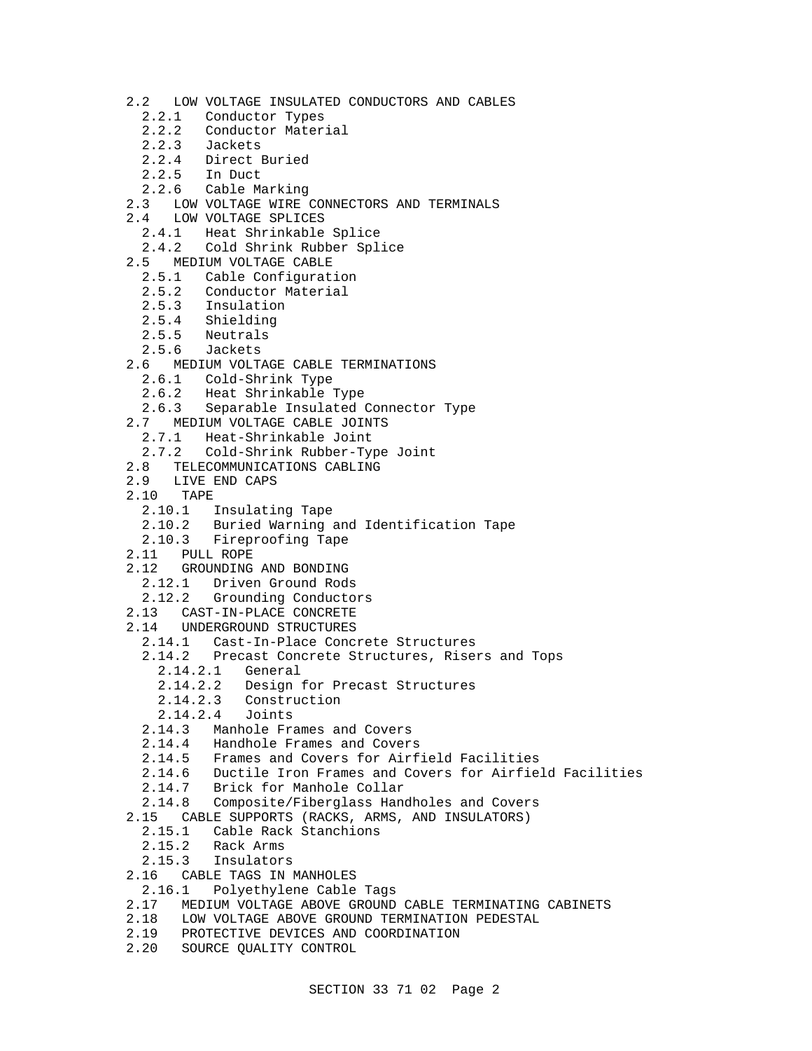2.2 LOW VOLTAGE INSULATED CONDUCTORS AND CABLES
- 2.2.1 Conductor Types
- 2.2.2 Conductor Material
- 2.2.3 Jackets
- 2.2.4 Direct Buried
- 2.2.5 In Duct
- 2.2.6 Cable Marking

2.3 LOW VOLTAGE WIRE CONNECTORS AND TERMINALS

2.4 LOW VOLTAGE SPLICES
- 2.4.1 Heat Shrinkable Splice
- 2.4.2 Cold Shrink Rubber Splice

2.5 MEDIUM VOLTAGE CABLE
- 2.5.1 Cable Configuration
- 2.5.2 Conductor Material
- 2.5.3 Insulation
- 2.5.4 Shielding
- 2.5.5 Neutrals
- 2.5.6 Jackets

2.6 MEDIUM VOLTAGE CABLE TERMINATIONS
- 2.6.1 Cold-Shrink Type
- 2.6.2 Heat Shrinkable Type
- 2.6.3 Separable Insulated Connector Type

2.7 MEDIUM VOLTAGE CABLE JOINTS
- 2.7.1 Heat-Shrinkable Joint
- 2.7.2 Cold-Shrink Rubber-Type Joint

2.8 TELECOMMUNICATIONS CABLING

2.9 LIVE END CAPS

2.10 TAPE
- 2.10.1 Insulating Tape
- 2.10.2 Buried Warning and Identification Tape
- 2.10.3 Fireproofing Tape

2.11 PULL ROPE

2.12 GROUNDING AND BONDING
- 2.12.1 Driven Ground Rods
- 2.12.2 Grounding Conductors

2.13 CAST-IN-PLACE CONCRETE

2.14 UNDERGROUND STRUCTURES
- 2.14.1 Cast-In-Place Concrete Structures
- 2.14.2 Precast Concrete Structures, Risers and Tops
  - 2.14.2.1 General
  - 2.14.2.2 Design for Precast Structures
  - 2.14.2.3 Construction
  - 2.14.2.4 Joints
- 2.14.3 Manhole Frames and Covers
- 2.14.4 Handhole Frames and Covers
- 2.14.5 Frames and Covers for Airfield Facilities
- 2.14.6 Ductile Iron Frames and Covers for Airfield Facilities
- 2.14.7 Brick for Manhole Collar
- 2.14.8 Composite/Fiberglass Handholes and Covers

2.15 CABLE SUPPORTS (RACKS, ARMS, AND INSULATORS)
- 2.15.1 Cable Rack Stanchions
- 2.15.2 Rack Arms
- 2.15.3 Insulators

2.16 CABLE TAGS IN MANHOLES
- 2.16.1 Polyethylene Cable Tags

2.17 MEDIUM VOLTAGE ABOVE GROUND CABLE TERMINATING CABINETS

2.18 LOW VOLTAGE ABOVE GROUND TERMINATION PEDESTAL

2.19 PROTECTIVE DEVICES AND COORDINATION

2.20 SOURCE QUALITY CONTROL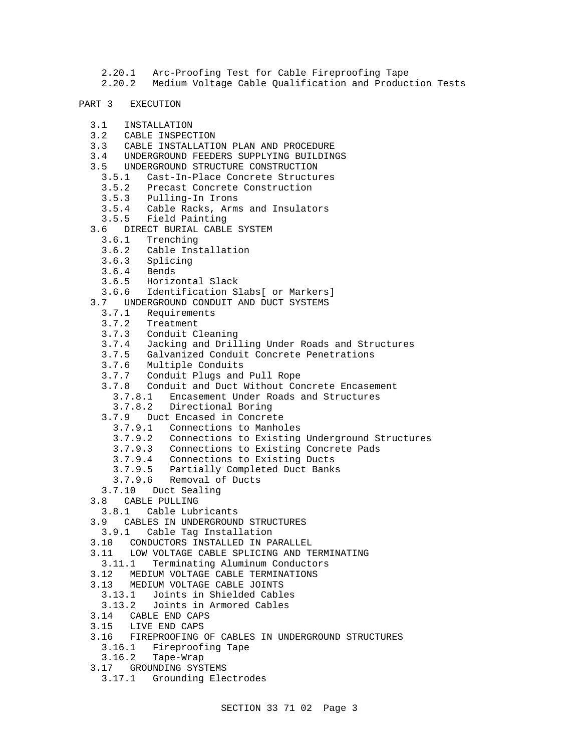2.20.1 Arc-Proofing Test for Cable Fireproofing Tape
2.20.2 Medium Voltage Cable Qualification and Production Tests

PART 3 EXECUTION

- 3.1 INSTALLATION
- 3.2 CABLE INSPECTION
- 3.3 CABLE INSTALLATION PLAN AND PROCEDURE
- 3.4 UNDERGROUND FEEDERS SUPPLYING BUILDINGS
- 3.5 UNDERGROUND STRUCTURE CONSTRUCTION
  - 3.5.1 Cast-In-Place Concrete Structures
  - 3.5.2 Precast Concrete Construction
  - 3.5.3 Pulling-In Irons
  - 3.5.4 Cable Racks, Arms and Insulators
  - 3.5.5 Field Painting
- 3.6 DIRECT BURIAL CABLE SYSTEM
  - 3.6.1 Trenching
  - 3.6.2 Cable Installation
  - 3.6.3 Splicing
  - 3.6.4 Bends
  - 3.6.5 Horizontal Slack
  - 3.6.6 Identification Slabs[ or Markers]
- 3.7 UNDERGROUND CONDUIT AND DUCT SYSTEMS
  - 3.7.1 Requirements
  - 3.7.2 Treatment
  - 3.7.3 Conduit Cleaning
  - 3.7.4 Jacking and Drilling Under Roads and Structures
  - 3.7.5 Galvanized Conduit Concrete Penetrations
  - 3.7.6 Multiple Conduits
  - 3.7.7 Conduit Plugs and Pull Rope
  - 3.7.8 Conduit and Duct Without Concrete Encasement
    - 3.7.8.1 Encasement Under Roads and Structures
    - 3.7.8.2 Directional Boring
  - 3.7.9 Duct Encased in Concrete
    - 3.7.9.1 Connections to Manholes
    - 3.7.9.2 Connections to Existing Underground Structures
    - 3.7.9.3 Connections to Existing Concrete Pads
    - 3.7.9.4 Connections to Existing Ducts
    - 3.7.9.5 Partially Completed Duct Banks
    - 3.7.9.6 Removal of Ducts
  - 3.7.10 Duct Sealing
- 3.8 CABLE PULLING
  - 3.8.1 Cable Lubricants
- 3.9 CABLES IN UNDERGROUND STRUCTURES
  - 3.9.1 Cable Tag Installation
- 3.10 CONDUCTORS INSTALLED IN PARALLEL
- 3.11 LOW VOLTAGE CABLE SPLICING AND TERMINATING
  - 3.11.1 Terminating Aluminum Conductors
- 3.12 MEDIUM VOLTAGE CABLE TERMINATIONS
- 3.13 MEDIUM VOLTAGE CABLE JOINTS
  - 3.13.1 Joints in Shielded Cables
  - 3.13.2 Joints in Armored Cables
- 3.14 CABLE END CAPS
- 3.15 LIVE END CAPS
- 3.16 FIREPROOFING OF CABLES IN UNDERGROUND STRUCTURES
  - 3.16.1 Fireproofing Tape
  - 3.16.2 Tape-Wrap
- 3.17 GROUNDING SYSTEMS
  - 3.17.1 Grounding Electrodes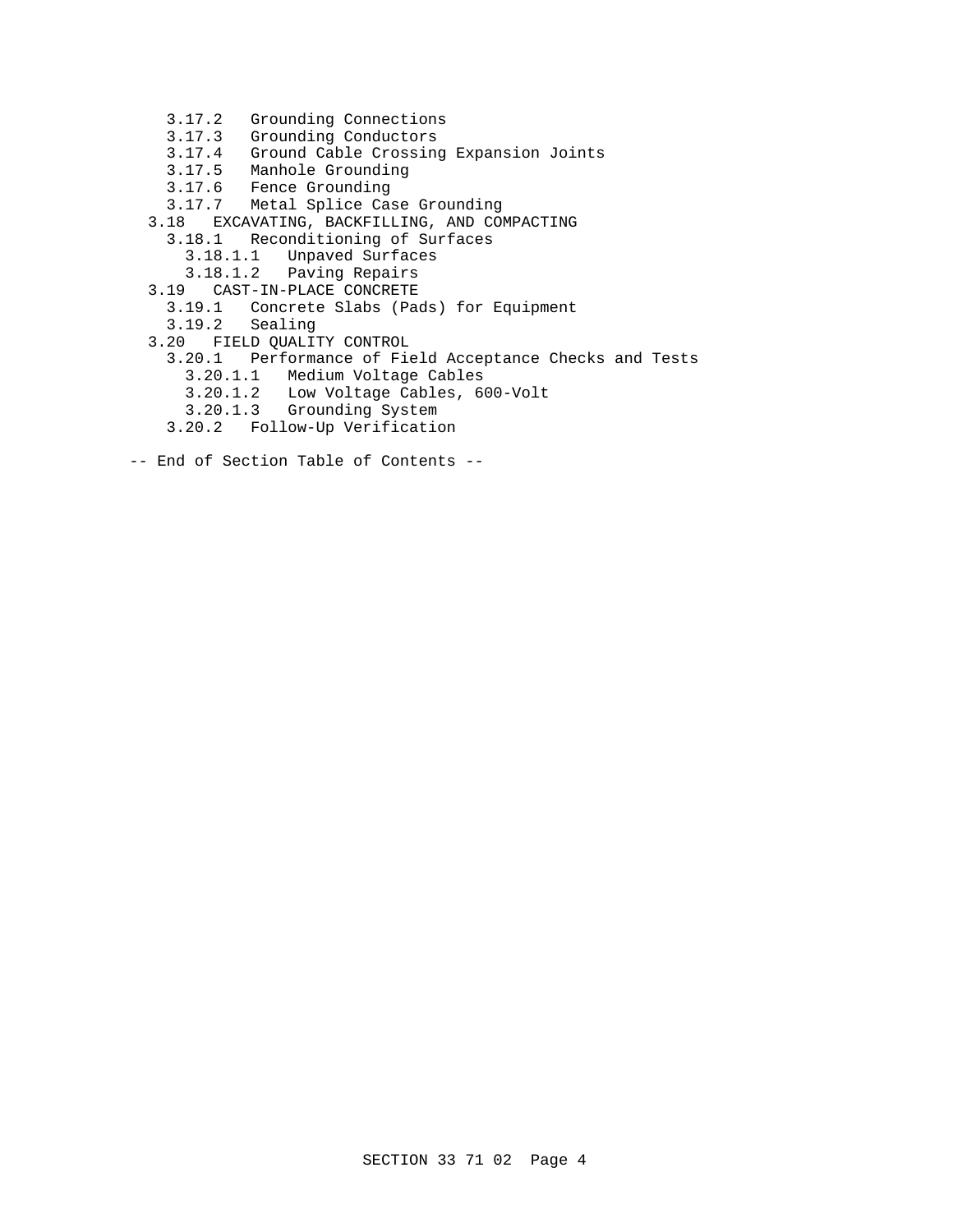3.17.2 Grounding Connections
3.17.3 Grounding Conductors
3.17.4 Ground Cable Crossing Expansion Joints
3.17.5 Manhole Grounding
3.17.6 Fence Grounding
3.17.7 Metal Splice Case Grounding
3.18 EXCAVATING, BACKFILLING, AND COMPACTING
3.18.1 Reconditioning of Surfaces
3.18.1.1 Unpaved Surfaces
3.18.1.2 Paving Repairs
3.19 CAST-IN-PLACE CONCRETE
3.19.1 Concrete Slabs (Pads) for Equipment
3.19.2 Sealing
3.20 FIELD QUALITY CONTROL
3.20.1 Performance of Field Acceptance Checks and Tests
3.20.1.1 Medium Voltage Cables
3.20.1.2 Low Voltage Cables, 600-Volt
3.20.1.3 Grounding System
3.20.2 Follow-Up Verification

-- End of Section Table of Contents --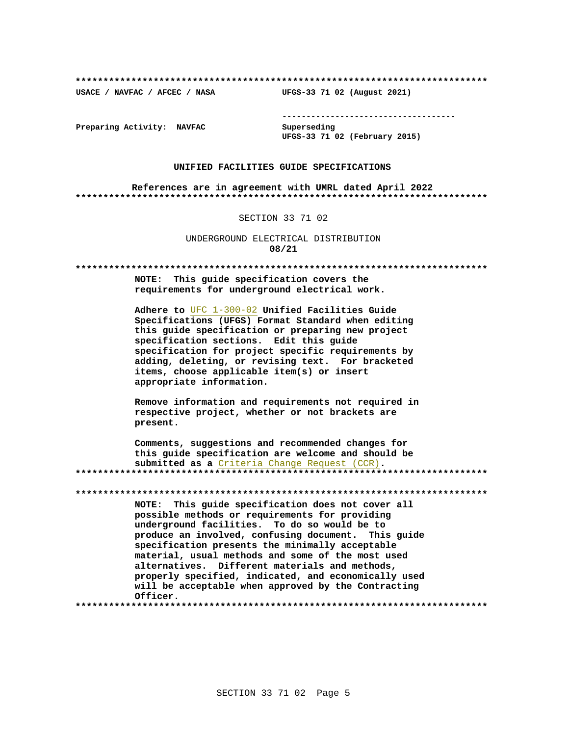**************************************************************************

**USACE / NAVFAC / AFCEC / NASA** **UFGS-33 71 02 (August 2021)**

-----------------------------------

**Preparing Activity: NAVFAC** **Superseding**
**UFGS-33 71 02 (February 2015)**

**UNIFIED FACILITIES GUIDE SPECIFICATIONS**

**References are in agreement with UMRL dated April 2022**

**************************************************************************

SECTION 33 71 02

UNDERGROUND ELECTRICAL DISTRIBUTION
**08/21**

**************************************************************************

**NOTE: This guide specification covers the requirements for underground electrical work.**

**Adhere to** UFC 1-300-02 **Unified Facilities Guide Specifications (UFGS) Format Standard when editing this guide specification or preparing new project specification sections. Edit this guide specification for project specific requirements by adding, deleting, or revising text. For bracketed items, choose applicable item(s) or insert appropriate information.**

**Remove information and requirements not required in respective project, whether or not brackets are present.**

**Comments, suggestions and recommended changes for this guide specification are welcome and should be submitted as a** Criteria Change Request (CCR)**.**

**************************************************************************

**************************************************************************

**NOTE: This guide specification does not cover all possible methods or requirements for providing underground facilities. To do so would be to produce an involved, confusing document. This guide specification presents the minimally acceptable material, usual methods and some of the most used alternatives. Different materials and methods, properly specified, indicated, and economically used will be acceptable when approved by the Contracting Officer.**

**************************************************************************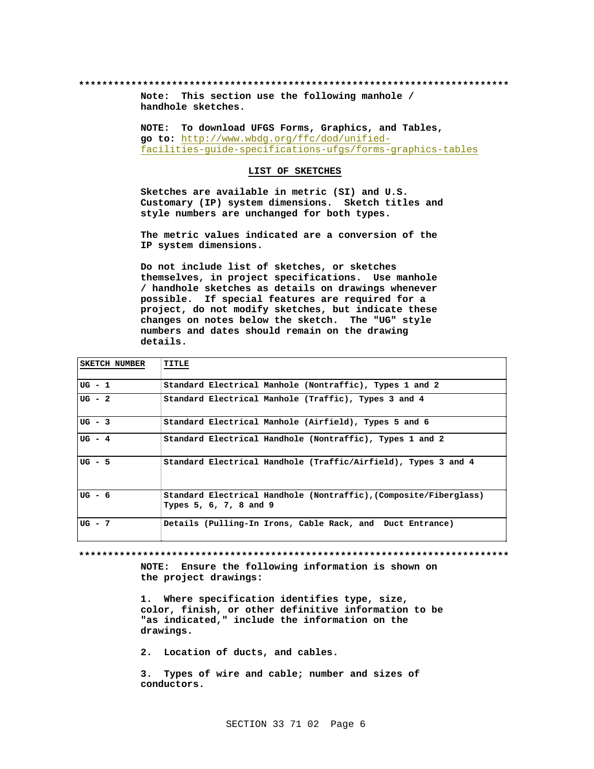**************************************************************************

**Note: This section use the following manhole / handhole sketches.**

**NOTE: To download UFGS Forms, Graphics, and Tables, go to:** http://www.wbdg.org/ffc/dod/unified-facilities-guide-specifications-ufgs/forms-graphics-tables

**LIST OF SKETCHES**

**Sketches are available in metric (SI) and U.S. Customary (IP) system dimensions. Sketch titles and style numbers are unchanged for both types.**

**The metric values indicated are a conversion of the IP system dimensions.**

**Do not include list of sketches, or sketches themselves, in project specifications. Use manhole / handhole sketches as details on drawings whenever possible. If special features are required for a project, do not modify sketches, but indicate these changes on notes below the sketch. The "UG" style numbers and dates should remain on the drawing details.**

| SKETCH NUMBER | TITLE |
|---|---|
| UG - 1 | Standard Electrical Manhole (Nontraffic), Types 1 and 2 |
| UG - 2 | Standard Electrical Manhole (Traffic), Types 3 and 4 |
| UG - 3 | Standard Electrical Manhole (Airfield), Types 5 and 6 |
| UG - 4 | Standard Electrical Handhole (Nontraffic), Types 1 and 2 |
| UG - 5 | Standard Electrical Handhole (Traffic/Airfield), Types 3 and 4 |
| UG - 6 | Standard Electrical Handhole (Nontraffic),(Composite/Fiberglass) Types 5, 6, 7, 8 and 9 |
| UG - 7 | Details (Pulling-In Irons, Cable Rack, and Duct Entrance) |

**************************************************************************

**NOTE: Ensure the following information is shown on the project drawings:**

**1. Where specification identifies type, size, color, finish, or other definitive information to be "as indicated," include the information on the drawings.**

**2. Location of ducts, and cables.**

**3. Types of wire and cable; number and sizes of conductors.**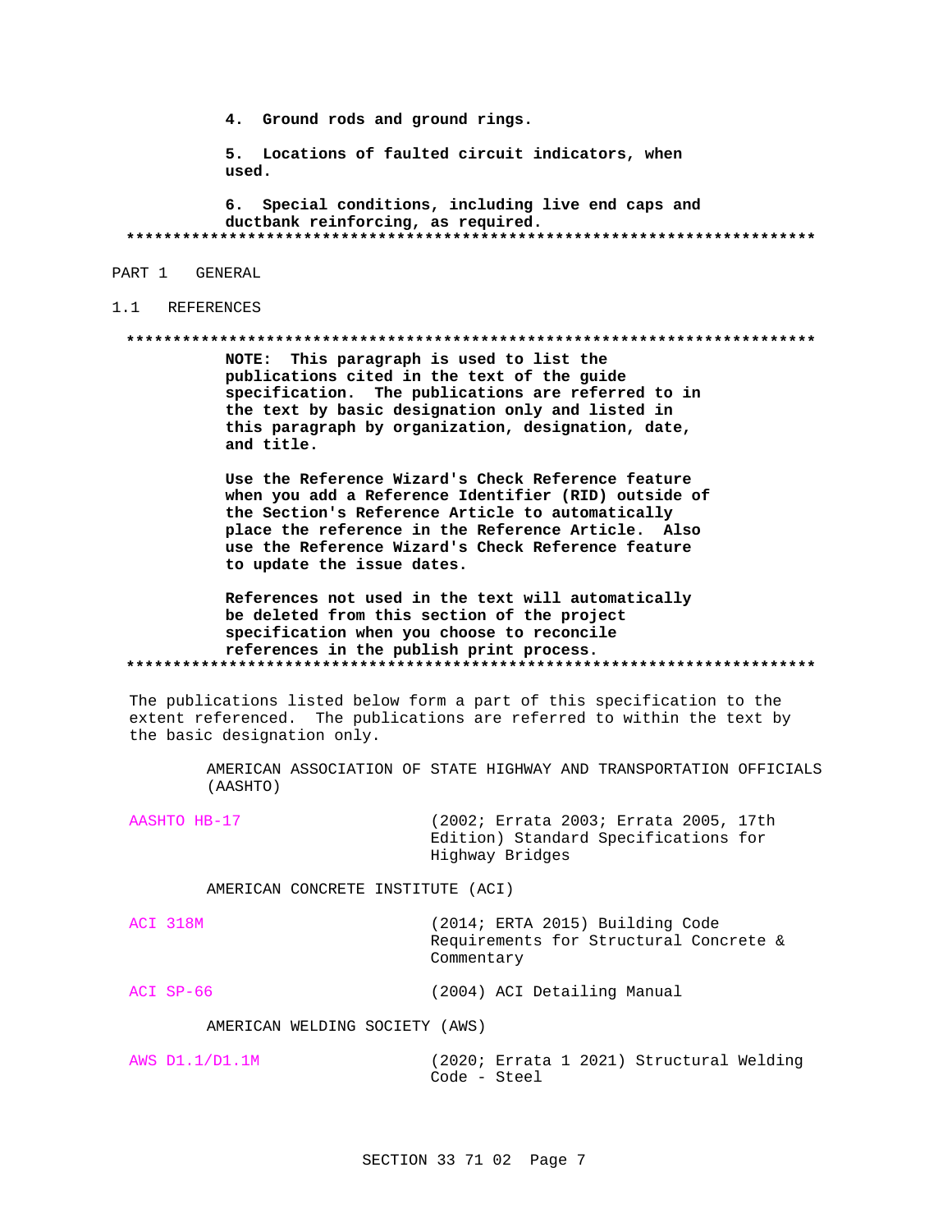**4. Ground rods and ground rings.**

**5. Locations of faulted circuit indicators, when used.**

**6. Special conditions, including live end caps and ductbank reinforcing, as required.**

**************************************************************************

PART 1 GENERAL

## 1.1 REFERENCES

**************************************************************************

**NOTE: This paragraph is used to list the publications cited in the text of the guide specification. The publications are referred to in the text by basic designation only and listed in this paragraph by organization, designation, date, and title.**

**Use the Reference Wizard's Check Reference feature when you add a Reference Identifier (RID) outside of the Section's Reference Article to automatically place the reference in the Reference Article. Also use the Reference Wizard's Check Reference feature to update the issue dates.**

**References not used in the text will automatically be deleted from this section of the project specification when you choose to reconcile references in the publish print process.**

**************************************************************************

The publications listed below form a part of this specification to the extent referenced. The publications are referred to within the text by the basic designation only.

AMERICAN ASSOCIATION OF STATE HIGHWAY AND TRANSPORTATION OFFICIALS (AASHTO)

| | |
|---|---|
| AASHTO HB-17 | (2002; Errata 2003; Errata 2005, 17th Edition) Standard Specifications for Highway Bridges |

AMERICAN CONCRETE INSTITUTE (ACI)

| | |
|---|---|
| ACI 318M | (2014; ERTA 2015) Building Code Requirements for Structural Concrete & Commentary |
| ACI SP-66 | (2004) ACI Detailing Manual |

AMERICAN WELDING SOCIETY (AWS)

| | |
|---|---|
| AWS D1.1/D1.1M | (2020; Errata 1 2021) Structural Welding Code - Steel |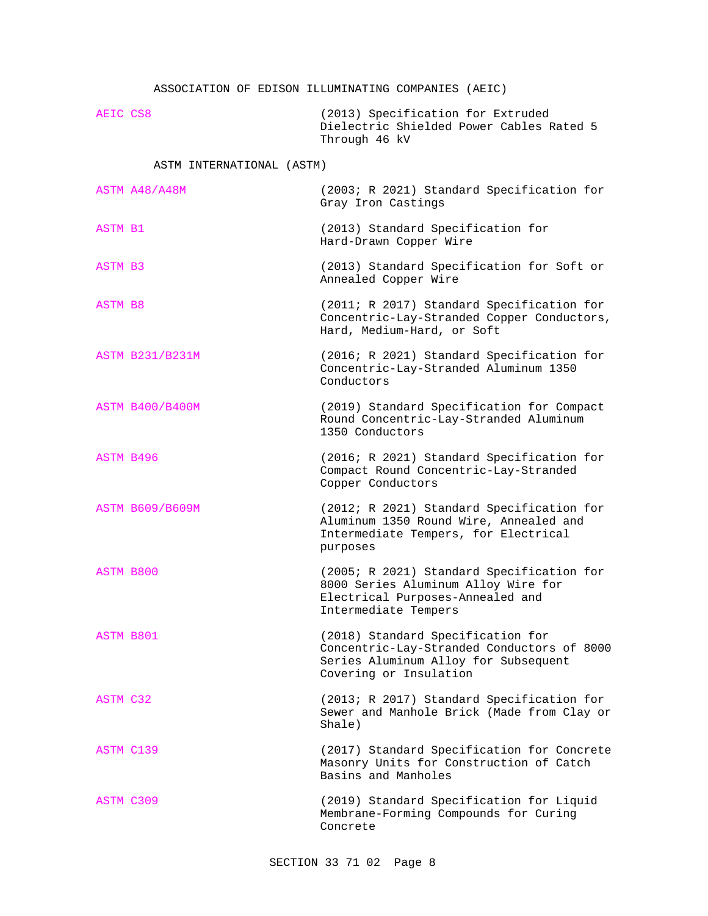ASSOCIATION OF EDISON ILLUMINATING COMPANIES (AEIC)

| | |
|---|---|
| AEIC CS8 | (2013) Specification for Extruded Dielectric Shielded Power Cables Rated 5 Through 46 kV |

ASTM INTERNATIONAL (ASTM)

| | |
|---|---|
| ASTM A48/A48M | (2003; R 2021) Standard Specification for Gray Iron Castings |
| ASTM B1 | (2013) Standard Specification for Hard-Drawn Copper Wire |
| ASTM B3 | (2013) Standard Specification for Soft or Annealed Copper Wire |
| ASTM B8 | (2011; R 2017) Standard Specification for Concentric-Lay-Stranded Copper Conductors, Hard, Medium-Hard, or Soft |
| ASTM B231/B231M | (2016; R 2021) Standard Specification for Concentric-Lay-Stranded Aluminum 1350 Conductors |
| ASTM B400/B400M | (2019) Standard Specification for Compact Round Concentric-Lay-Stranded Aluminum 1350 Conductors |
| ASTM B496 | (2016; R 2021) Standard Specification for Compact Round Concentric-Lay-Stranded Copper Conductors |
| ASTM B609/B609M | (2012; R 2021) Standard Specification for Aluminum 1350 Round Wire, Annealed and Intermediate Tempers, for Electrical purposes |
| ASTM B800 | (2005; R 2021) Standard Specification for 8000 Series Aluminum Alloy Wire for Electrical Purposes-Annealed and Intermediate Tempers |
| ASTM B801 | (2018) Standard Specification for Concentric-Lay-Stranded Conductors of 8000 Series Aluminum Alloy for Subsequent Covering or Insulation |
| ASTM C32 | (2013; R 2017) Standard Specification for Sewer and Manhole Brick (Made from Clay or Shale) |
| ASTM C139 | (2017) Standard Specification for Concrete Masonry Units for Construction of Catch Basins and Manholes |
| ASTM C309 | (2019) Standard Specification for Liquid Membrane-Forming Compounds for Curing Concrete |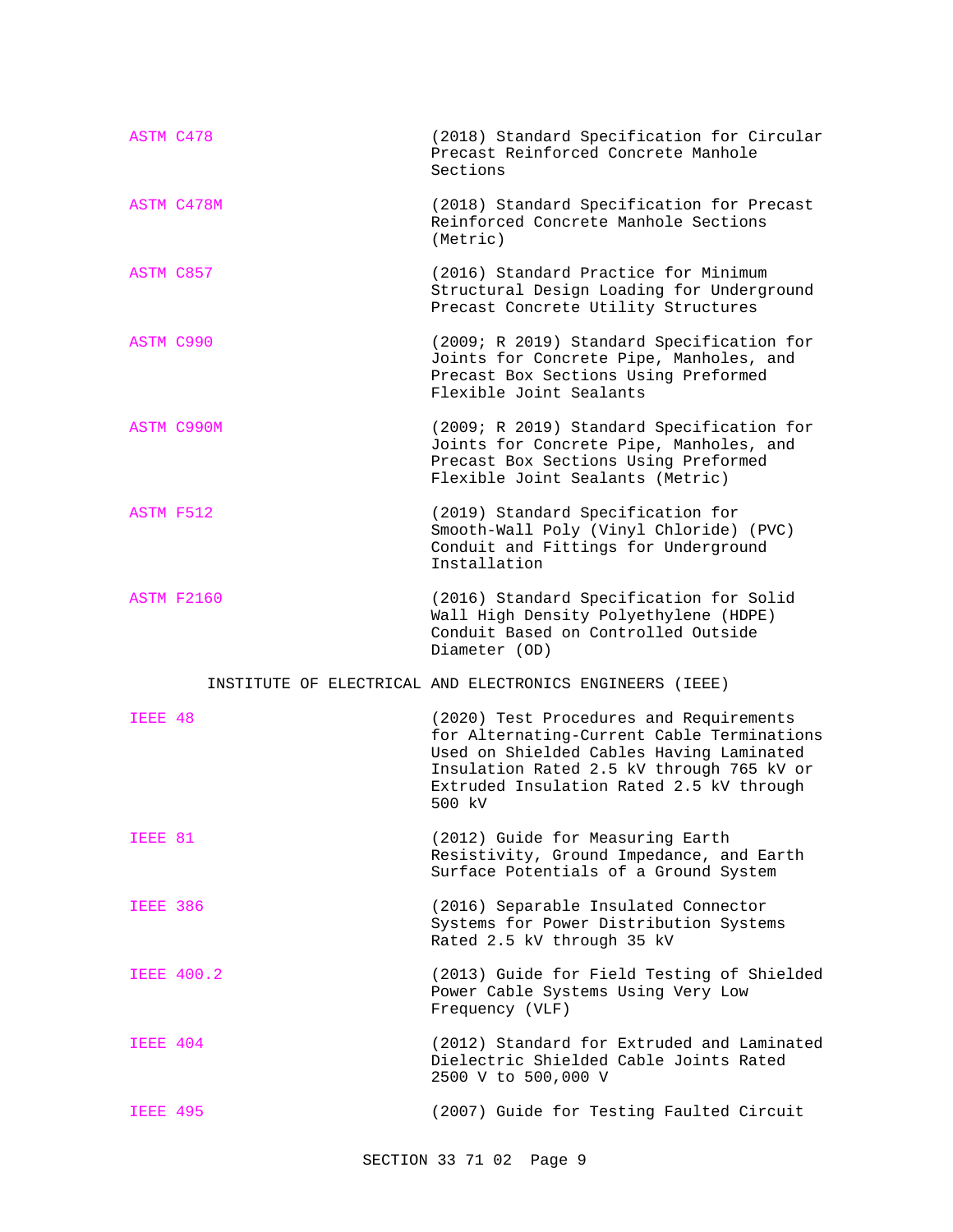| | |
|---|---|
| ASTM C478 | (2018) Standard Specification for Circular Precast Reinforced Concrete Manhole Sections |
| ASTM C478M | (2018) Standard Specification for Precast Reinforced Concrete Manhole Sections (Metric) |
| ASTM C857 | (2016) Standard Practice for Minimum Structural Design Loading for Underground Precast Concrete Utility Structures |
| ASTM C990 | (2009; R 2019) Standard Specification for Joints for Concrete Pipe, Manholes, and Precast Box Sections Using Preformed Flexible Joint Sealants |
| ASTM C990M | (2009; R 2019) Standard Specification for Joints for Concrete Pipe, Manholes, and Precast Box Sections Using Preformed Flexible Joint Sealants (Metric) |
| ASTM F512 | (2019) Standard Specification for Smooth-Wall Poly (Vinyl Chloride) (PVC) Conduit and Fittings for Underground Installation |
| ASTM F2160 | (2016) Standard Specification for Solid Wall High Density Polyethylene (HDPE) Conduit Based on Controlled Outside Diameter (OD) |

INSTITUTE OF ELECTRICAL AND ELECTRONICS ENGINEERS (IEEE)

| | |
|---|---|
| IEEE 48 | (2020) Test Procedures and Requirements for Alternating-Current Cable Terminations Used on Shielded Cables Having Laminated Insulation Rated 2.5 kV through 765 kV or Extruded Insulation Rated 2.5 kV through 500 kV |
| IEEE 81 | (2012) Guide for Measuring Earth Resistivity, Ground Impedance, and Earth Surface Potentials of a Ground System |
| IEEE 386 | (2016) Separable Insulated Connector Systems for Power Distribution Systems Rated 2.5 kV through 35 kV |
| IEEE 400.2 | (2013) Guide for Field Testing of Shielded Power Cable Systems Using Very Low Frequency (VLF) |
| IEEE 404 | (2012) Standard for Extruded and Laminated Dielectric Shielded Cable Joints Rated 2500 V to 500,000 V |
| IEEE 495 | (2007) Guide for Testing Faulted Circuit |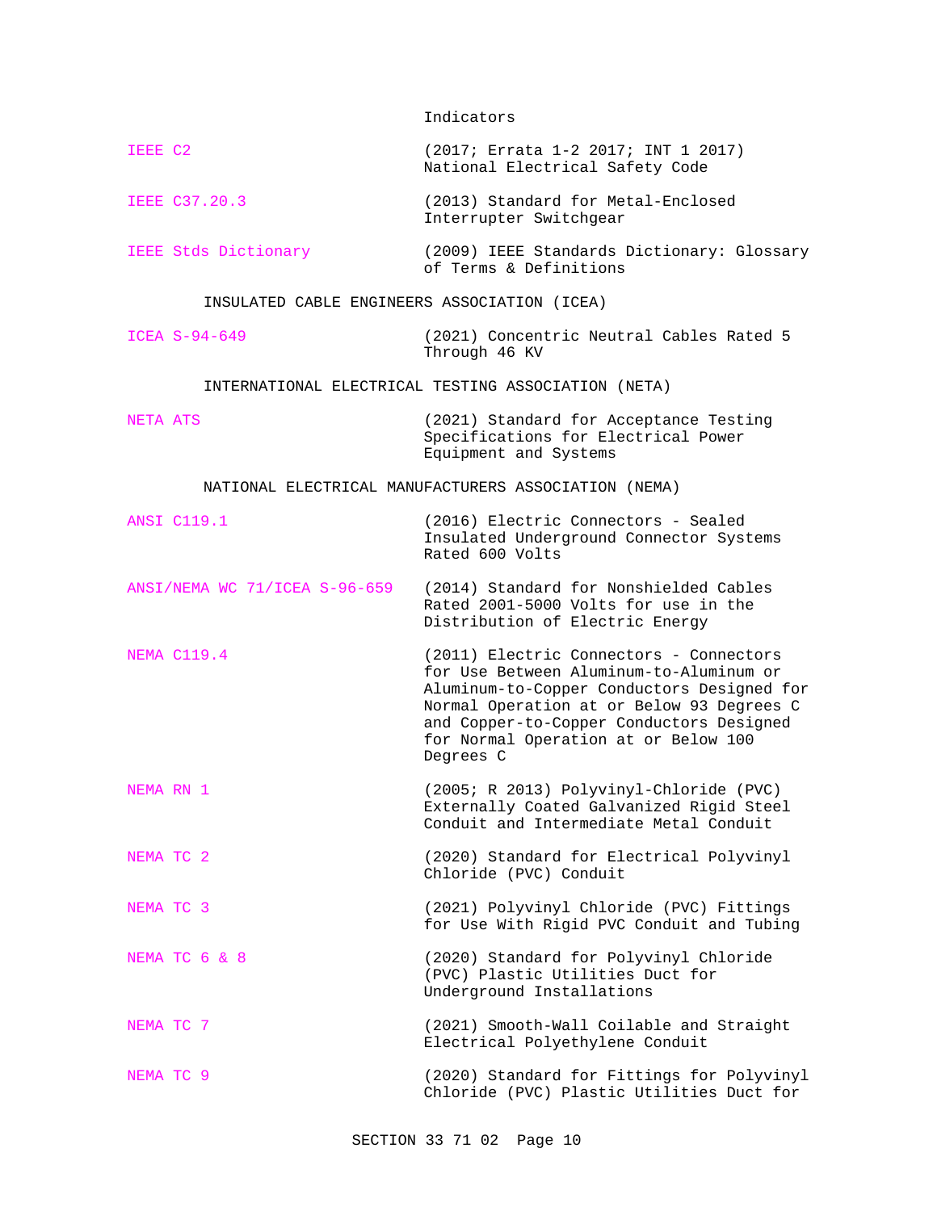Indicators

| | |
|---|---|
| IEEE C2 | (2017; Errata 1-2 2017; INT 1 2017) National Electrical Safety Code |
| IEEE C37.20.3 | (2013) Standard for Metal-Enclosed Interrupter Switchgear |
| IEEE Stds Dictionary | (2009) IEEE Standards Dictionary: Glossary of Terms & Definitions |

INSULATED CABLE ENGINEERS ASSOCIATION (ICEA)

| | |
|---|---|
| ICEA S-94-649 | (2021) Concentric Neutral Cables Rated 5 Through 46 KV |

INTERNATIONAL ELECTRICAL TESTING ASSOCIATION (NETA)

| | |
|---|---|
| NETA ATS | (2021) Standard for Acceptance Testing Specifications for Electrical Power Equipment and Systems |

NATIONAL ELECTRICAL MANUFACTURERS ASSOCIATION (NEMA)

| | |
|---|---|
| ANSI C119.1 | (2016) Electric Connectors - Sealed Insulated Underground Connector Systems Rated 600 Volts |
| ANSI/NEMA WC 71/ICEA S-96-659 | (2014) Standard for Nonshielded Cables Rated 2001-5000 Volts for use in the Distribution of Electric Energy |
| NEMA C119.4 | (2011) Electric Connectors - Connectors for Use Between Aluminum-to-Aluminum or Aluminum-to-Copper Conductors Designed for Normal Operation at or Below 93 Degrees C and Copper-to-Copper Conductors Designed for Normal Operation at or Below 100 Degrees C |
| NEMA RN 1 | (2005; R 2013) Polyvinyl-Chloride (PVC) Externally Coated Galvanized Rigid Steel Conduit and Intermediate Metal Conduit |
| NEMA TC 2 | (2020) Standard for Electrical Polyvinyl Chloride (PVC) Conduit |
| NEMA TC 3 | (2021) Polyvinyl Chloride (PVC) Fittings for Use With Rigid PVC Conduit and Tubing |
| NEMA TC 6 & 8 | (2020) Standard for Polyvinyl Chloride (PVC) Plastic Utilities Duct for Underground Installations |
| NEMA TC 7 | (2021) Smooth-Wall Coilable and Straight Electrical Polyethylene Conduit |
| NEMA TC 9 | (2020) Standard for Fittings for Polyvinyl Chloride (PVC) Plastic Utilities Duct for |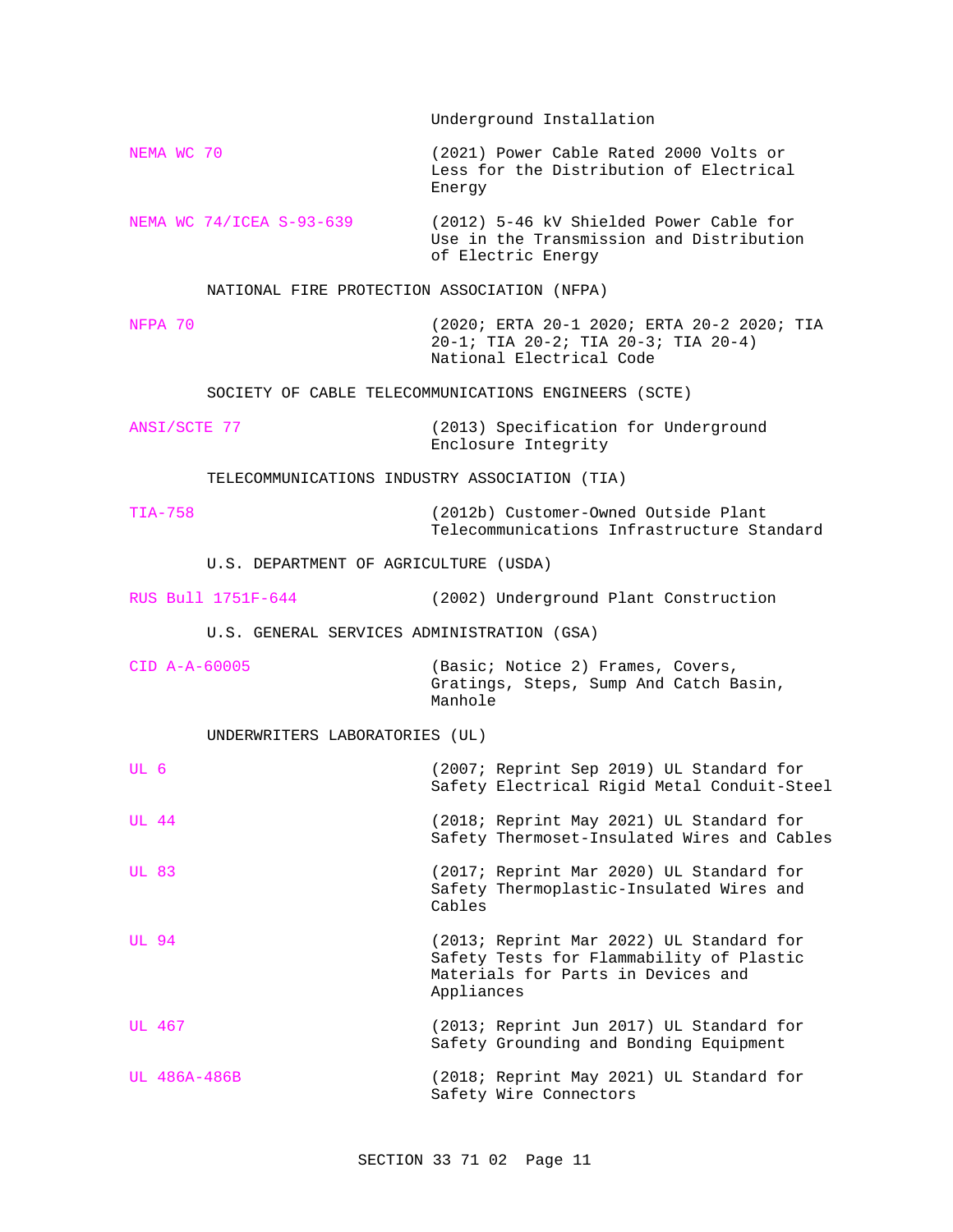Underground Installation

NEMA WC 70 (2021) Power Cable Rated 2000 Volts or Less for the Distribution of Electrical Energy

NEMA WC 74/ICEA S-93-639 (2012) 5-46 kV Shielded Power Cable for Use in the Transmission and Distribution of Electric Energy

NATIONAL FIRE PROTECTION ASSOCIATION (NFPA)

NFPA 70 (2020; ERTA 20-1 2020; ERTA 20-2 2020; TIA 20-1; TIA 20-2; TIA 20-3; TIA 20-4) National Electrical Code

SOCIETY OF CABLE TELECOMMUNICATIONS ENGINEERS (SCTE)

ANSI/SCTE 77 (2013) Specification for Underground Enclosure Integrity

TELECOMMUNICATIONS INDUSTRY ASSOCIATION (TIA)

TIA-758 (2012b) Customer-Owned Outside Plant Telecommunications Infrastructure Standard

U.S. DEPARTMENT OF AGRICULTURE (USDA)

RUS Bull 1751F-644 (2002) Underground Plant Construction

U.S. GENERAL SERVICES ADMINISTRATION (GSA)

CID A-A-60005 (Basic; Notice 2) Frames, Covers, Gratings, Steps, Sump And Catch Basin, Manhole

UNDERWRITERS LABORATORIES (UL)

UL 6 (2007; Reprint Sep 2019) UL Standard for Safety Electrical Rigid Metal Conduit-Steel

UL 44 (2018; Reprint May 2021) UL Standard for Safety Thermoset-Insulated Wires and Cables

UL 83 (2017; Reprint Mar 2020) UL Standard for Safety Thermoplastic-Insulated Wires and Cables

UL 94 (2013; Reprint Mar 2022) UL Standard for Safety Tests for Flammability of Plastic Materials for Parts in Devices and Appliances

UL 467 (2013; Reprint Jun 2017) UL Standard for Safety Grounding and Bonding Equipment

UL 486A-486B (2018; Reprint May 2021) UL Standard for Safety Wire Connectors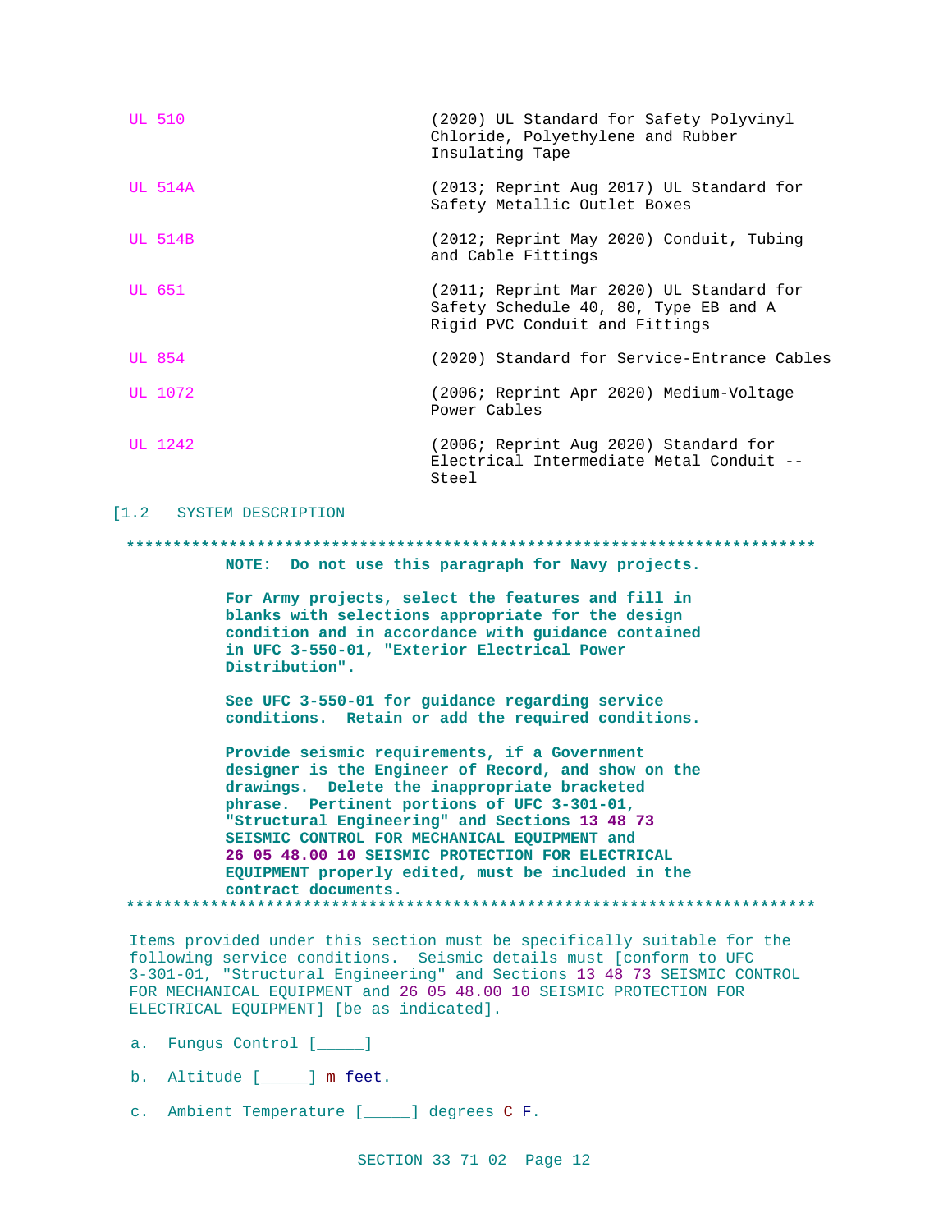| | |
|---|---|
| UL 510 | (2020) UL Standard for Safety Polyvinyl Chloride, Polyethylene and Rubber Insulating Tape |
| UL 514A | (2013; Reprint Aug 2017) UL Standard for Safety Metallic Outlet Boxes |
| UL 514B | (2012; Reprint May 2020) Conduit, Tubing and Cable Fittings |
| UL 651 | (2011; Reprint Mar 2020) UL Standard for Safety Schedule 40, 80, Type EB and A Rigid PVC Conduit and Fittings |
| UL 854 | (2020) Standard for Service-Entrance Cables |
| UL 1072 | (2006; Reprint Apr 2020) Medium-Voltage Power Cables |
| UL 1242 | (2006; Reprint Aug 2020) Standard for Electrical Intermediate Metal Conduit -- Steel |

[1.2 SYSTEM DESCRIPTION

**************************************************************************

**NOTE: Do not use this paragraph for Navy projects.**

**For Army projects, select the features and fill in blanks with selections appropriate for the design condition and in accordance with guidance contained in UFC 3-550-01, "Exterior Electrical Power Distribution".**

**See UFC 3-550-01 for guidance regarding service conditions. Retain or add the required conditions.**

**Provide seismic requirements, if a Government designer is the Engineer of Record, and show on the drawings. Delete the inappropriate bracketed phrase. Pertinent portions of UFC 3-301-01, "Structural Engineering" and Sections 13 48 73 SEISMIC CONTROL FOR MECHANICAL EQUIPMENT and 26 05 48.00 10 SEISMIC PROTECTION FOR ELECTRICAL EQUIPMENT properly edited, must be included in the contract documents.**

**************************************************************************

Items provided under this section must be specifically suitable for the following service conditions. Seismic details must [conform to UFC 3-301-01, "Structural Engineering" and Sections 13 48 73 SEISMIC CONTROL FOR MECHANICAL EQUIPMENT and 26 05 48.00 10 SEISMIC PROTECTION FOR ELECTRICAL EQUIPMENT] [be as indicated].

a. Fungus Control [_____]

b. Altitude [_____] m feet.

c. Ambient Temperature [_____] degrees C F.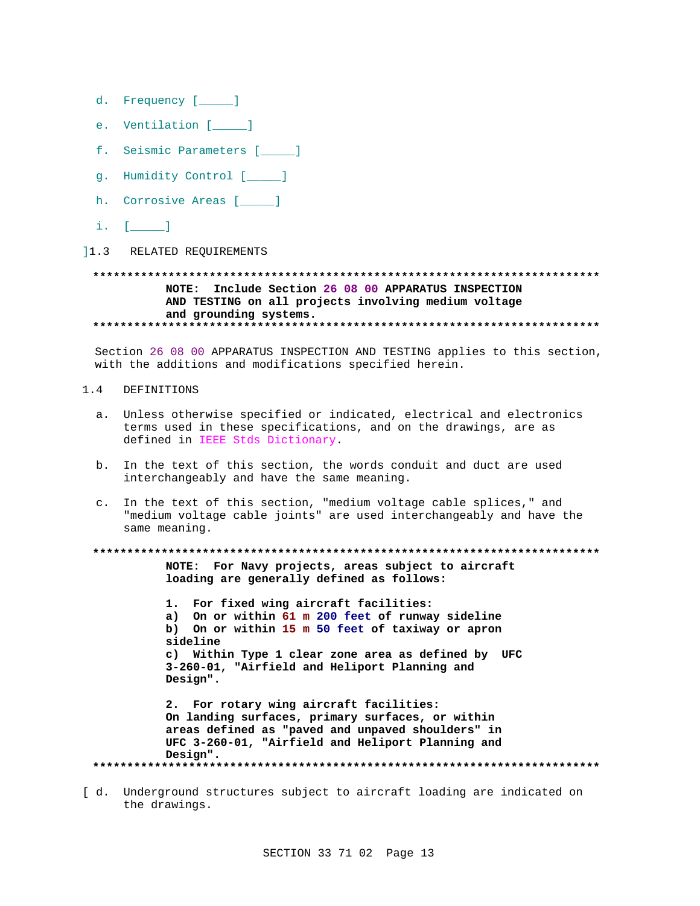d. Frequency [_____]

e. Ventilation [_____]

f. Seismic Parameters [_____]

g. Humidity Control [_____]

h. Corrosive Areas [_____]

i. [_____]

]1.3 RELATED REQUIREMENTS

**NOTE: Include Section 26 08 00 APPARATUS INSPECTION AND TESTING on all projects involving medium voltage and grounding systems.**

Section 26 08 00 APPARATUS INSPECTION AND TESTING applies to this section, with the additions and modifications specified herein.

1.4 DEFINITIONS

a. Unless otherwise specified or indicated, electrical and electronics terms used in these specifications, and on the drawings, are as defined in IEEE Stds Dictionary.

b. In the text of this section, the words conduit and duct are used interchangeably and have the same meaning.

c. In the text of this section, "medium voltage cable splices," and "medium voltage cable joints" are used interchangeably and have the same meaning.

**NOTE: For Navy projects, areas subject to aircraft loading are generally defined as follows:**

**1. For fixed wing aircraft facilities:**
**a) On or within 61 m 200 feet of runway sideline**
**b) On or within 15 m 50 feet of taxiway or apron sideline**
**c) Within Type 1 clear zone area as defined by UFC 3-260-01, "Airfield and Heliport Planning and Design".**

**2. For rotary wing aircraft facilities:**
**On landing surfaces, primary surfaces, or within areas defined as "paved and unpaved shoulders" in UFC 3-260-01, "Airfield and Heliport Planning and Design".**

[ d. Underground structures subject to aircraft loading are indicated on the drawings.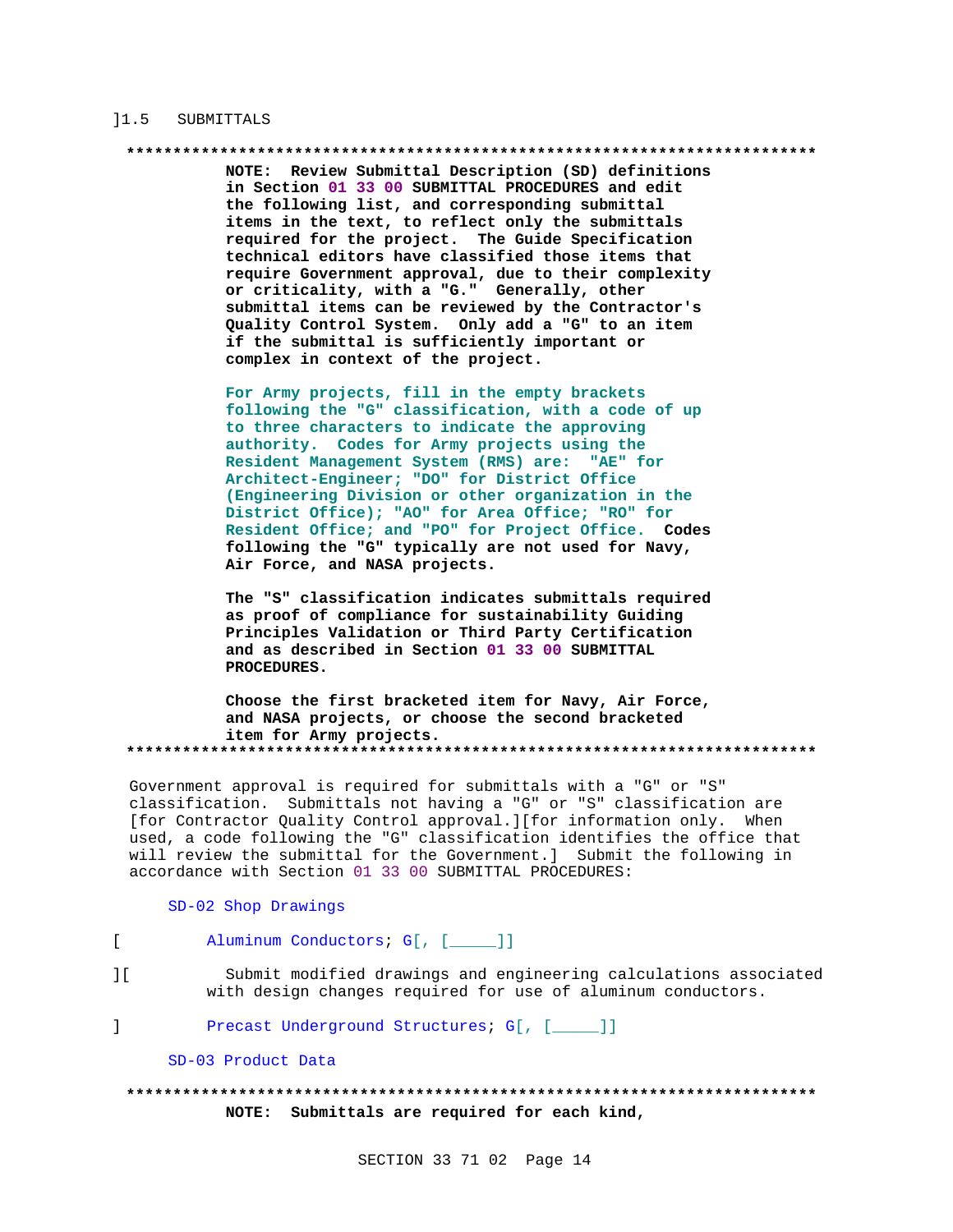]1.5 SUBMITTALS

**************************************************************************

**NOTE: Review Submittal Description (SD) definitions in Section 01 33 00 SUBMITTAL PROCEDURES and edit the following list, and corresponding submittal items in the text, to reflect only the submittals required for the project. The Guide Specification technical editors have classified those items that require Government approval, due to their complexity or criticality, with a "G." Generally, other submittal items can be reviewed by the Contractor's Quality Control System. Only add a "G" to an item if the submittal is sufficiently important or complex in context of the project.**

**For Army projects, fill in the empty brackets following the "G" classification, with a code of up to three characters to indicate the approving authority. Codes for Army projects using the Resident Management System (RMS) are: "AE" for Architect-Engineer; "DO" for District Office (Engineering Division or other organization in the District Office); "AO" for Area Office; "RO" for Resident Office; and "PO" for Project Office. Codes following the "G" typically are not used for Navy, Air Force, and NASA projects.**

**The "S" classification indicates submittals required as proof of compliance for sustainability Guiding Principles Validation or Third Party Certification and as described in Section 01 33 00 SUBMITTAL PROCEDURES.**

**Choose the first bracketed item for Navy, Air Force, and NASA projects, or choose the second bracketed item for Army projects.**

**************************************************************************

Government approval is required for submittals with a "G" or "S" classification. Submittals not having a "G" or "S" classification are [for Contractor Quality Control approval.][for information only. When used, a code following the "G" classification identifies the office that will review the submittal for the Government.] Submit the following in accordance with Section 01 33 00 SUBMITTAL PROCEDURES:

SD-02 Shop Drawings

[ Aluminum Conductors; G[, [_____]]

][ Submit modified drawings and engineering calculations associated with design changes required for use of aluminum conductors.

] Precast Underground Structures; G[, [_____]]

SD-03 Product Data

**************************************************************************

**NOTE: Submittals are required for each kind,**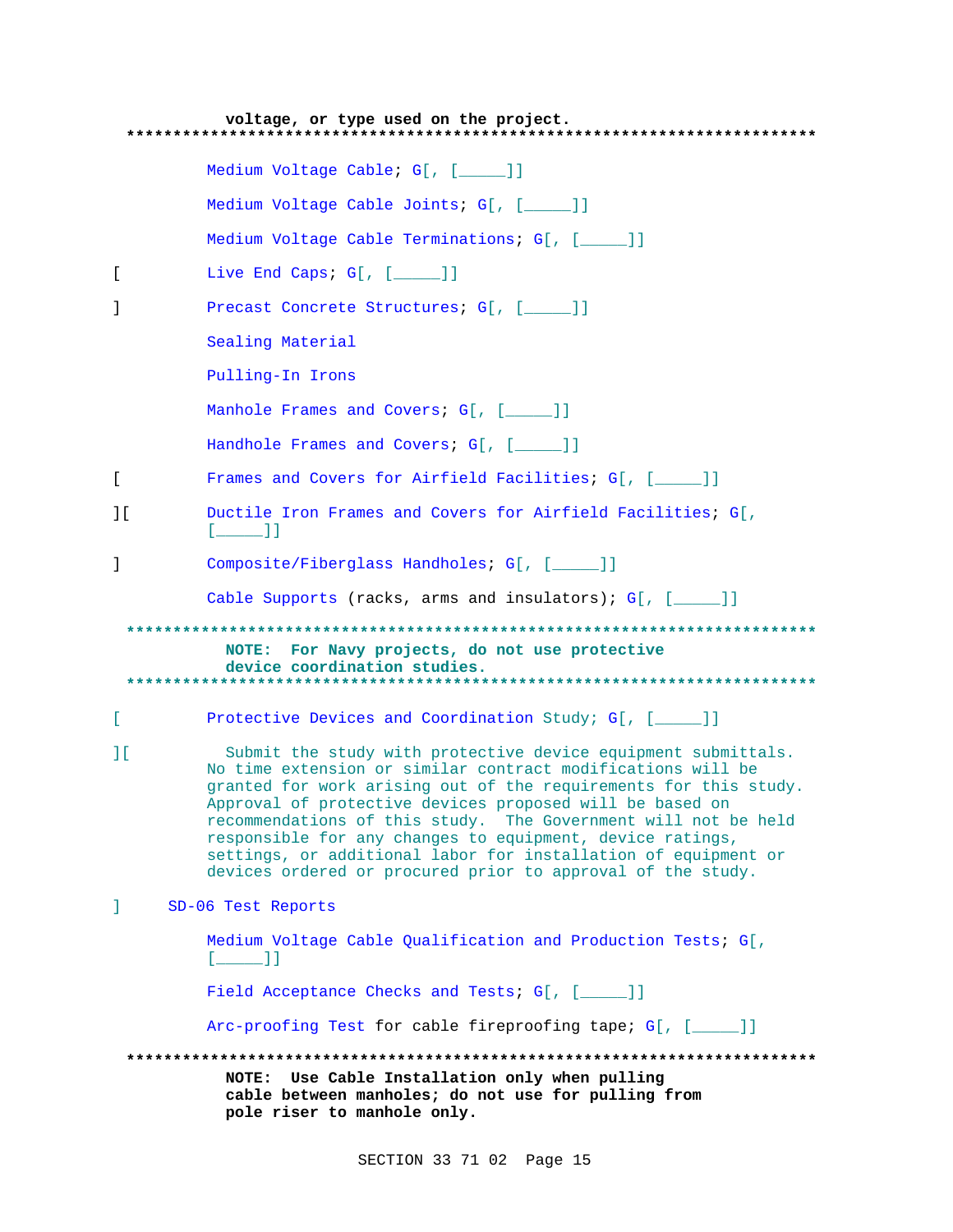voltage, or type used on the project.
**************************************************************************

Medium Voltage Cable; G[, [_____]]

Medium Voltage Cable Joints; G[, [_____]]

Medium Voltage Cable Terminations; G[, [_____]]

[ Live End Caps; G[, [_____]]

] Precast Concrete Structures; G[, [_____]]

Sealing Material

Pulling-In Irons

Manhole Frames and Covers; G[, [_____]]

Handhole Frames and Covers; G[, [_____]]

[ Frames and Covers for Airfield Facilities; G[, [_____]]

][ Ductile Iron Frames and Covers for Airfield Facilities; G[, [_____]]

] Composite/Fiberglass Handholes; G[, [_____]]

Cable Supports (racks, arms and insulators); G[, [_____]]

**************************************************************************

**NOTE: For Navy projects, do not use protective device coordination studies.**

**************************************************************************

[ Protective Devices and Coordination Study; G[, [_____]]

][ Submit the study with protective device equipment submittals. No time extension or similar contract modifications will be granted for work arising out of the requirements for this study. Approval of protective devices proposed will be based on recommendations of this study. The Government will not be held responsible for any changes to equipment, device ratings, settings, or additional labor for installation of equipment or devices ordered or procured prior to approval of the study.

] SD-06 Test Reports

Medium Voltage Cable Qualification and Production Tests; G[, [_____]]

Field Acceptance Checks and Tests; G[, [_____]]

Arc-proofing Test for cable fireproofing tape; G[, [_____]]

**************************************************************************

**NOTE: Use Cable Installation only when pulling cable between manholes; do not use for pulling from pole riser to manhole only.**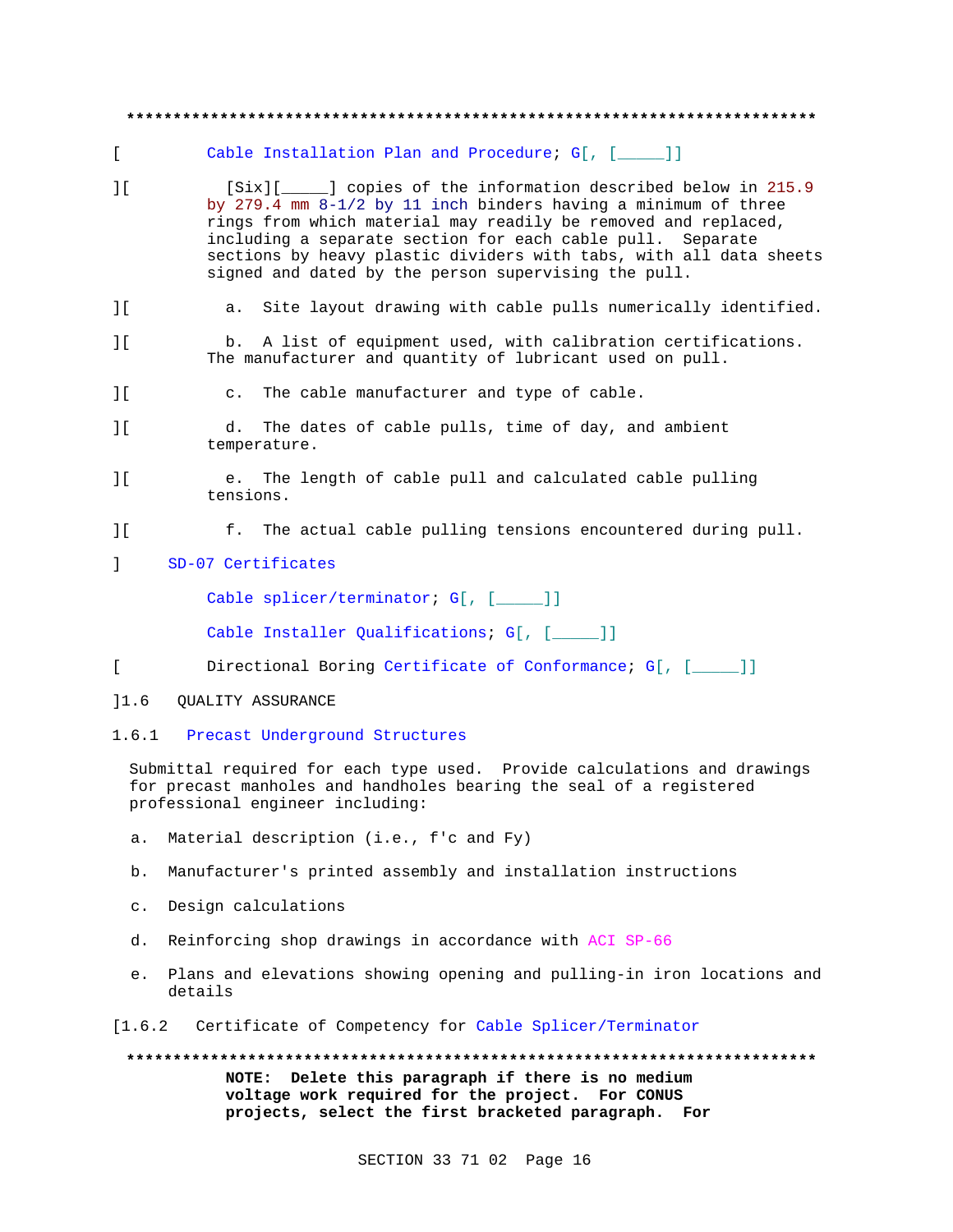**************************************************************************

[ Cable Installation Plan and Procedure; G[, [_____]]

][ [Six][_____] copies of the information described below in 215.9 by 279.4 mm 8-1/2 by 11 inch binders having a minimum of three rings from which material may readily be removed and replaced, including a separate section for each cable pull. Separate sections by heavy plastic dividers with tabs, with all data sheets signed and dated by the person supervising the pull.

][ a. Site layout drawing with cable pulls numerically identified.

][ b. A list of equipment used, with calibration certifications. The manufacturer and quantity of lubricant used on pull.

][ c. The cable manufacturer and type of cable.

][ d. The dates of cable pulls, time of day, and ambient temperature.

][ e. The length of cable pull and calculated cable pulling tensions.

][ f. The actual cable pulling tensions encountered during pull.

] SD-07 Certificates

Cable splicer/terminator; G[, [_____]]

Cable Installer Qualifications; G[, [_____]]

[ Directional Boring Certificate of Conformance; G[, [_____]]

]1.6 QUALITY ASSURANCE

1.6.1 Precast Underground Structures

Submittal required for each type used. Provide calculations and drawings for precast manholes and handholes bearing the seal of a registered professional engineer including:

a. Material description (i.e., f'c and Fy)

b. Manufacturer's printed assembly and installation instructions

c. Design calculations

d. Reinforcing shop drawings in accordance with ACI SP-66

e. Plans and elevations showing opening and pulling-in iron locations and details

[1.6.2 Certificate of Competency for Cable Splicer/Terminator

**************************************************************************

**NOTE: Delete this paragraph if there is no medium voltage work required for the project. For CONUS projects, select the first bracketed paragraph. For**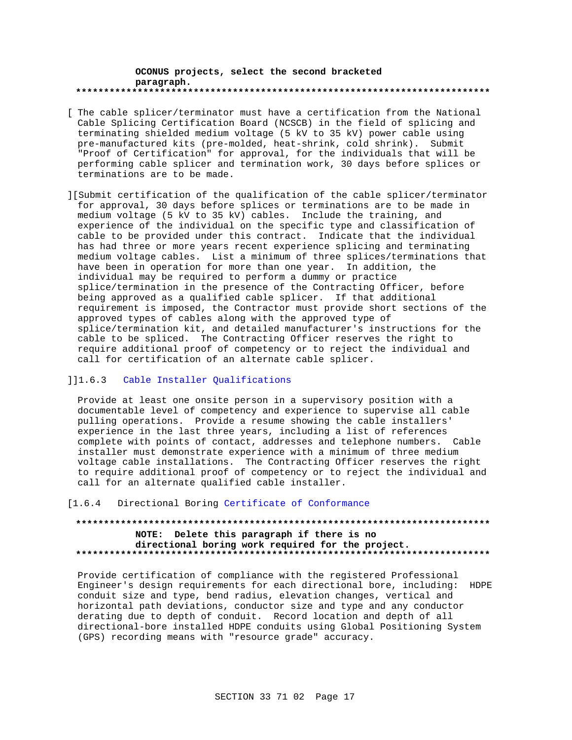**OCONUS projects, select the second bracketed paragraph.**

**************************************************************************

[ The cable splicer/terminator must have a certification from the National Cable Splicing Certification Board (NCSCB) in the field of splicing and terminating shielded medium voltage (5 kV to 35 kV) power cable using pre-manufactured kits (pre-molded, heat-shrink, cold shrink). Submit "Proof of Certification" for approval, for the individuals that will be performing cable splicer and termination work, 30 days before splices or terminations are to be made.

][Submit certification of the qualification of the cable splicer/terminator for approval, 30 days before splices or terminations are to be made in medium voltage (5 kV to 35 kV) cables. Include the training, and experience of the individual on the specific type and classification of cable to be provided under this contract. Indicate that the individual has had three or more years recent experience splicing and terminating medium voltage cables. List a minimum of three splices/terminations that have been in operation for more than one year. In addition, the individual may be required to perform a dummy or practice splice/termination in the presence of the Contracting Officer, before being approved as a qualified cable splicer. If that additional requirement is imposed, the Contractor must provide short sections of the approved types of cables along with the approved type of splice/termination kit, and detailed manufacturer's instructions for the cable to be spliced. The Contracting Officer reserves the right to require additional proof of competency or to reject the individual and call for certification of an alternate cable splicer.

]]1.6.3 Cable Installer Qualifications

Provide at least one onsite person in a supervisory position with a documentable level of competency and experience to supervise all cable pulling operations. Provide a resume showing the cable installers' experience in the last three years, including a list of references complete with points of contact, addresses and telephone numbers. Cable installer must demonstrate experience with a minimum of three medium voltage cable installations. The Contracting Officer reserves the right to require additional proof of competency or to reject the individual and call for an alternate qualified cable installer.

[1.6.4 Directional Boring Certificate of Conformance

**************************************************************************

**NOTE: Delete this paragraph if there is no directional boring work required for the project.**

**************************************************************************

Provide certification of compliance with the registered Professional Engineer's design requirements for each directional bore, including: HDPE conduit size and type, bend radius, elevation changes, vertical and horizontal path deviations, conductor size and type and any conductor derating due to depth of conduit. Record location and depth of all directional-bore installed HDPE conduits using Global Positioning System (GPS) recording means with "resource grade" accuracy.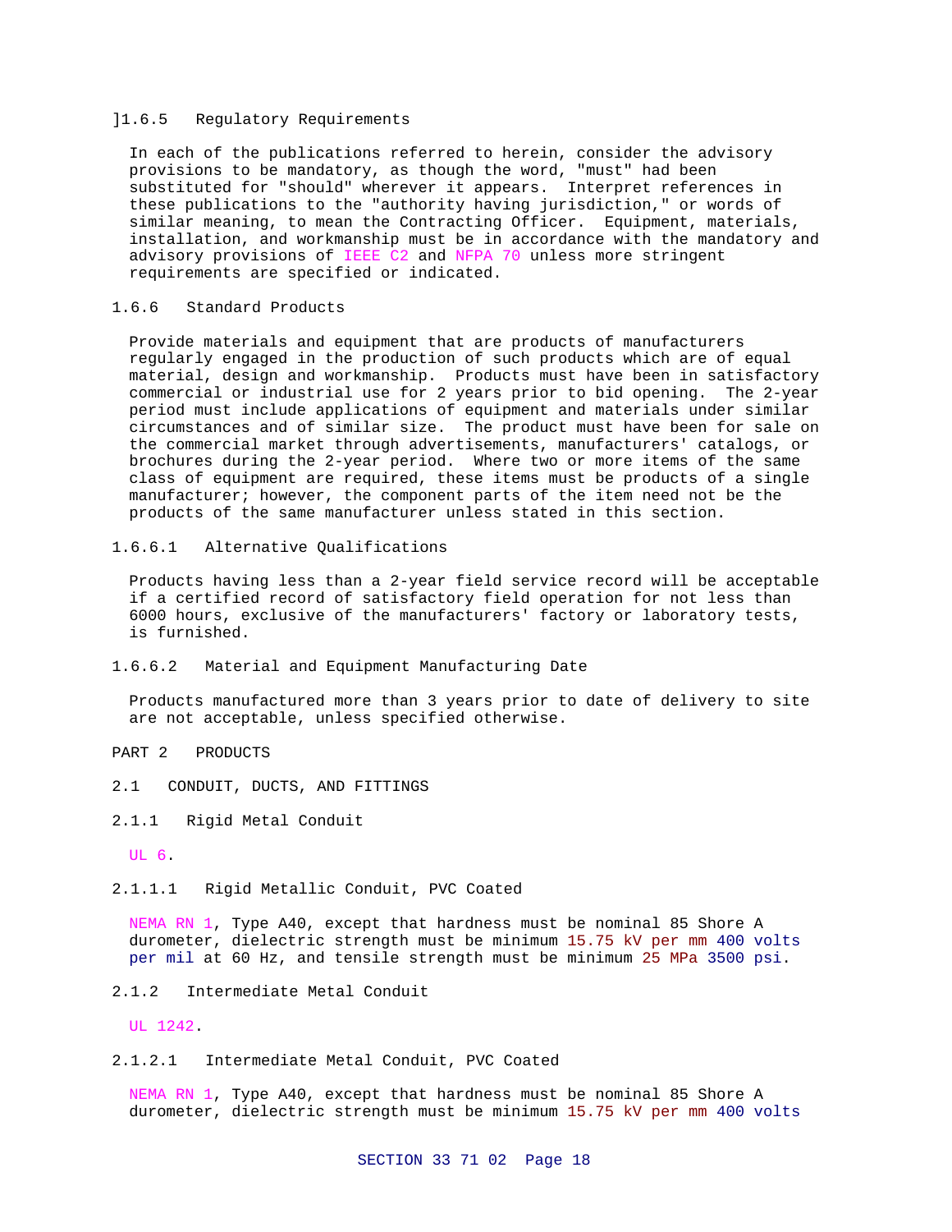## ]1.6.5 Regulatory Requirements

In each of the publications referred to herein, consider the advisory provisions to be mandatory, as though the word, "must" had been substituted for "should" wherever it appears. Interpret references in these publications to the "authority having jurisdiction," or words of similar meaning, to mean the Contracting Officer. Equipment, materials, installation, and workmanship must be in accordance with the mandatory and advisory provisions of IEEE C2 and NFPA 70 unless more stringent requirements are specified or indicated.

## 1.6.6 Standard Products

Provide materials and equipment that are products of manufacturers regularly engaged in the production of such products which are of equal material, design and workmanship. Products must have been in satisfactory commercial or industrial use for 2 years prior to bid opening. The 2-year period must include applications of equipment and materials under similar circumstances and of similar size. The product must have been for sale on the commercial market through advertisements, manufacturers' catalogs, or brochures during the 2-year period. Where two or more items of the same class of equipment are required, these items must be products of a single manufacturer; however, the component parts of the item need not be the products of the same manufacturer unless stated in this section.

### 1.6.6.1 Alternative Qualifications

Products having less than a 2-year field service record will be acceptable if a certified record of satisfactory field operation for not less than 6000 hours, exclusive of the manufacturers' factory or laboratory tests, is furnished.

### 1.6.6.2 Material and Equipment Manufacturing Date

Products manufactured more than 3 years prior to date of delivery to site are not acceptable, unless specified otherwise.

# PART 2 PRODUCTS

## 2.1 CONDUIT, DUCTS, AND FITTINGS

### 2.1.1 Rigid Metal Conduit

UL 6.

#### 2.1.1.1 Rigid Metallic Conduit, PVC Coated

NEMA RN 1, Type A40, except that hardness must be nominal 85 Shore A durometer, dielectric strength must be minimum 15.75 kV per mm 400 volts per mil at 60 Hz, and tensile strength must be minimum 25 MPa 3500 psi.

### 2.1.2 Intermediate Metal Conduit

UL 1242.

#### 2.1.2.1 Intermediate Metal Conduit, PVC Coated

NEMA RN 1, Type A40, except that hardness must be nominal 85 Shore A durometer, dielectric strength must be minimum 15.75 kV per mm 400 volts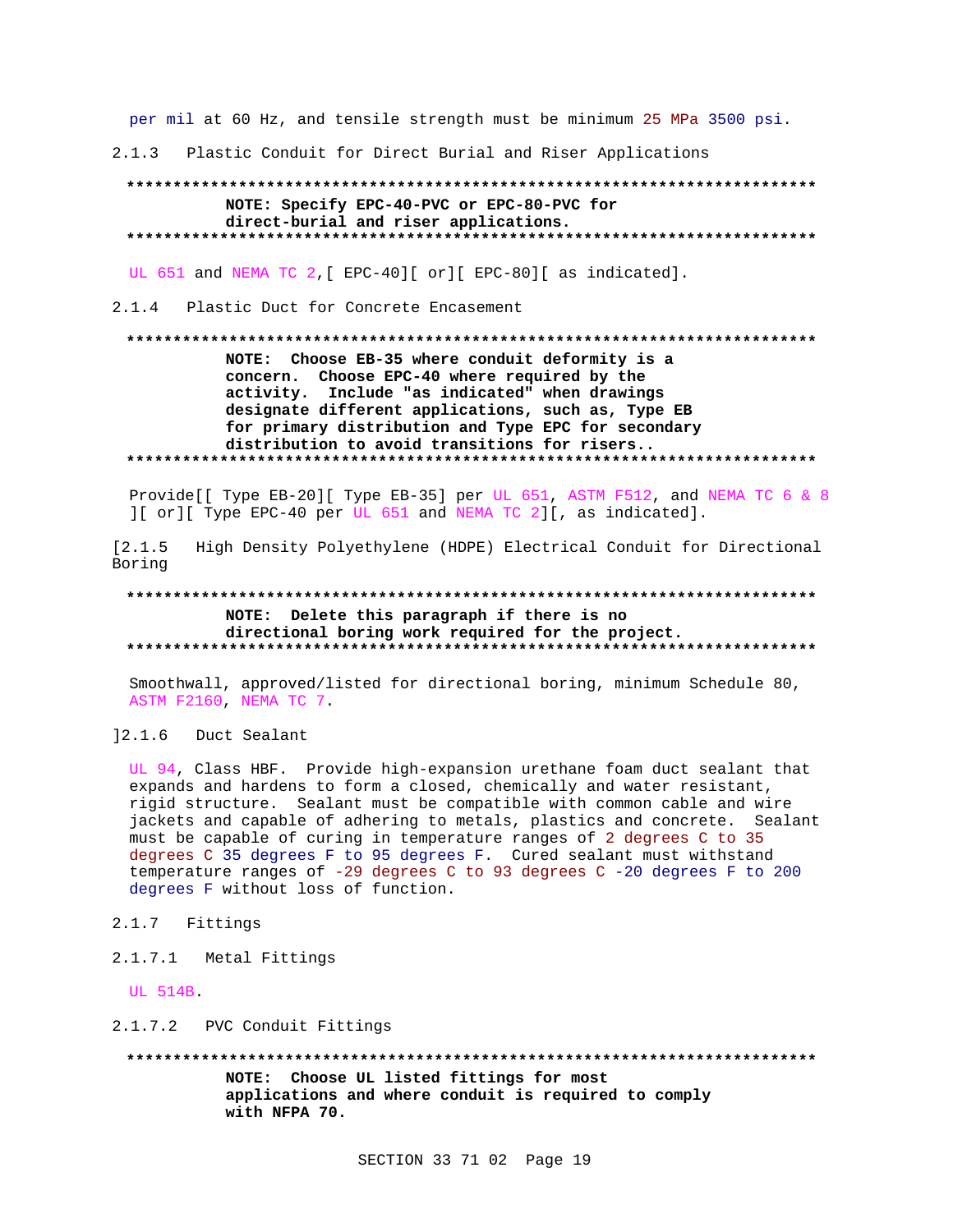per mil at 60 Hz, and tensile strength must be minimum 25 MPa 3500 psi.

2.1.3 Plastic Conduit for Direct Burial and Riser Applications

**NOTE: Specify EPC-40-PVC or EPC-80-PVC for direct-burial and riser applications.**

UL 651 and NEMA TC 2,[ EPC-40][ or][ EPC-80][ as indicated].

2.1.4 Plastic Duct for Concrete Encasement

**NOTE: Choose EB-35 where conduit deformity is a concern. Choose EPC-40 where required by the activity. Include "as indicated" when drawings designate different applications, such as, Type EB for primary distribution and Type EPC for secondary distribution to avoid transitions for risers..**

Provide[[ Type EB-20][ Type EB-35] per UL 651, ASTM F512, and NEMA TC 6 & 8 ][ or][ Type EPC-40 per UL 651 and NEMA TC 2][, as indicated].

[2.1.5 High Density Polyethylene (HDPE) Electrical Conduit for Directional Boring

**NOTE: Delete this paragraph if there is no directional boring work required for the project.**

Smoothwall, approved/listed for directional boring, minimum Schedule 80, ASTM F2160, NEMA TC 7.

]2.1.6 Duct Sealant

UL 94, Class HBF. Provide high-expansion urethane foam duct sealant that expands and hardens to form a closed, chemically and water resistant, rigid structure. Sealant must be compatible with common cable and wire jackets and capable of adhering to metals, plastics and concrete. Sealant must be capable of curing in temperature ranges of 2 degrees C to 35 degrees C 35 degrees F to 95 degrees F. Cured sealant must withstand temperature ranges of -29 degrees C to 93 degrees C -20 degrees F to 200 degrees F without loss of function.

2.1.7 Fittings

2.1.7.1 Metal Fittings

UL 514B.

2.1.7.2 PVC Conduit Fittings

**NOTE: Choose UL listed fittings for most applications and where conduit is required to comply with NFPA 70.**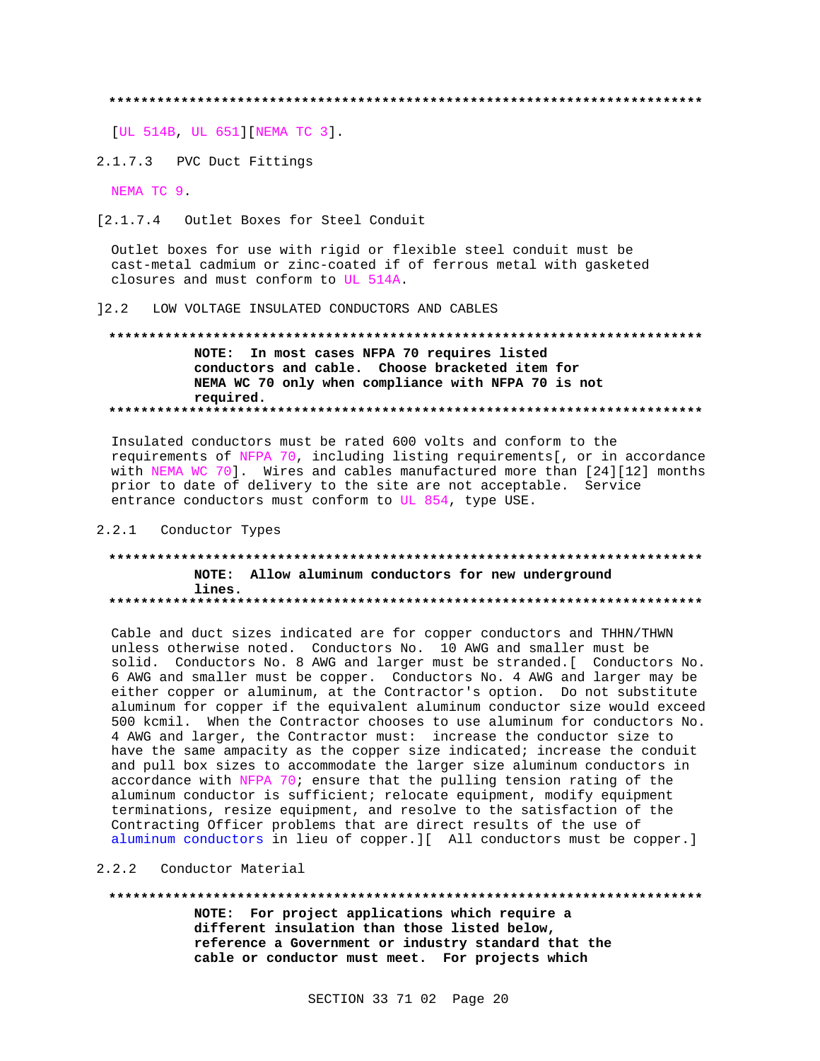**************************************************************************

[UL 514B, UL 651][NEMA TC 3].

2.1.7.3 PVC Duct Fittings

NEMA TC 9.

[2.1.7.4 Outlet Boxes for Steel Conduit

Outlet boxes for use with rigid or flexible steel conduit must be cast-metal cadmium or zinc-coated if of ferrous metal with gasketed closures and must conform to UL 514A.

]2.2 LOW VOLTAGE INSULATED CONDUCTORS AND CABLES

**************************************************************************

**NOTE: In most cases NFPA 70 requires listed conductors and cable. Choose bracketed item for NEMA WC 70 only when compliance with NFPA 70 is not required.**

**************************************************************************

Insulated conductors must be rated 600 volts and conform to the requirements of NFPA 70, including listing requirements[, or in accordance with NEMA WC 70]. Wires and cables manufactured more than [24][12] months prior to date of delivery to the site are not acceptable. Service entrance conductors must conform to UL 854, type USE.

2.2.1 Conductor Types

**************************************************************************

**NOTE: Allow aluminum conductors for new underground lines.**

**************************************************************************

Cable and duct sizes indicated are for copper conductors and THHN/THWN unless otherwise noted. Conductors No. 10 AWG and smaller must be solid. Conductors No. 8 AWG and larger must be stranded.[ Conductors No. 6 AWG and smaller must be copper. Conductors No. 4 AWG and larger may be either copper or aluminum, at the Contractor's option. Do not substitute aluminum for copper if the equivalent aluminum conductor size would exceed 500 kcmil. When the Contractor chooses to use aluminum for conductors No. 4 AWG and larger, the Contractor must: increase the conductor size to have the same ampacity as the copper size indicated; increase the conduit and pull box sizes to accommodate the larger size aluminum conductors in accordance with NFPA 70; ensure that the pulling tension rating of the aluminum conductor is sufficient; relocate equipment, modify equipment terminations, resize equipment, and resolve to the satisfaction of the Contracting Officer problems that are direct results of the use of aluminum conductors in lieu of copper.][ All conductors must be copper.]

2.2.2 Conductor Material

**************************************************************************

**NOTE: For project applications which require a different insulation than those listed below, reference a Government or industry standard that the cable or conductor must meet. For projects which**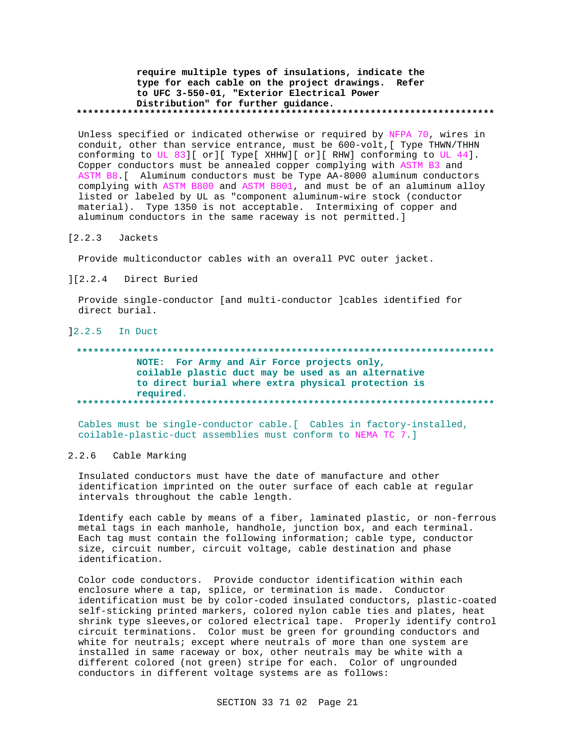**require multiple types of insulations, indicate the type for each cable on the project drawings. Refer to UFC 3-550-01, "Exterior Electrical Power Distribution" for further guidance.**

**************************************************************************

Unless specified or indicated otherwise or required by NFPA 70, wires in conduit, other than service entrance, must be 600-volt,[ Type THWN/THHN conforming to UL 83][ or][ Type[ XHHW][ or][ RHW] conforming to UL 44]. Copper conductors must be annealed copper complying with ASTM B3 and ASTM B8.[ Aluminum conductors must be Type AA-8000 aluminum conductors complying with ASTM B800 and ASTM B801, and must be of an aluminum alloy listed or labeled by UL as "component aluminum-wire stock (conductor material). Type 1350 is not acceptable. Intermixing of copper and aluminum conductors in the same raceway is not permitted.]

[2.2.3 Jackets

Provide multiconductor cables with an overall PVC outer jacket.

][2.2.4 Direct Buried

Provide single-conductor [and multi-conductor ]cables identified for direct burial.

]2.2.5 In Duct

**************************************************************************

**NOTE: For Army and Air Force projects only, coilable plastic duct may be used as an alternative to direct burial where extra physical protection is required.**

**************************************************************************

Cables must be single-conductor cable.[ Cables in factory-installed, coilable-plastic-duct assemblies must conform to NEMA TC 7.]

2.2.6 Cable Marking

Insulated conductors must have the date of manufacture and other identification imprinted on the outer surface of each cable at regular intervals throughout the cable length.

Identify each cable by means of a fiber, laminated plastic, or non-ferrous metal tags in each manhole, handhole, junction box, and each terminal. Each tag must contain the following information; cable type, conductor size, circuit number, circuit voltage, cable destination and phase identification.

Color code conductors. Provide conductor identification within each enclosure where a tap, splice, or termination is made. Conductor identification must be by color-coded insulated conductors, plastic-coated self-sticking printed markers, colored nylon cable ties and plates, heat shrink type sleeves,or colored electrical tape. Properly identify control circuit terminations. Color must be green for grounding conductors and white for neutrals; except where neutrals of more than one system are installed in same raceway or box, other neutrals may be white with a different colored (not green) stripe for each. Color of ungrounded conductors in different voltage systems are as follows: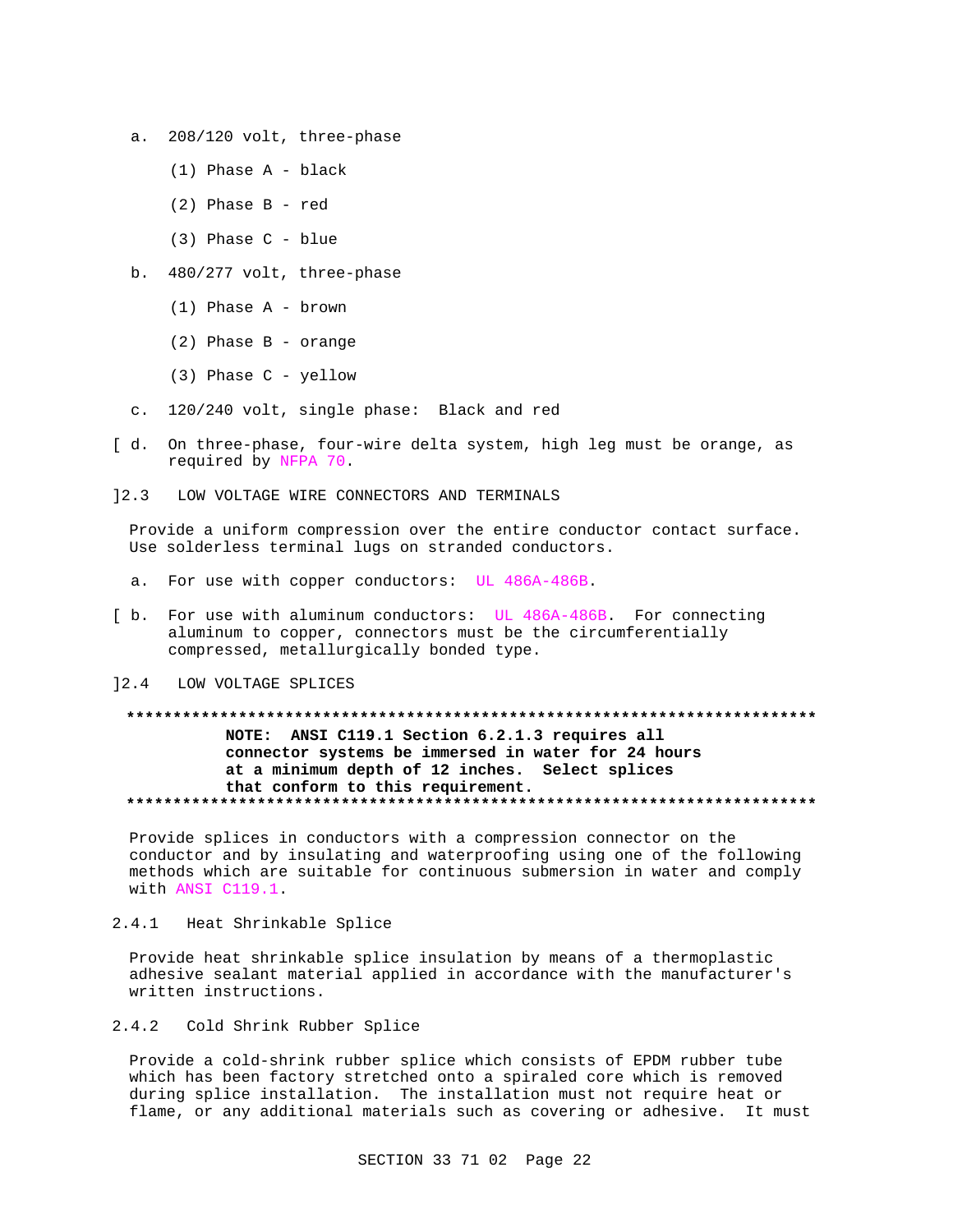a. 208/120 volt, three-phase

    (1) Phase A - black

    (2) Phase B - red

    (3) Phase C - blue

b. 480/277 volt, three-phase

    (1) Phase A - brown

    (2) Phase B - orange

    (3) Phase C - yellow

c. 120/240 volt, single phase: Black and red

[ d. On three-phase, four-wire delta system, high leg must be orange, as required by NFPA 70.

]2.3 LOW VOLTAGE WIRE CONNECTORS AND TERMINALS

Provide a uniform compression over the entire conductor contact surface. Use solderless terminal lugs on stranded conductors.

a. For use with copper conductors: UL 486A-486B.

[ b. For use with aluminum conductors: UL 486A-486B. For connecting aluminum to copper, connectors must be the circumferentially compressed, metallurgically bonded type.

]2.4 LOW VOLTAGE SPLICES

**************************************************************************

**NOTE: ANSI C119.1 Section 6.2.1.3 requires all connector systems be immersed in water for 24 hours at a minimum depth of 12 inches. Select splices that conform to this requirement.**

**************************************************************************

Provide splices in conductors with a compression connector on the conductor and by insulating and waterproofing using one of the following methods which are suitable for continuous submersion in water and comply with ANSI C119.1.

2.4.1 Heat Shrinkable Splice

Provide heat shrinkable splice insulation by means of a thermoplastic adhesive sealant material applied in accordance with the manufacturer's written instructions.

2.4.2 Cold Shrink Rubber Splice

Provide a cold-shrink rubber splice which consists of EPDM rubber tube which has been factory stretched onto a spiraled core which is removed during splice installation. The installation must not require heat or flame, or any additional materials such as covering or adhesive. It must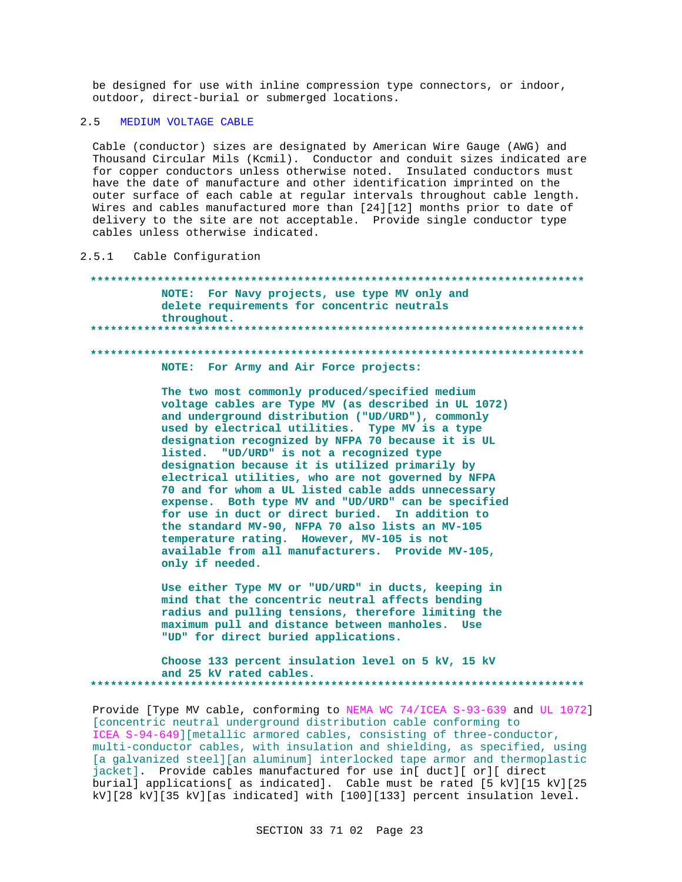be designed for use with inline compression type connectors, or indoor, outdoor, direct-burial or submerged locations.

## 2.5 MEDIUM VOLTAGE CABLE

Cable (conductor) sizes are designated by American Wire Gauge (AWG) and Thousand Circular Mils (Kcmil). Conductor and conduit sizes indicated are for copper conductors unless otherwise noted. Insulated conductors must have the date of manufacture and other identification imprinted on the outer surface of each cable at regular intervals throughout cable length. Wires and cables manufactured more than [24][12] months prior to date of delivery to the site are not acceptable. Provide single conductor type cables unless otherwise indicated.

### 2.5.1 Cable Configuration

**************************************************************************

**NOTE: For Navy projects, use type MV only and delete requirements for concentric neutrals throughout.**

**************************************************************************

**************************************************************************

**NOTE: For Army and Air Force projects:**

**The two most commonly produced/specified medium voltage cables are Type MV (as described in UL 1072) and underground distribution ("UD/URD"), commonly used by electrical utilities. Type MV is a type designation recognized by NFPA 70 because it is UL listed. "UD/URD" is not a recognized type designation because it is utilized primarily by electrical utilities, who are not governed by NFPA 70 and for whom a UL listed cable adds unnecessary expense. Both type MV and "UD/URD" can be specified for use in duct or direct buried. In addition to the standard MV-90, NFPA 70 also lists an MV-105 temperature rating. However, MV-105 is not available from all manufacturers. Provide MV-105, only if needed.**

**Use either Type MV or "UD/URD" in ducts, keeping in mind that the concentric neutral affects bending radius and pulling tensions, therefore limiting the maximum pull and distance between manholes. Use "UD" for direct buried applications.**

**Choose 133 percent insulation level on 5 kV, 15 kV and 25 kV rated cables.**

**************************************************************************

Provide [Type MV cable, conforming to NEMA WC 74/ICEA S-93-639 and UL 1072] [concentric neutral underground distribution cable conforming to ICEA S-94-649][metallic armored cables, consisting of three-conductor, multi-conductor cables, with insulation and shielding, as specified, using [a galvanized steel][an aluminum] interlocked tape armor and thermoplastic jacket]. Provide cables manufactured for use in[ duct][ or][ direct burial] applications[ as indicated]. Cable must be rated [5 kV][15 kV][25 kV][28 kV][35 kV][as indicated] with [100][133] percent insulation level.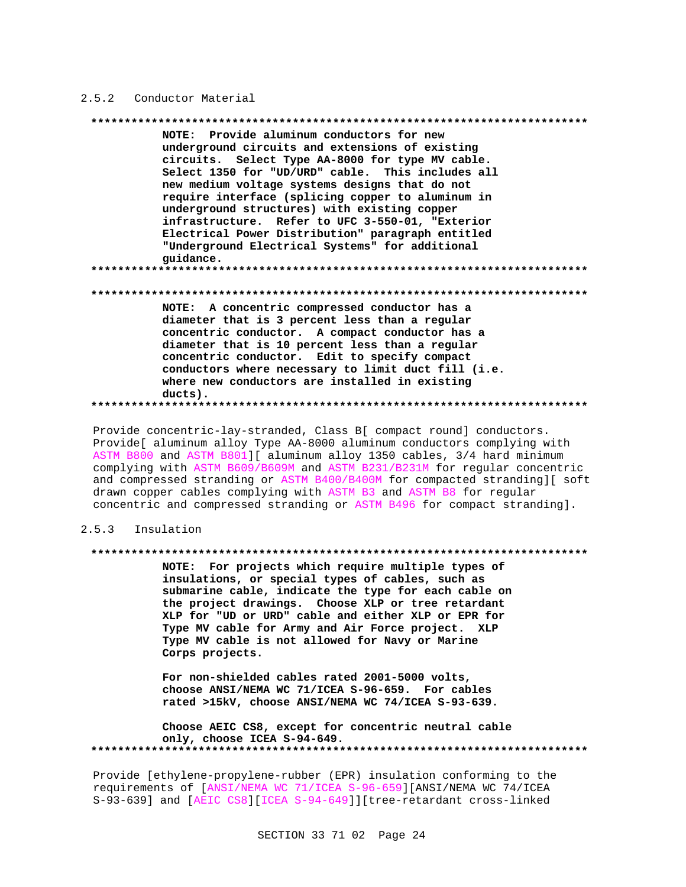### 2.5.2 Conductor Material

**************************************************************************
**NOTE: Provide aluminum conductors for new underground circuits and extensions of existing circuits. Select Type AA-8000 for type MV cable. Select 1350 for "UD/URD" cable. This includes all new medium voltage systems designs that do not require interface (splicing copper to aluminum in underground structures) with existing copper infrastructure. Refer to UFC 3-550-01, "Exterior Electrical Power Distribution" paragraph entitled "Underground Electrical Systems" for additional guidance.**
**************************************************************************

**************************************************************************
**NOTE: A concentric compressed conductor has a diameter that is 3 percent less than a regular concentric conductor. A compact conductor has a diameter that is 10 percent less than a regular concentric conductor. Edit to specify compact conductors where necessary to limit duct fill (i.e. where new conductors are installed in existing ducts).**
**************************************************************************

Provide concentric-lay-stranded, Class B[ compact round] conductors. Provide[ aluminum alloy Type AA-8000 aluminum conductors complying with ASTM B800 and ASTM B801][ aluminum alloy 1350 cables, 3/4 hard minimum complying with ASTM B609/B609M and ASTM B231/B231M for regular concentric and compressed stranding or ASTM B400/B400M for compacted stranding][ soft drawn copper cables complying with ASTM B3 and ASTM B8 for regular concentric and compressed stranding or ASTM B496 for compact stranding].

### 2.5.3 Insulation

**************************************************************************
**NOTE: For projects which require multiple types of insulations, or special types of cables, such as submarine cable, indicate the type for each cable on the project drawings. Choose XLP or tree retardant XLP for "UD or URD" cable and either XLP or EPR for Type MV cable for Army and Air Force project. XLP Type MV cable is not allowed for Navy or Marine Corps projects.**

**For non-shielded cables rated 2001-5000 volts, choose ANSI/NEMA WC 71/ICEA S-96-659. For cables rated >15kV, choose ANSI/NEMA WC 74/ICEA S-93-639.**

**Choose AEIC CS8, except for concentric neutral cable only, choose ICEA S-94-649.**
**************************************************************************

Provide [ethylene-propylene-rubber (EPR) insulation conforming to the requirements of [ANSI/NEMA WC 71/ICEA S-96-659][ANSI/NEMA WC 74/ICEA S-93-639] and [AEIC CS8][ICEA S-94-649]][tree-retardant cross-linked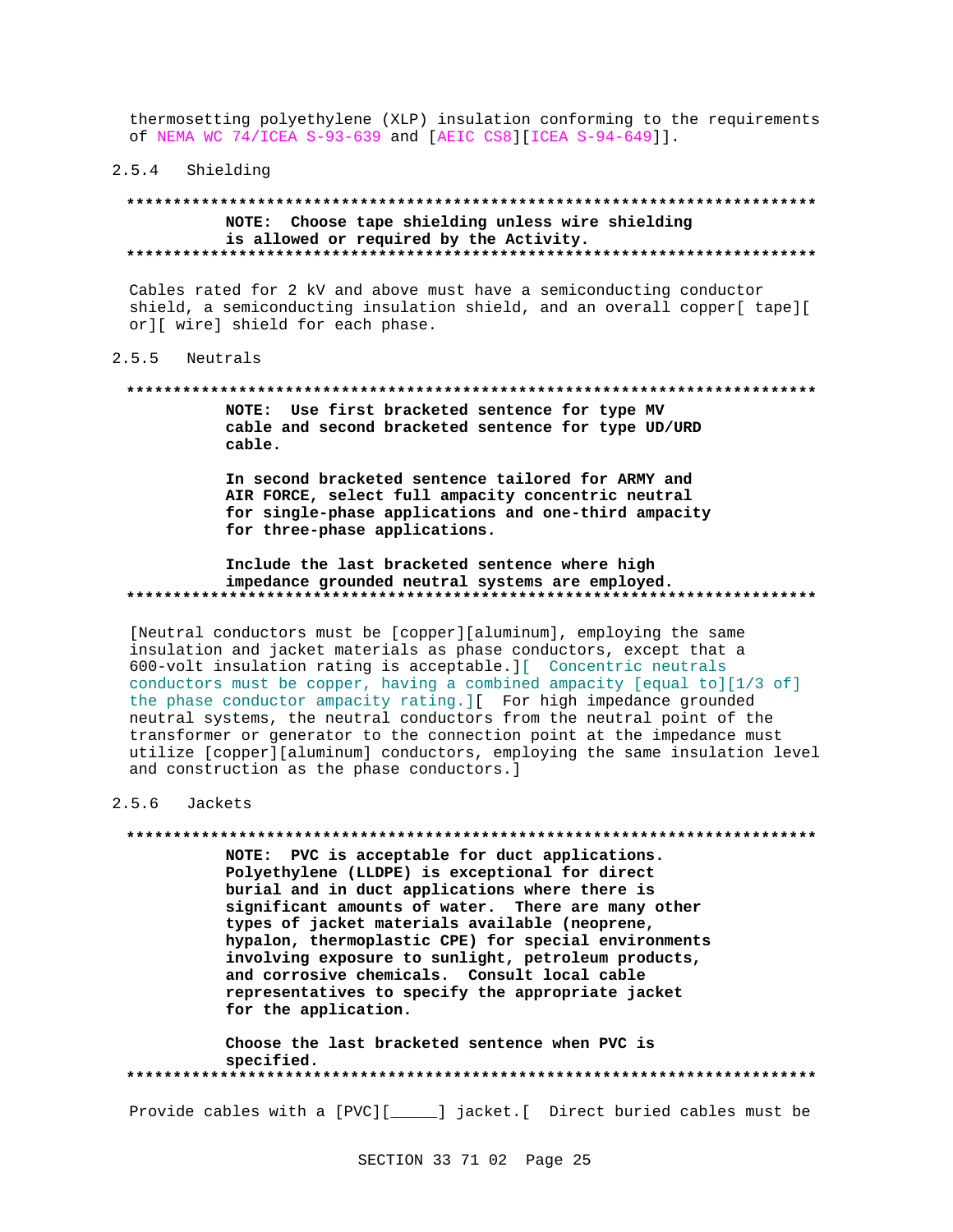thermosetting polyethylene (XLP) insulation conforming to the requirements of NEMA WC 74/ICEA S-93-639 and [AEIC CS8][ICEA S-94-649]].

### 2.5.4 Shielding

**************************************************************************

**NOTE: Choose tape shielding unless wire shielding is allowed or required by the Activity.**

**************************************************************************

Cables rated for 2 kV and above must have a semiconducting conductor shield, a semiconducting insulation shield, and an overall copper[ tape][ or][ wire] shield for each phase.

### 2.5.5 Neutrals

**************************************************************************

**NOTE: Use first bracketed sentence for type MV cable and second bracketed sentence for type UD/URD cable.**

**In second bracketed sentence tailored for ARMY and AIR FORCE, select full ampacity concentric neutral for single-phase applications and one-third ampacity for three-phase applications.**

**Include the last bracketed sentence where high impedance grounded neutral systems are employed.**

**************************************************************************

[Neutral conductors must be [copper][aluminum], employing the same insulation and jacket materials as phase conductors, except that a 600-volt insulation rating is acceptable.][ Concentric neutrals conductors must be copper, having a combined ampacity [equal to][1/3 of] the phase conductor ampacity rating.][ For high impedance grounded neutral systems, the neutral conductors from the neutral point of the transformer or generator to the connection point at the impedance must utilize [copper][aluminum] conductors, employing the same insulation level and construction as the phase conductors.]

### 2.5.6 Jackets

**************************************************************************

**NOTE: PVC is acceptable for duct applications. Polyethylene (LLDPE) is exceptional for direct burial and in duct applications where there is significant amounts of water. There are many other types of jacket materials available (neoprene, hypalon, thermoplastic CPE) for special environments involving exposure to sunlight, petroleum products, and corrosive chemicals. Consult local cable representatives to specify the appropriate jacket for the application.**

**Choose the last bracketed sentence when PVC is specified.**

**************************************************************************

Provide cables with a [PVC][_____] jacket.[ Direct buried cables must be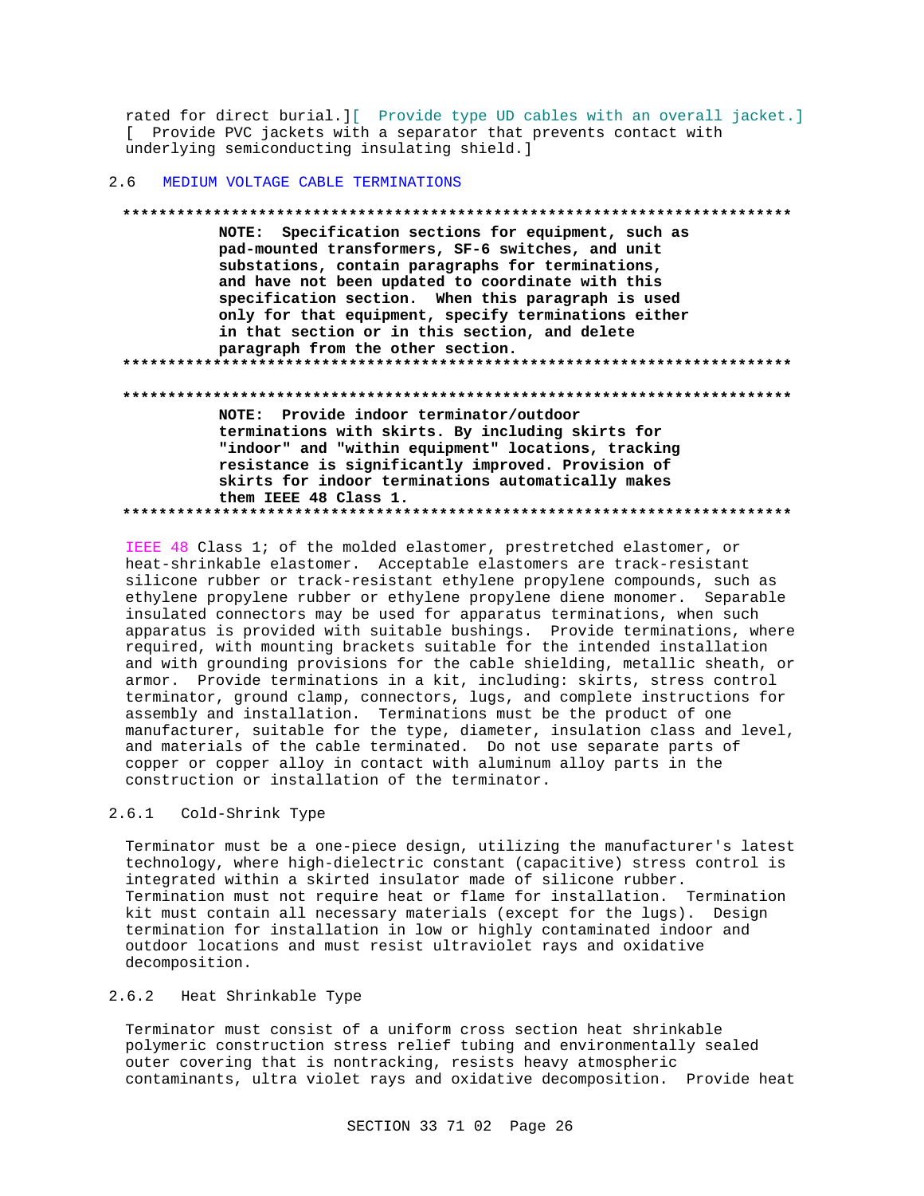rated for direct burial.][ Provide type UD cables with an overall jacket.] [ Provide PVC jackets with a separator that prevents contact with underlying semiconducting insulating shield.]

## 2.6 MEDIUM VOLTAGE CABLE TERMINATIONS

**************************************************************************

**NOTE: Specification sections for equipment, such as pad-mounted transformers, SF-6 switches, and unit substations, contain paragraphs for terminations, and have not been updated to coordinate with this specification section. When this paragraph is used only for that equipment, specify terminations either in that section or in this section, and delete paragraph from the other section.**

**************************************************************************

**************************************************************************

**NOTE: Provide indoor terminator/outdoor terminations with skirts. By including skirts for "indoor" and "within equipment" locations, tracking resistance is significantly improved. Provision of skirts for indoor terminations automatically makes them IEEE 48 Class 1.**

**************************************************************************

IEEE 48 Class 1; of the molded elastomer, prestretched elastomer, or heat-shrinkable elastomer. Acceptable elastomers are track-resistant silicone rubber or track-resistant ethylene propylene compounds, such as ethylene propylene rubber or ethylene propylene diene monomer. Separable insulated connectors may be used for apparatus terminations, when such apparatus is provided with suitable bushings. Provide terminations, where required, with mounting brackets suitable for the intended installation and with grounding provisions for the cable shielding, metallic sheath, or armor. Provide terminations in a kit, including: skirts, stress control terminator, ground clamp, connectors, lugs, and complete instructions for assembly and installation. Terminations must be the product of one manufacturer, suitable for the type, diameter, insulation class and level, and materials of the cable terminated. Do not use separate parts of copper or copper alloy in contact with aluminum alloy parts in the construction or installation of the terminator.

### 2.6.1 Cold-Shrink Type

Terminator must be a one-piece design, utilizing the manufacturer's latest technology, where high-dielectric constant (capacitive) stress control is integrated within a skirted insulator made of silicone rubber. Termination must not require heat or flame for installation. Termination kit must contain all necessary materials (except for the lugs). Design termination for installation in low or highly contaminated indoor and outdoor locations and must resist ultraviolet rays and oxidative decomposition.

### 2.6.2 Heat Shrinkable Type

Terminator must consist of a uniform cross section heat shrinkable polymeric construction stress relief tubing and environmentally sealed outer covering that is nontracking, resists heavy atmospheric contaminants, ultra violet rays and oxidative decomposition. Provide heat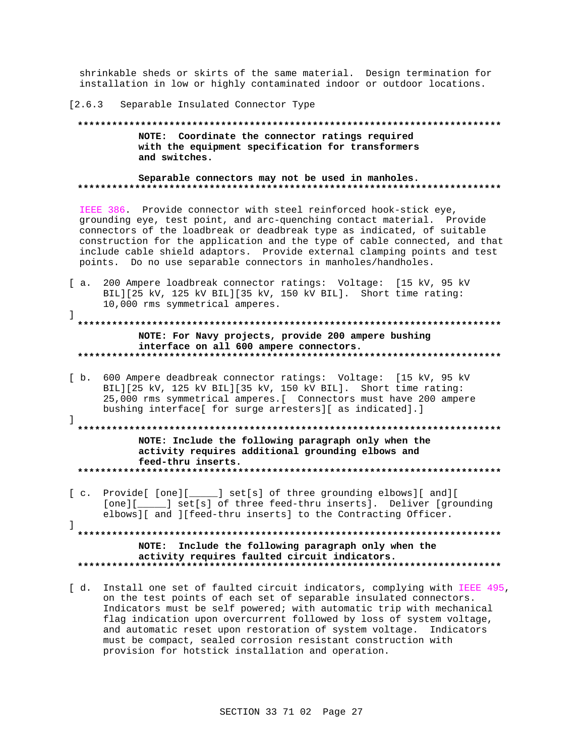shrinkable sheds or skirts of the same material. Design termination for installation in low or highly contaminated indoor or outdoor locations.

[2.6.3 Separable Insulated Connector Type

**************************************************************************
**NOTE: Coordinate the connector ratings required with the equipment specification for transformers and switches.**

**Separable connectors may not be used in manholes.**
**************************************************************************

IEEE 386. Provide connector with steel reinforced hook-stick eye, grounding eye, test point, and arc-quenching contact material. Provide connectors of the loadbreak or deadbreak type as indicated, of suitable construction for the application and the type of cable connected, and that include cable shield adaptors. Provide external clamping points and test points. Do no use separable connectors in manholes/handholes.

[ a. 200 Ampere loadbreak connector ratings: Voltage: [15 kV, 95 kV BIL][25 kV, 125 kV BIL][35 kV, 150 kV BIL]. Short time rating: 10,000 rms symmetrical amperes.
]

**************************************************************************
**NOTE: For Navy projects, provide 200 ampere bushing interface on all 600 ampere connectors.**
**************************************************************************

[ b. 600 Ampere deadbreak connector ratings: Voltage: [15 kV, 95 kV BIL][25 kV, 125 kV BIL][35 kV, 150 kV BIL]. Short time rating: 25,000 rms symmetrical amperes.[ Connectors must have 200 ampere bushing interface[ for surge arresters][ as indicated].]
]

**************************************************************************
**NOTE: Include the following paragraph only when the activity requires additional grounding elbows and feed-thru inserts.**
**************************************************************************

[ c. Provide[ [one][_____] set[s] of three grounding elbows][ and][ [one][_____] set[s] of three feed-thru inserts]. Deliver [grounding elbows][ and ][feed-thru inserts] to the Contracting Officer.
]

**************************************************************************
**NOTE: Include the following paragraph only when the activity requires faulted circuit indicators.**
**************************************************************************

[ d. Install one set of faulted circuit indicators, complying with IEEE 495, on the test points of each set of separable insulated connectors. Indicators must be self powered; with automatic trip with mechanical flag indication upon overcurrent followed by loss of system voltage, and automatic reset upon restoration of system voltage. Indicators must be compact, sealed corrosion resistant construction with provision for hotstick installation and operation.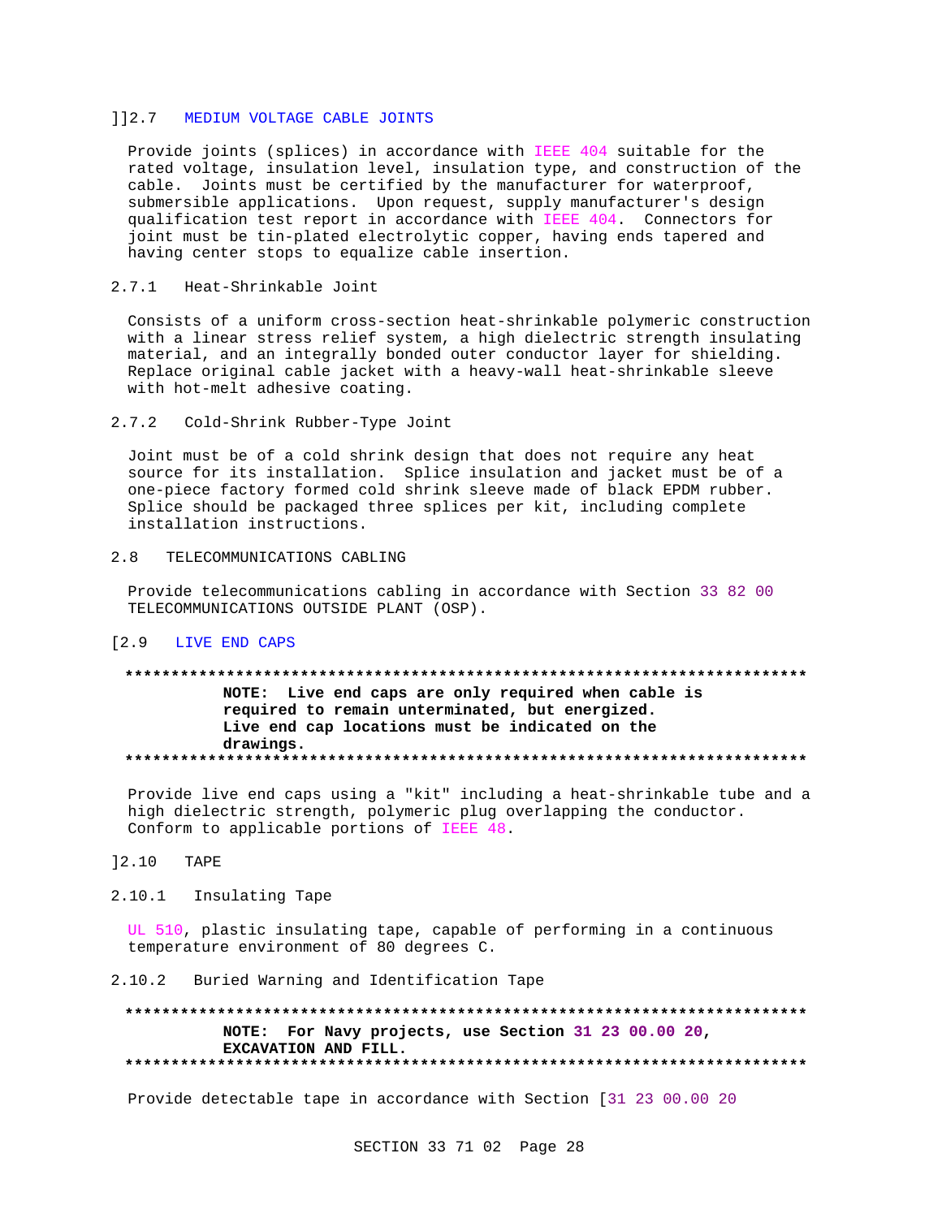## ]]2.7 MEDIUM VOLTAGE CABLE JOINTS

Provide joints (splices) in accordance with IEEE 404 suitable for the rated voltage, insulation level, insulation type, and construction of the cable. Joints must be certified by the manufacturer for waterproof, submersible applications. Upon request, supply manufacturer's design qualification test report in accordance with IEEE 404. Connectors for joint must be tin-plated electrolytic copper, having ends tapered and having center stops to equalize cable insertion.

### 2.7.1 Heat-Shrinkable Joint

Consists of a uniform cross-section heat-shrinkable polymeric construction with a linear stress relief system, a high dielectric strength insulating material, and an integrally bonded outer conductor layer for shielding. Replace original cable jacket with a heavy-wall heat-shrinkable sleeve with hot-melt adhesive coating.

### 2.7.2 Cold-Shrink Rubber-Type Joint

Joint must be of a cold shrink design that does not require any heat source for its installation. Splice insulation and jacket must be of a one-piece factory formed cold shrink sleeve made of black EPDM rubber. Splice should be packaged three splices per kit, including complete installation instructions.

## 2.8 TELECOMMUNICATIONS CABLING

Provide telecommunications cabling in accordance with Section 33 82 00 TELECOMMUNICATIONS OUTSIDE PLANT (OSP).

## [2.9 LIVE END CAPS

**************************************************************************

**NOTE: Live end caps are only required when cable is required to remain unterminated, but energized. Live end cap locations must be indicated on the drawings.**

**************************************************************************

Provide live end caps using a "kit" including a heat-shrinkable tube and a high dielectric strength, polymeric plug overlapping the conductor. Conform to applicable portions of IEEE 48.

## ]2.10 TAPE

### 2.10.1 Insulating Tape

UL 510, plastic insulating tape, capable of performing in a continuous temperature environment of 80 degrees C.

### 2.10.2 Buried Warning and Identification Tape

**************************************************************************

**NOTE: For Navy projects, use Section 31 23 00.00 20, EXCAVATION AND FILL.**

**************************************************************************

Provide detectable tape in accordance with Section [31 23 00.00 20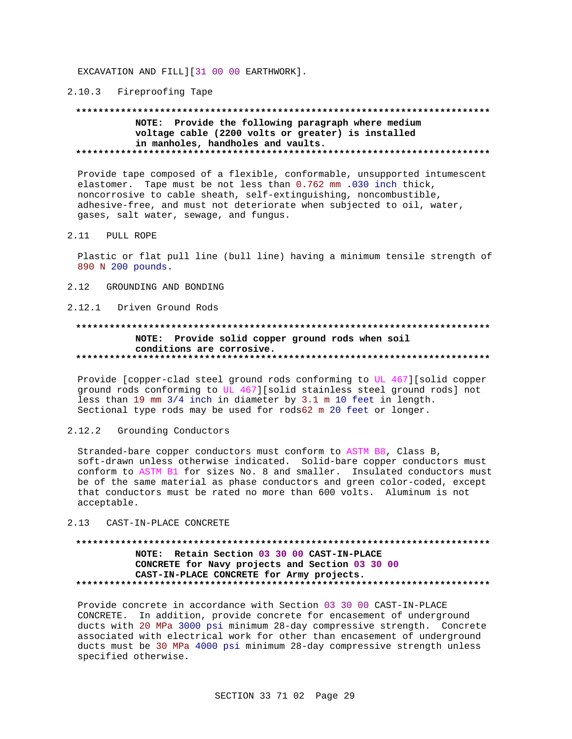EXCAVATION AND FILL][31 00 00 EARTHWORK].

#### 2.10.3 Fireproofing Tape

```
**************************************************************************
           NOTE:  Provide the following paragraph where medium
           voltage cable (2200 volts or greater) is installed
           in manholes, handholes and vaults.
**************************************************************************
```

Provide tape composed of a flexible, conformable, unsupported intumescent elastomer. Tape must be not less than 0.762 mm .030 inch thick, noncorrosive to cable sheath, self-extinguishing, noncombustible, adhesive-free, and must not deteriorate when subjected to oil, water, gases, salt water, sewage, and fungus.

## 2.11 PULL ROPE

Plastic or flat pull line (bull line) having a minimum tensile strength of 890 N 200 pounds.

## 2.12 GROUNDING AND BONDING

### 2.12.1 Driven Ground Rods

```
**************************************************************************
           NOTE:  Provide solid copper ground rods when soil
           conditions are corrosive.
**************************************************************************
```

Provide [copper-clad steel ground rods conforming to UL 467][solid copper ground rods conforming to UL 467][solid stainless steel ground rods] not less than 19 mm 3/4 inch in diameter by 3.1 m 10 feet in length. Sectional type rods may be used for rods62 m 20 feet or longer.

### 2.12.2 Grounding Conductors

Stranded-bare copper conductors must conform to ASTM B8, Class B, soft-drawn unless otherwise indicated. Solid-bare copper conductors must conform to ASTM B1 for sizes No. 8 and smaller. Insulated conductors must be of the same material as phase conductors and green color-coded, except that conductors must be rated no more than 600 volts. Aluminum is not acceptable.

## 2.13 CAST-IN-PLACE CONCRETE

```
**************************************************************************
           NOTE:  Retain Section 03 30 00 CAST-IN-PLACE
           CONCRETE for Navy projects and Section 03 30 00
           CAST-IN-PLACE CONCRETE for Army projects.
**************************************************************************
```

Provide concrete in accordance with Section 03 30 00 CAST-IN-PLACE CONCRETE. In addition, provide concrete for encasement of underground ducts with 20 MPa 3000 psi minimum 28-day compressive strength. Concrete associated with electrical work for other than encasement of underground ducts must be 30 MPa 4000 psi minimum 28-day compressive strength unless specified otherwise.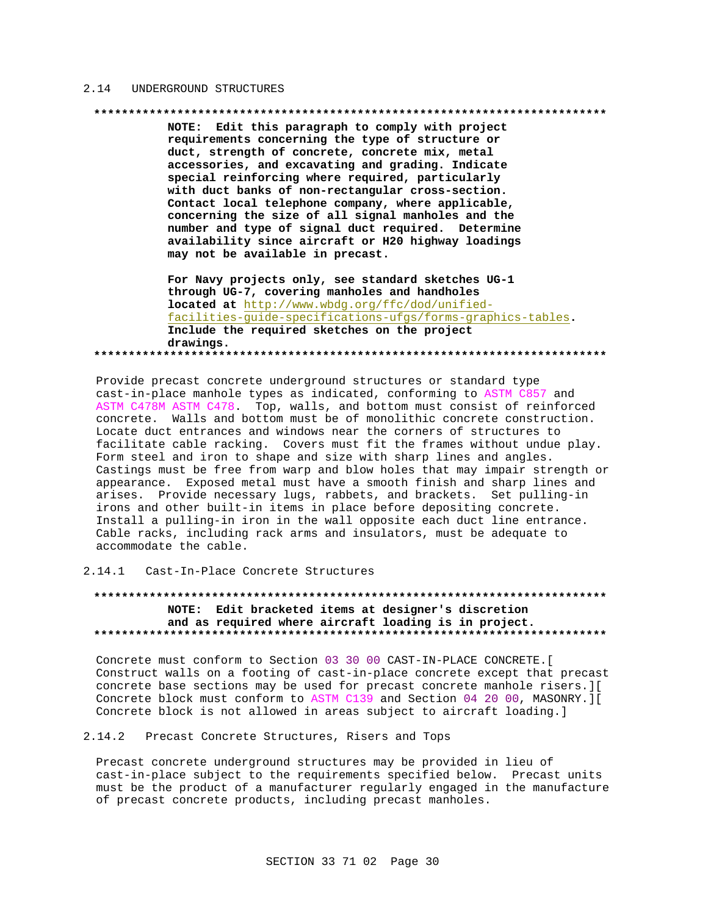## 2.14 UNDERGROUND STRUCTURES

**************************************************************************

**NOTE: Edit this paragraph to comply with project requirements concerning the type of structure or duct, strength of concrete, concrete mix, metal accessories, and excavating and grading. Indicate special reinforcing where required, particularly with duct banks of non-rectangular cross-section. Contact local telephone company, where applicable, concerning the size of all signal manholes and the number and type of signal duct required. Determine availability since aircraft or H20 highway loadings may not be available in precast.**

**For Navy projects only, see standard sketches UG-1 through UG-7, covering manholes and handholes located at** http://www.wbdg.org/ffc/dod/unified-facilities-guide-specifications-ufgs/forms-graphics-tables**. Include the required sketches on the project drawings.**

**************************************************************************

Provide precast concrete underground structures or standard type cast-in-place manhole types as indicated, conforming to ASTM C857 and ASTM C478M ASTM C478. Top, walls, and bottom must consist of reinforced concrete. Walls and bottom must be of monolithic concrete construction. Locate duct entrances and windows near the corners of structures to facilitate cable racking. Covers must fit the frames without undue play. Form steel and iron to shape and size with sharp lines and angles. Castings must be free from warp and blow holes that may impair strength or appearance. Exposed metal must have a smooth finish and sharp lines and arises. Provide necessary lugs, rabbets, and brackets. Set pulling-in irons and other built-in items in place before depositing concrete. Install a pulling-in iron in the wall opposite each duct line entrance. Cable racks, including rack arms and insulators, must be adequate to accommodate the cable.

### 2.14.1 Cast-In-Place Concrete Structures

**************************************************************************

**NOTE: Edit bracketed items at designer's discretion and as required where aircraft loading is in project.**

**************************************************************************

Concrete must conform to Section 03 30 00 CAST-IN-PLACE CONCRETE.[ Construct walls on a footing of cast-in-place concrete except that precast concrete base sections may be used for precast concrete manhole risers.][ Concrete block must conform to ASTM C139 and Section 04 20 00, MASONRY.][ Concrete block is not allowed in areas subject to aircraft loading.]

### 2.14.2 Precast Concrete Structures, Risers and Tops

Precast concrete underground structures may be provided in lieu of cast-in-place subject to the requirements specified below. Precast units must be the product of a manufacturer regularly engaged in the manufacture of precast concrete products, including precast manholes.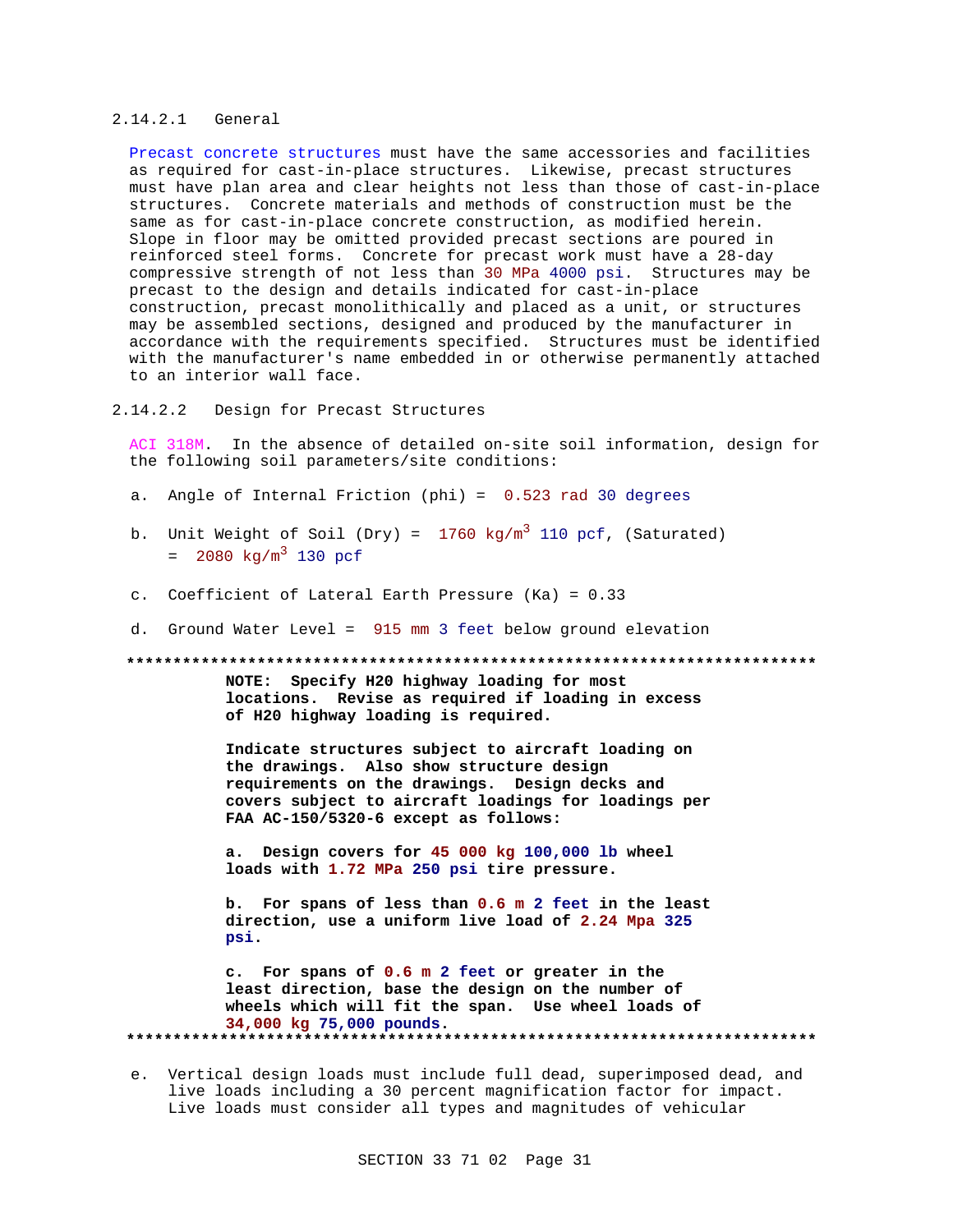#### 2.14.2.1 General

Precast concrete structures must have the same accessories and facilities as required for cast-in-place structures. Likewise, precast structures must have plan area and clear heights not less than those of cast-in-place structures. Concrete materials and methods of construction must be the same as for cast-in-place concrete construction, as modified herein. Slope in floor may be omitted provided precast sections are poured in reinforced steel forms. Concrete for precast work must have a 28-day compressive strength of not less than 30 MPa 4000 psi. Structures may be precast to the design and details indicated for cast-in-place construction, precast monolithically and placed as a unit, or structures may be assembled sections, designed and produced by the manufacturer in accordance with the requirements specified. Structures must be identified with the manufacturer's name embedded in or otherwise permanently attached to an interior wall face.

#### 2.14.2.2 Design for Precast Structures

ACI 318M. In the absence of detailed on-site soil information, design for the following soil parameters/site conditions:

a. Angle of Internal Friction (phi) = 0.523 rad 30 degrees

b. Unit Weight of Soil (Dry) = 1760 $kg/m^3$ 110 pcf, (Saturated) = 2080 $kg/m^3$ 130 pcf

c. Coefficient of Lateral Earth Pressure (Ka) = 0.33

d. Ground Water Level = 915 mm 3 feet below ground elevation

**************************************************************************

**NOTE: Specify H20 highway loading for most locations. Revise as required if loading in excess of H20 highway loading is required.**

**Indicate structures subject to aircraft loading on the drawings. Also show structure design requirements on the drawings. Design decks and covers subject to aircraft loadings for loadings per FAA AC-150/5320-6 except as follows:**

**a. Design covers for 45 000 kg 100,000 lb wheel loads with 1.72 MPa 250 psi tire pressure.**

**b. For spans of less than 0.6 m 2 feet in the least direction, use a uniform live load of 2.24 Mpa 325 psi.**

**c. For spans of 0.6 m 2 feet or greater in the least direction, base the design on the number of wheels which will fit the span. Use wheel loads of 34,000 kg 75,000 pounds.**

**************************************************************************

e. Vertical design loads must include full dead, superimposed dead, and live loads including a 30 percent magnification factor for impact. Live loads must consider all types and magnitudes of vehicular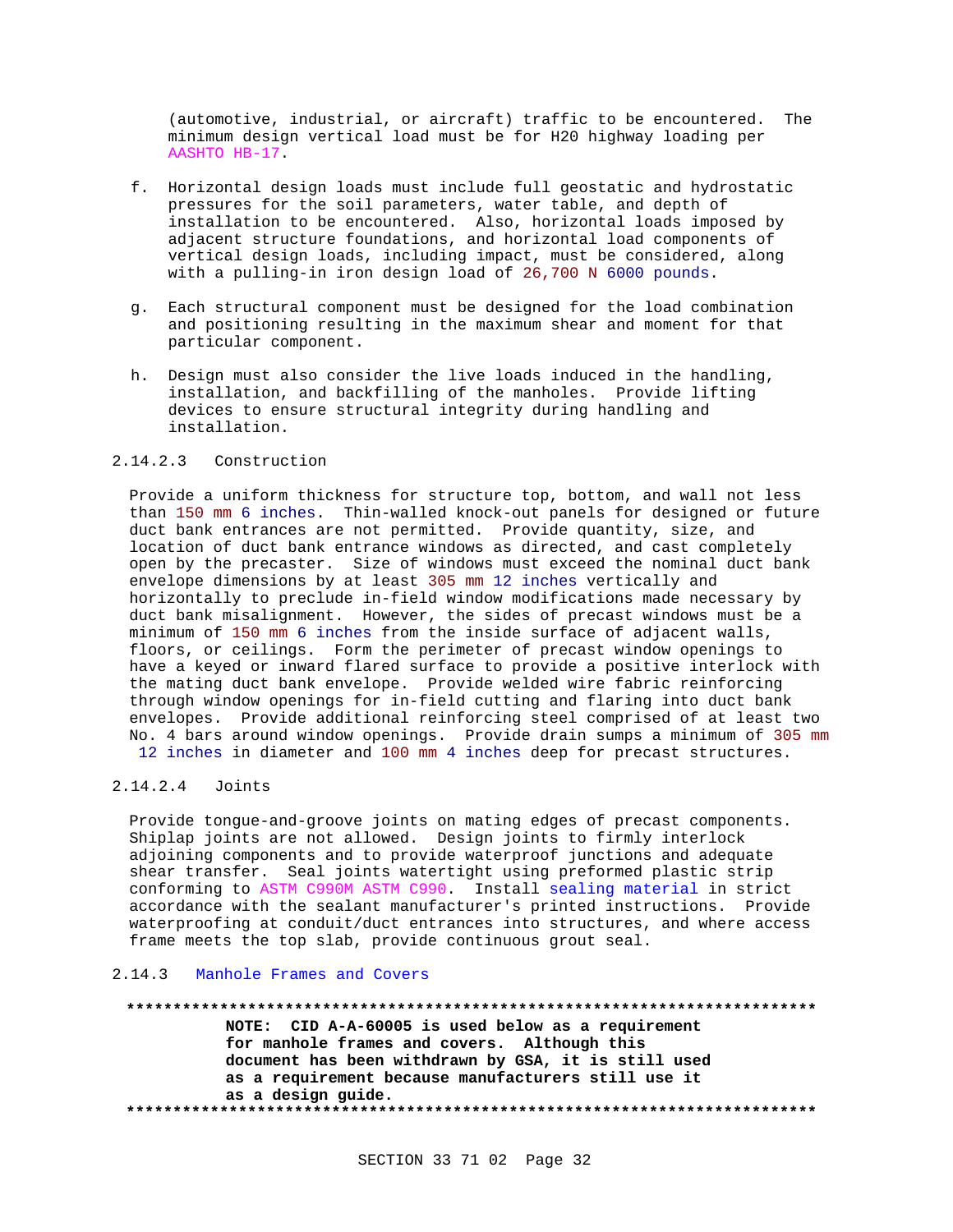(automotive, industrial, or aircraft) traffic to be encountered. The minimum design vertical load must be for H20 highway loading per AASHTO HB-17.

f. Horizontal design loads must include full geostatic and hydrostatic pressures for the soil parameters, water table, and depth of installation to be encountered. Also, horizontal loads imposed by adjacent structure foundations, and horizontal load components of vertical design loads, including impact, must be considered, along with a pulling-in iron design load of 26,700 N 6000 pounds.

g. Each structural component must be designed for the load combination and positioning resulting in the maximum shear and moment for that particular component.

h. Design must also consider the live loads induced in the handling, installation, and backfilling of the manholes. Provide lifting devices to ensure structural integrity during handling and installation.

#### 2.14.2.3 Construction

Provide a uniform thickness for structure top, bottom, and wall not less than 150 mm 6 inches. Thin-walled knock-out panels for designed or future duct bank entrances are not permitted. Provide quantity, size, and location of duct bank entrance windows as directed, and cast completely open by the precaster. Size of windows must exceed the nominal duct bank envelope dimensions by at least 305 mm 12 inches vertically and horizontally to preclude in-field window modifications made necessary by duct bank misalignment. However, the sides of precast windows must be a minimum of 150 mm 6 inches from the inside surface of adjacent walls, floors, or ceilings. Form the perimeter of precast window openings to have a keyed or inward flared surface to provide a positive interlock with the mating duct bank envelope. Provide welded wire fabric reinforcing through window openings for in-field cutting and flaring into duct bank envelopes. Provide additional reinforcing steel comprised of at least two No. 4 bars around window openings. Provide drain sumps a minimum of 305 mm 12 inches in diameter and 100 mm 4 inches deep for precast structures.

#### 2.14.2.4 Joints

Provide tongue-and-groove joints on mating edges of precast components. Shiplap joints are not allowed. Design joints to firmly interlock adjoining components and to provide waterproof junctions and adequate shear transfer. Seal joints watertight using preformed plastic strip conforming to ASTM C990M ASTM C990. Install sealing material in strict accordance with the sealant manufacturer's printed instructions. Provide waterproofing at conduit/duct entrances into structures, and where access frame meets the top slab, provide continuous grout seal.

### 2.14.3 Manhole Frames and Covers

**************************************************************************

**NOTE: CID A-A-60005 is used below as a requirement for manhole frames and covers. Although this document has been withdrawn by GSA, it is still used as a requirement because manufacturers still use it as a design guide.**

**************************************************************************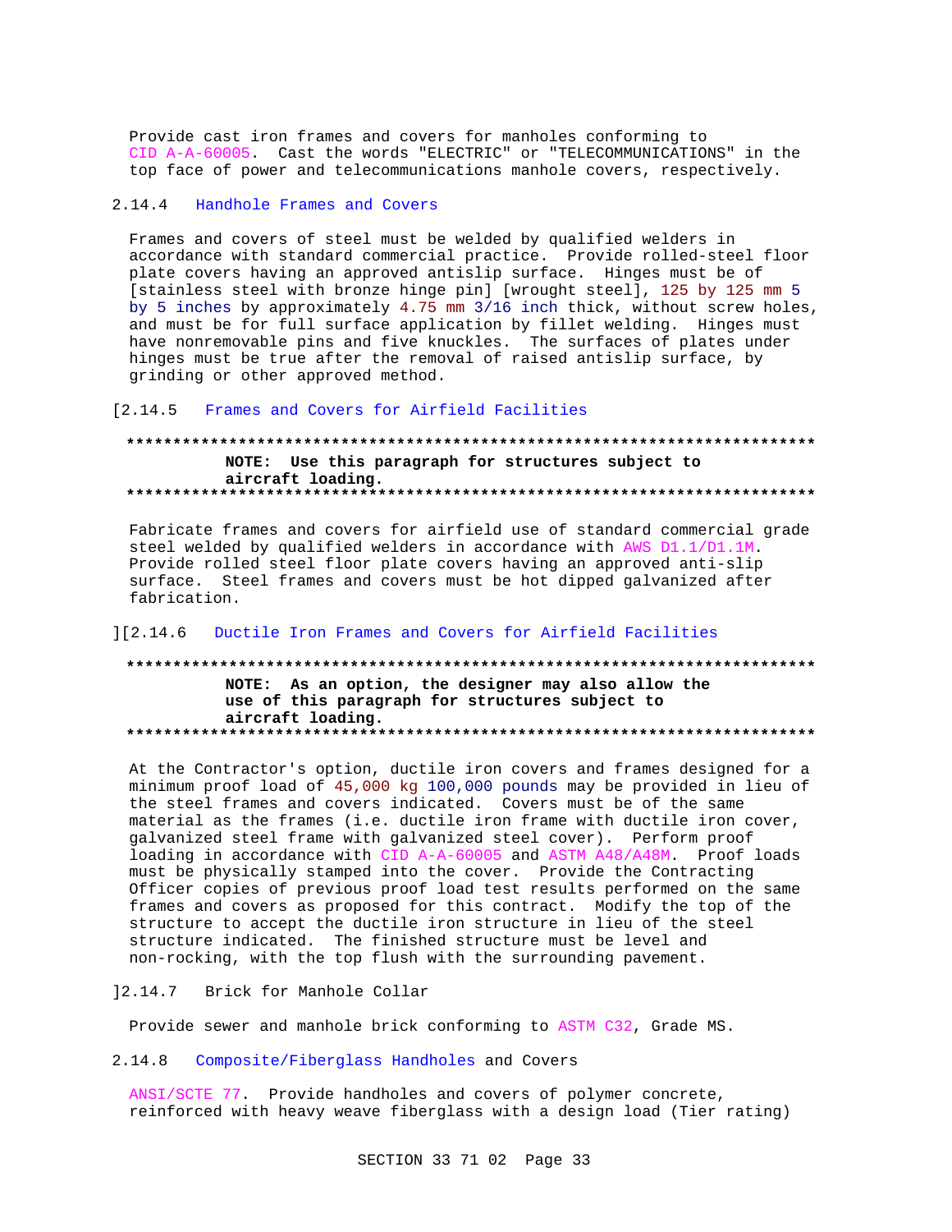Provide cast iron frames and covers for manholes conforming to CID A-A-60005. Cast the words "ELECTRIC" or "TELECOMMUNICATIONS" in the top face of power and telecommunications manhole covers, respectively.

#### 2.14.4 Handhole Frames and Covers

Frames and covers of steel must be welded by qualified welders in accordance with standard commercial practice. Provide rolled-steel floor plate covers having an approved antislip surface. Hinges must be of [stainless steel with bronze hinge pin] [wrought steel], 125 by 125 mm 5 by 5 inches by approximately 4.75 mm 3/16 inch thick, without screw holes, and must be for full surface application by fillet welding. Hinges must have nonremovable pins and five knuckles. The surfaces of plates under hinges must be true after the removal of raised antislip surface, by grinding or other approved method.

#### [2.14.5 Frames and Covers for Airfield Facilities

**************************************************************************

**NOTE: Use this paragraph for structures subject to aircraft loading.**

**************************************************************************

Fabricate frames and covers for airfield use of standard commercial grade steel welded by qualified welders in accordance with AWS D1.1/D1.1M. Provide rolled steel floor plate covers having an approved anti-slip surface. Steel frames and covers must be hot dipped galvanized after fabrication.

#### ][2.14.6 Ductile Iron Frames and Covers for Airfield Facilities

**************************************************************************

**NOTE: As an option, the designer may also allow the use of this paragraph for structures subject to aircraft loading.**

**************************************************************************

At the Contractor's option, ductile iron covers and frames designed for a minimum proof load of 45,000 kg 100,000 pounds may be provided in lieu of the steel frames and covers indicated. Covers must be of the same material as the frames (i.e. ductile iron frame with ductile iron cover, galvanized steel frame with galvanized steel cover). Perform proof loading in accordance with CID A-A-60005 and ASTM A48/A48M. Proof loads must be physically stamped into the cover. Provide the Contracting Officer copies of previous proof load test results performed on the same frames and covers as proposed for this contract. Modify the top of the structure to accept the ductile iron structure in lieu of the steel structure indicated. The finished structure must be level and non-rocking, with the top flush with the surrounding pavement.

#### ]2.14.7 Brick for Manhole Collar

Provide sewer and manhole brick conforming to ASTM C32, Grade MS.

#### 2.14.8 Composite/Fiberglass Handholes and Covers

ANSI/SCTE 77. Provide handholes and covers of polymer concrete, reinforced with heavy weave fiberglass with a design load (Tier rating)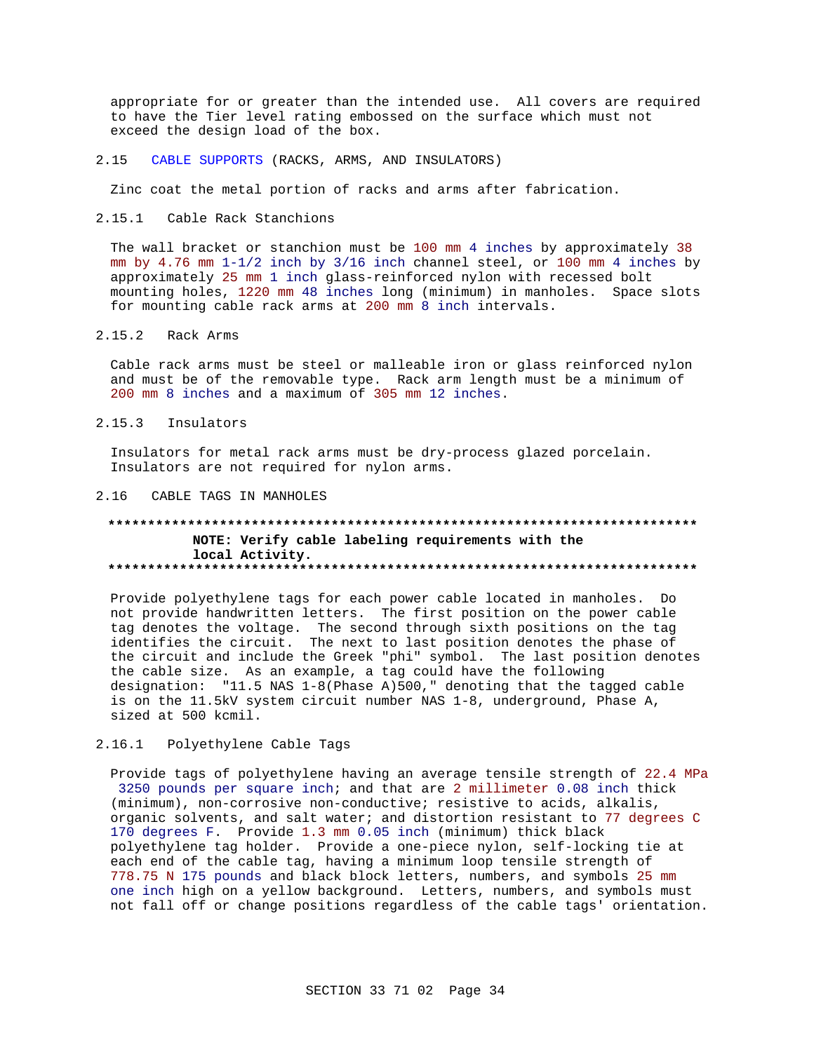appropriate for or greater than the intended use. All covers are required to have the Tier level rating embossed on the surface which must not exceed the design load of the box.

## 2.15 CABLE SUPPORTS (RACKS, ARMS, AND INSULATORS)

Zinc coat the metal portion of racks and arms after fabrication.

### 2.15.1 Cable Rack Stanchions

The wall bracket or stanchion must be 100 mm 4 inches by approximately 38 mm by 4.76 mm 1-1/2 inch by 3/16 inch channel steel, or 100 mm 4 inches by approximately 25 mm 1 inch glass-reinforced nylon with recessed bolt mounting holes, 1220 mm 48 inches long (minimum) in manholes. Space slots for mounting cable rack arms at 200 mm 8 inch intervals.

### 2.15.2 Rack Arms

Cable rack arms must be steel or malleable iron or glass reinforced nylon and must be of the removable type. Rack arm length must be a minimum of 200 mm 8 inches and a maximum of 305 mm 12 inches.

### 2.15.3 Insulators

Insulators for metal rack arms must be dry-process glazed porcelain. Insulators are not required for nylon arms.

## 2.16 CABLE TAGS IN MANHOLES

**************************************************************************

**NOTE: Verify cable labeling requirements with the local Activity.**

**************************************************************************

Provide polyethylene tags for each power cable located in manholes. Do not provide handwritten letters. The first position on the power cable tag denotes the voltage. The second through sixth positions on the tag identifies the circuit. The next to last position denotes the phase of the circuit and include the Greek "phi" symbol. The last position denotes the cable size. As an example, a tag could have the following designation: "11.5 NAS 1-8(Phase A)500," denoting that the tagged cable is on the 11.5kV system circuit number NAS 1-8, underground, Phase A, sized at 500 kcmil.

### 2.16.1 Polyethylene Cable Tags

Provide tags of polyethylene having an average tensile strength of 22.4 MPa 3250 pounds per square inch; and that are 2 millimeter 0.08 inch thick (minimum), non-corrosive non-conductive; resistive to acids, alkalis, organic solvents, and salt water; and distortion resistant to 77 degrees C 170 degrees F. Provide 1.3 mm 0.05 inch (minimum) thick black polyethylene tag holder. Provide a one-piece nylon, self-locking tie at each end of the cable tag, having a minimum loop tensile strength of 778.75 N 175 pounds and black block letters, numbers, and symbols 25 mm one inch high on a yellow background. Letters, numbers, and symbols must not fall off or change positions regardless of the cable tags' orientation.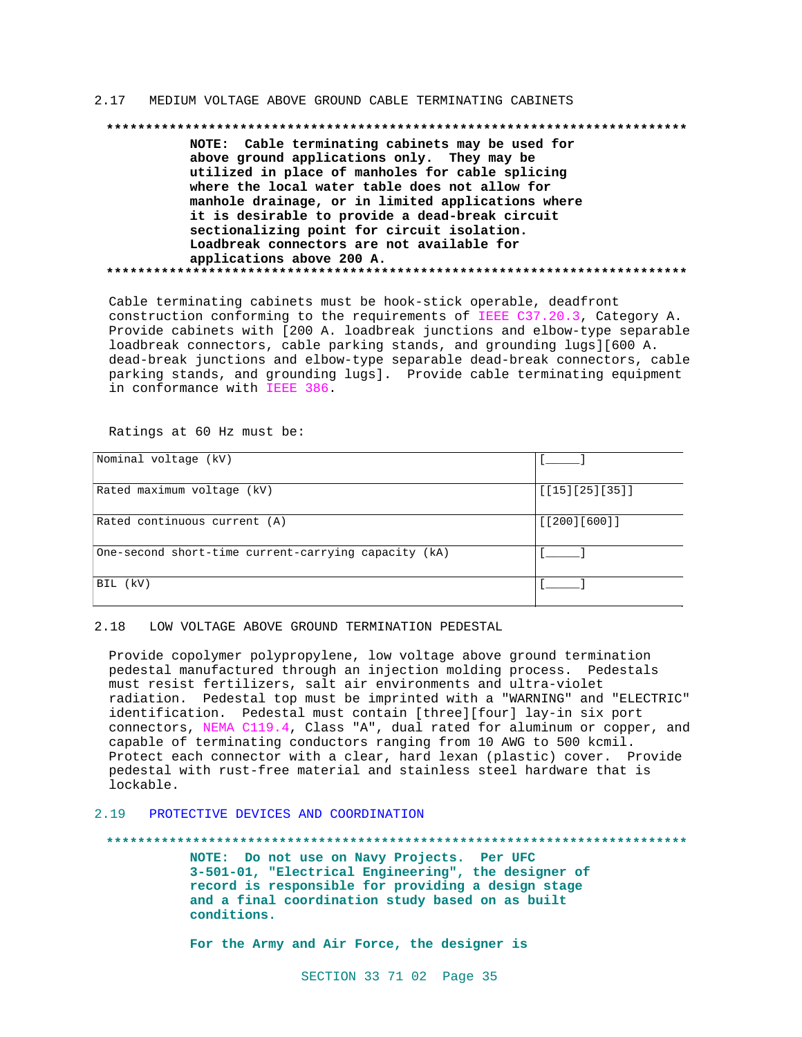## 2.17 MEDIUM VOLTAGE ABOVE GROUND CABLE TERMINATING CABINETS

**************************************************************************

**NOTE: Cable terminating cabinets may be used for above ground applications only. They may be utilized in place of manholes for cable splicing where the local water table does not allow for manhole drainage, or in limited applications where it is desirable to provide a dead-break circuit sectionalizing point for circuit isolation. Loadbreak connectors are not available for applications above 200 A.**

**************************************************************************

Cable terminating cabinets must be hook-stick operable, deadfront construction conforming to the requirements of IEEE C37.20.3, Category A. Provide cabinets with [200 A. loadbreak junctions and elbow-type separable loadbreak connectors, cable parking stands, and grounding lugs][600 A. dead-break junctions and elbow-type separable dead-break connectors, cable parking stands, and grounding lugs]. Provide cable terminating equipment in conformance with IEEE 386.

Ratings at 60 Hz must be:

| | |
|---|---|
| Nominal voltage (kV) | [_____] |
| Rated maximum voltage (kV) | [[15][25][35]] |
| Rated continuous current (A) | [[200][600]] |
| One-second short-time current-carrying capacity (kA) | [_____] |
| BIL (kV) | [_____] |

## 2.18 LOW VOLTAGE ABOVE GROUND TERMINATION PEDESTAL

Provide copolymer polypropylene, low voltage above ground termination pedestal manufactured through an injection molding process. Pedestals must resist fertilizers, salt air environments and ultra-violet radiation. Pedestal top must be imprinted with a "WARNING" and "ELECTRIC" identification. Pedestal must contain [three][four] lay-in six port connectors, NEMA C119.4, Class "A", dual rated for aluminum or copper, and capable of terminating conductors ranging from 10 AWG to 500 kcmil. Protect each connector with a clear, hard lexan (plastic) cover. Provide pedestal with rust-free material and stainless steel hardware that is lockable.

## 2.19 PROTECTIVE DEVICES AND COORDINATION

**************************************************************************

**NOTE: Do not use on Navy Projects. Per UFC 3-501-01, "Electrical Engineering", the designer of record is responsible for providing a design stage and a final coordination study based on as built conditions.**

**For the Army and Air Force, the designer is**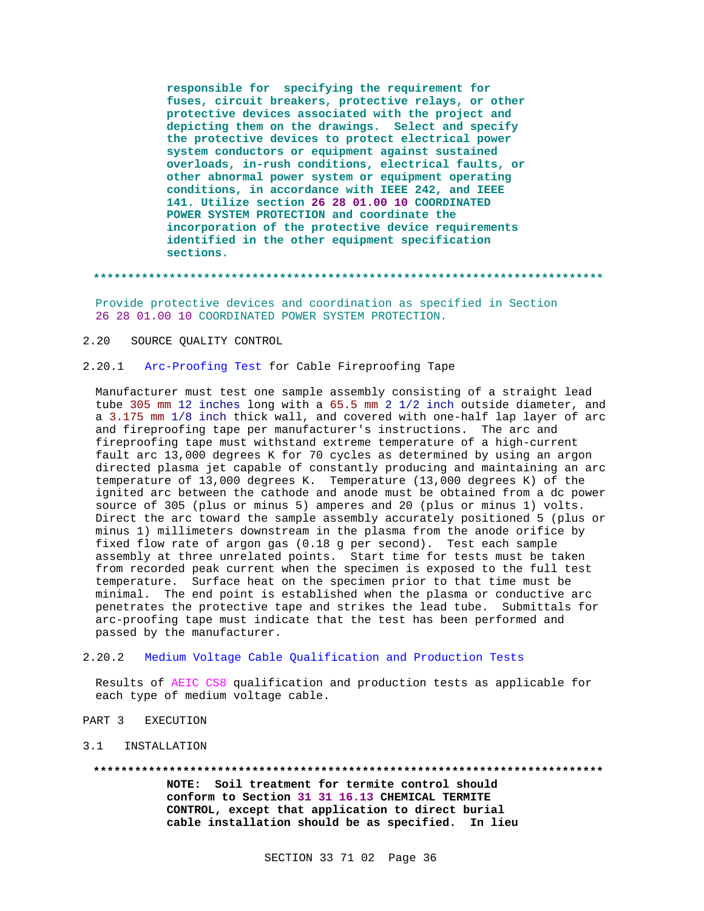**responsible for specifying the requirement for fuses, circuit breakers, protective relays, or other protective devices associated with the project and depicting them on the drawings. Select and specify the protective devices to protect electrical power system conductors or equipment against sustained overloads, in-rush conditions, electrical faults, or other abnormal power system or equipment operating conditions, in accordance with IEEE 242, and IEEE 141. Utilize section 26 28 01.00 10 COORDINATED POWER SYSTEM PROTECTION and coordinate the incorporation of the protective device requirements identified in the other equipment specification sections.**

**************************************************************************

Provide protective devices and coordination as specified in Section 26 28 01.00 10 COORDINATED POWER SYSTEM PROTECTION.

## 2.20 SOURCE QUALITY CONTROL

### 2.20.1 Arc-Proofing Test for Cable Fireproofing Tape

Manufacturer must test one sample assembly consisting of a straight lead tube 305 mm 12 inches long with a 65.5 mm 2 1/2 inch outside diameter, and a 3.175 mm 1/8 inch thick wall, and covered with one-half lap layer of arc and fireproofing tape per manufacturer's instructions. The arc and fireproofing tape must withstand extreme temperature of a high-current fault arc 13,000 degrees K for 70 cycles as determined by using an argon directed plasma jet capable of constantly producing and maintaining an arc temperature of 13,000 degrees K. Temperature (13,000 degrees K) of the ignited arc between the cathode and anode must be obtained from a dc power source of 305 (plus or minus 5) amperes and 20 (plus or minus 1) volts. Direct the arc toward the sample assembly accurately positioned 5 (plus or minus 1) millimeters downstream in the plasma from the anode orifice by fixed flow rate of argon gas (0.18 g per second). Test each sample assembly at three unrelated points. Start time for tests must be taken from recorded peak current when the specimen is exposed to the full test temperature. Surface heat on the specimen prior to that time must be minimal. The end point is established when the plasma or conductive arc penetrates the protective tape and strikes the lead tube. Submittals for arc-proofing tape must indicate that the test has been performed and passed by the manufacturer.

### 2.20.2 Medium Voltage Cable Qualification and Production Tests

Results of AEIC CS8 qualification and production tests as applicable for each type of medium voltage cable.

# PART 3 EXECUTION

## 3.1 INSTALLATION

**************************************************************************

**NOTE: Soil treatment for termite control should conform to Section 31 31 16.13 CHEMICAL TERMITE CONTROL, except that application to direct burial cable installation should be as specified. In lieu**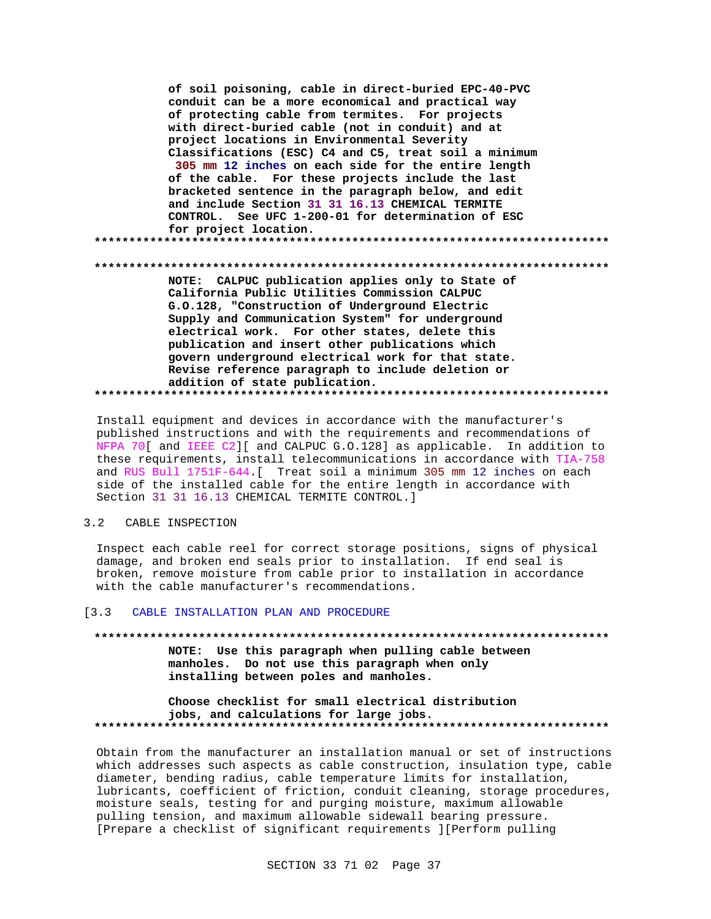of soil poisoning, cable in direct-buried EPC-40-PVC conduit can be a more economical and practical way of protecting cable from termites. For projects with direct-buried cable (not in conduit) and at project locations in Environmental Severity Classifications (ESC) C4 and C5, treat soil a minimum 305 mm 12 inches on each side for the entire length of the cable. For these projects include the last bracketed sentence in the paragraph below, and edit and include Section 31 31 16.13 CHEMICAL TERMITE CONTROL. See UFC 1-200-01 for determination of ESC for project location.

**************************************************************************

**************************************************************************

**NOTE: CALPUC publication applies only to State of California Public Utilities Commission CALPUC G.O.128, "Construction of Underground Electric Supply and Communication System" for underground electrical work. For other states, delete this publication and insert other publications which govern underground electrical work for that state. Revise reference paragraph to include deletion or addition of state publication.**

**************************************************************************

Install equipment and devices in accordance with the manufacturer's published instructions and with the requirements and recommendations of NFPA 70[ and IEEE C2][ and CALPUC G.O.128] as applicable. In addition to these requirements, install telecommunications in accordance with TIA-758 and RUS Bull 1751F-644.[ Treat soil a minimum 305 mm 12 inches on each side of the installed cable for the entire length in accordance with Section 31 31 16.13 CHEMICAL TERMITE CONTROL.]

## 3.2 CABLE INSPECTION

Inspect each cable reel for correct storage positions, signs of physical damage, and broken end seals prior to installation. If end seal is broken, remove moisture from cable prior to installation in accordance with the cable manufacturer's recommendations.

## [3.3 CABLE INSTALLATION PLAN AND PROCEDURE

**************************************************************************

**NOTE: Use this paragraph when pulling cable between manholes. Do not use this paragraph when only installing between poles and manholes.**

**Choose checklist for small electrical distribution jobs, and calculations for large jobs.**

**************************************************************************

Obtain from the manufacturer an installation manual or set of instructions which addresses such aspects as cable construction, insulation type, cable diameter, bending radius, cable temperature limits for installation, lubricants, coefficient of friction, conduit cleaning, storage procedures, moisture seals, testing for and purging moisture, maximum allowable pulling tension, and maximum allowable sidewall bearing pressure. [Prepare a checklist of significant requirements ][Perform pulling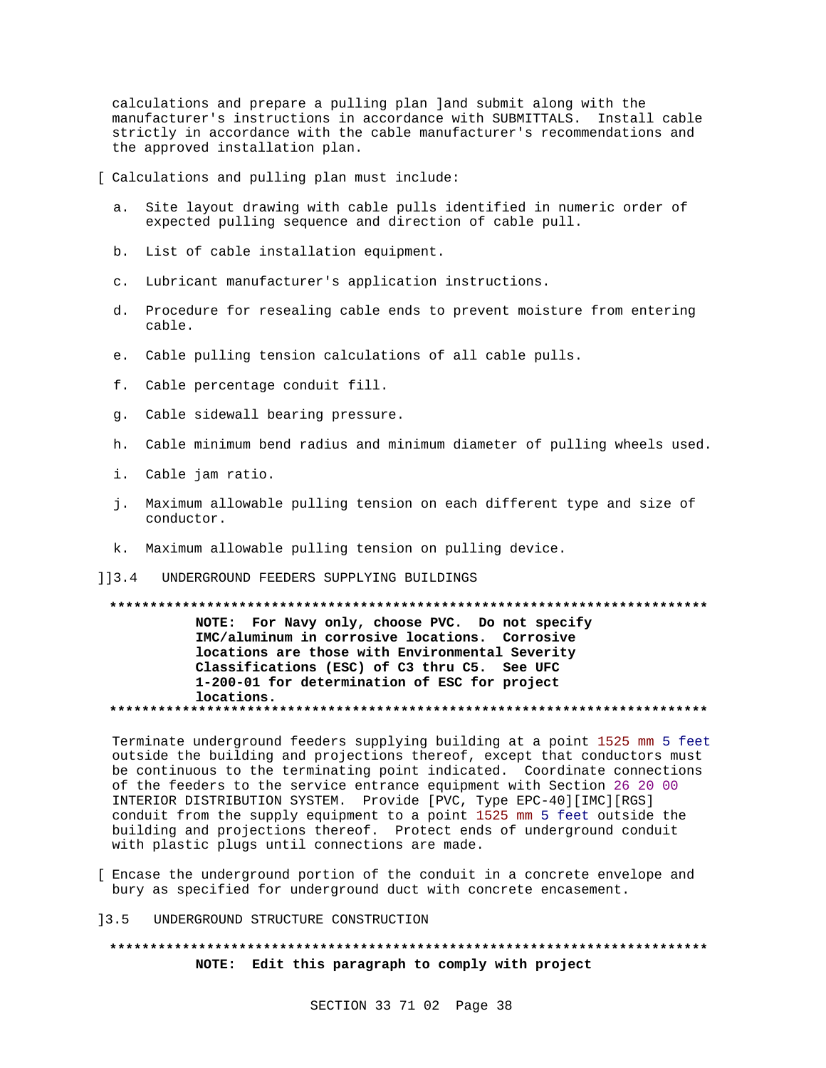calculations and prepare a pulling plan ]and submit along with the manufacturer's instructions in accordance with SUBMITTALS. Install cable strictly in accordance with the cable manufacturer's recommendations and the approved installation plan.

[ Calculations and pulling plan must include:

a. Site layout drawing with cable pulls identified in numeric order of expected pulling sequence and direction of cable pull.

b. List of cable installation equipment.

c. Lubricant manufacturer's application instructions.

d. Procedure for resealing cable ends to prevent moisture from entering cable.

e. Cable pulling tension calculations of all cable pulls.

f. Cable percentage conduit fill.

g. Cable sidewall bearing pressure.

h. Cable minimum bend radius and minimum diameter of pulling wheels used.

i. Cable jam ratio.

j. Maximum allowable pulling tension on each different type and size of conductor.

k. Maximum allowable pulling tension on pulling device.

]]3.4 UNDERGROUND FEEDERS SUPPLYING BUILDINGS

**************************************************************************

**NOTE: For Navy only, choose PVC. Do not specify IMC/aluminum in corrosive locations. Corrosive locations are those with Environmental Severity Classifications (ESC) of C3 thru C5. See UFC 1-200-01 for determination of ESC for project locations.**

**************************************************************************

Terminate underground feeders supplying building at a point 1525 mm 5 feet outside the building and projections thereof, except that conductors must be continuous to the terminating point indicated. Coordinate connections of the feeders to the service entrance equipment with Section 26 20 00 INTERIOR DISTRIBUTION SYSTEM. Provide [PVC, Type EPC-40][IMC][RGS] conduit from the supply equipment to a point 1525 mm 5 feet outside the building and projections thereof. Protect ends of underground conduit with plastic plugs until connections are made.

[ Encase the underground portion of the conduit in a concrete envelope and bury as specified for underground duct with concrete encasement.

]3.5 UNDERGROUND STRUCTURE CONSTRUCTION

**************************************************************************

**NOTE: Edit this paragraph to comply with project**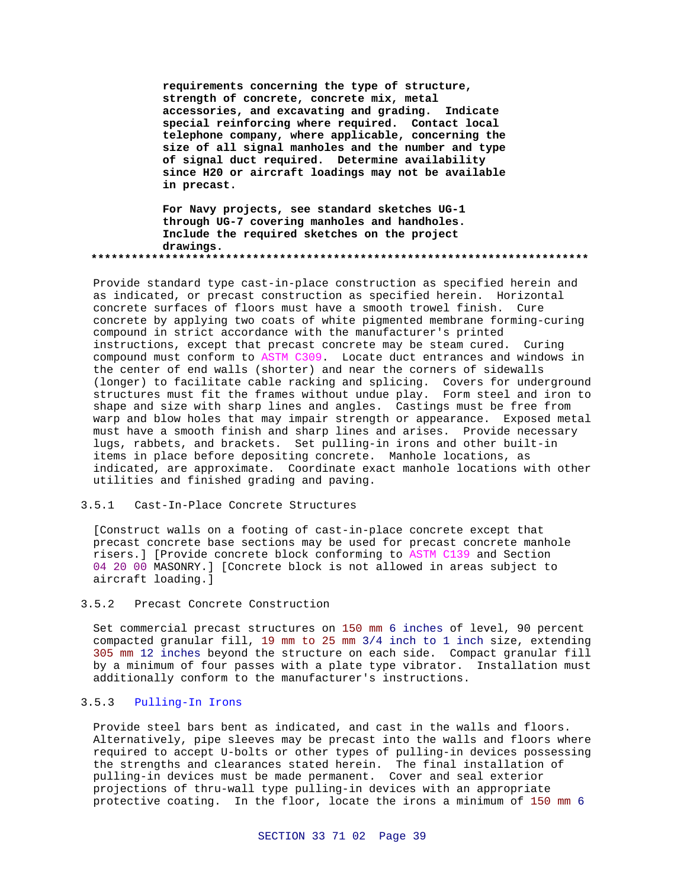**requirements concerning the type of structure, strength of concrete, concrete mix, metal accessories, and excavating and grading. Indicate special reinforcing where required. Contact local telephone company, where applicable, concerning the size of all signal manholes and the number and type of signal duct required. Determine availability since H20 or aircraft loadings may not be available in precast.**

**For Navy projects, see standard sketches UG-1 through UG-7 covering manholes and handholes. Include the required sketches on the project drawings.**

**************************************************************************

Provide standard type cast-in-place construction as specified herein and as indicated, or precast construction as specified herein. Horizontal concrete surfaces of floors must have a smooth trowel finish. Cure concrete by applying two coats of white pigmented membrane forming-curing compound in strict accordance with the manufacturer's printed instructions, except that precast concrete may be steam cured. Curing compound must conform to ASTM C309. Locate duct entrances and windows in the center of end walls (shorter) and near the corners of sidewalls (longer) to facilitate cable racking and splicing. Covers for underground structures must fit the frames without undue play. Form steel and iron to shape and size with sharp lines and angles. Castings must be free from warp and blow holes that may impair strength or appearance. Exposed metal must have a smooth finish and sharp lines and arises. Provide necessary lugs, rabbets, and brackets. Set pulling-in irons and other built-in items in place before depositing concrete. Manhole locations, as indicated, are approximate. Coordinate exact manhole locations with other utilities and finished grading and paving.

### 3.5.1 Cast-In-Place Concrete Structures

[Construct walls on a footing of cast-in-place concrete except that precast concrete base sections may be used for precast concrete manhole risers.] [Provide concrete block conforming to ASTM C139 and Section 04 20 00 MASONRY.] [Concrete block is not allowed in areas subject to aircraft loading.]

### 3.5.2 Precast Concrete Construction

Set commercial precast structures on 150 mm 6 inches of level, 90 percent compacted granular fill, 19 mm to 25 mm 3/4 inch to 1 inch size, extending 305 mm 12 inches beyond the structure on each side. Compact granular fill by a minimum of four passes with a plate type vibrator. Installation must additionally conform to the manufacturer's instructions.

### 3.5.3 Pulling-In Irons

Provide steel bars bent as indicated, and cast in the walls and floors. Alternatively, pipe sleeves may be precast into the walls and floors where required to accept U-bolts or other types of pulling-in devices possessing the strengths and clearances stated herein. The final installation of pulling-in devices must be made permanent. Cover and seal exterior projections of thru-wall type pulling-in devices with an appropriate protective coating. In the floor, locate the irons a minimum of 150 mm 6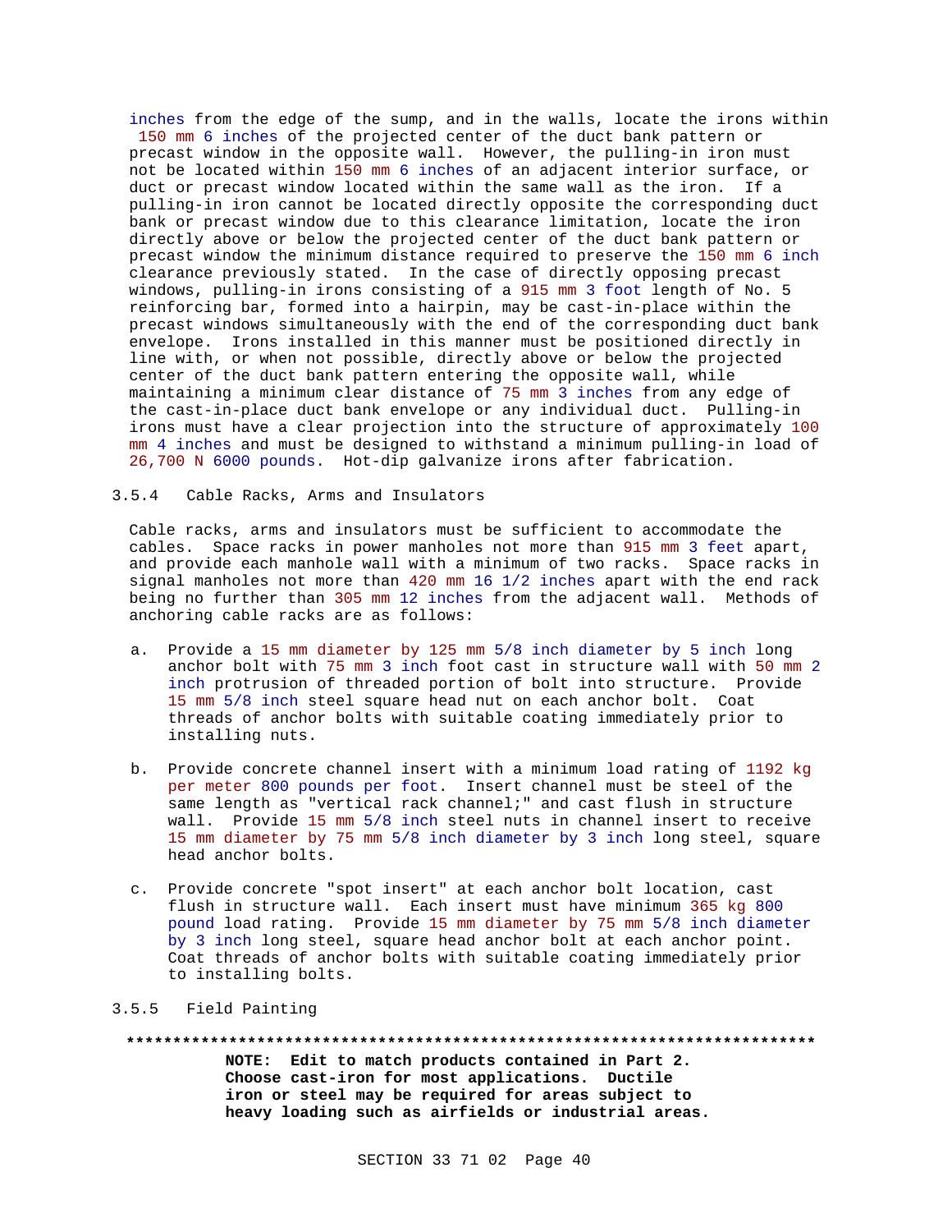inches from the edge of the sump, and in the walls, locate the irons within 150 mm 6 inches of the projected center of the duct bank pattern or precast window in the opposite wall. However, the pulling-in iron must not be located within 150 mm 6 inches of an adjacent interior surface, or duct or precast window located within the same wall as the iron. If a pulling-in iron cannot be located directly opposite the corresponding duct bank or precast window due to this clearance limitation, locate the iron directly above or below the projected center of the duct bank pattern or precast window the minimum distance required to preserve the 150 mm 6 inch clearance previously stated. In the case of directly opposing precast windows, pulling-in irons consisting of a 915 mm 3 foot length of No. 5 reinforcing bar, formed into a hairpin, may be cast-in-place within the precast windows simultaneously with the end of the corresponding duct bank envelope. Irons installed in this manner must be positioned directly in line with, or when not possible, directly above or below the projected center of the duct bank pattern entering the opposite wall, while maintaining a minimum clear distance of 75 mm 3 inches from any edge of the cast-in-place duct bank envelope or any individual duct. Pulling-in irons must have a clear projection into the structure of approximately 100 mm 4 inches and must be designed to withstand a minimum pulling-in load of 26,700 N 6000 pounds. Hot-dip galvanize irons after fabrication.

### 3.5.4 Cable Racks, Arms and Insulators

Cable racks, arms and insulators must be sufficient to accommodate the cables. Space racks in power manholes not more than 915 mm 3 feet apart, and provide each manhole wall with a minimum of two racks. Space racks in signal manholes not more than 420 mm 16 1/2 inches apart with the end rack being no further than 305 mm 12 inches from the adjacent wall. Methods of anchoring cable racks are as follows:

a. Provide a 15 mm diameter by 125 mm 5/8 inch diameter by 5 inch long anchor bolt with 75 mm 3 inch foot cast in structure wall with 50 mm 2 inch protrusion of threaded portion of bolt into structure. Provide 15 mm 5/8 inch steel square head nut on each anchor bolt. Coat threads of anchor bolts with suitable coating immediately prior to installing nuts.

b. Provide concrete channel insert with a minimum load rating of 1192 kg per meter 800 pounds per foot. Insert channel must be steel of the same length as "vertical rack channel;" and cast flush in structure wall. Provide 15 mm 5/8 inch steel nuts in channel insert to receive 15 mm diameter by 75 mm 5/8 inch diameter by 3 inch long steel, square head anchor bolts.

c. Provide concrete "spot insert" at each anchor bolt location, cast flush in structure wall. Each insert must have minimum 365 kg 800 pound load rating. Provide 15 mm diameter by 75 mm 5/8 inch diameter by 3 inch long steel, square head anchor bolt at each anchor point. Coat threads of anchor bolts with suitable coating immediately prior to installing bolts.

### 3.5.5 Field Painting

**************************************************************************

**NOTE: Edit to match products contained in Part 2. Choose cast-iron for most applications. Ductile iron or steel may be required for areas subject to heavy loading such as airfields or industrial areas.**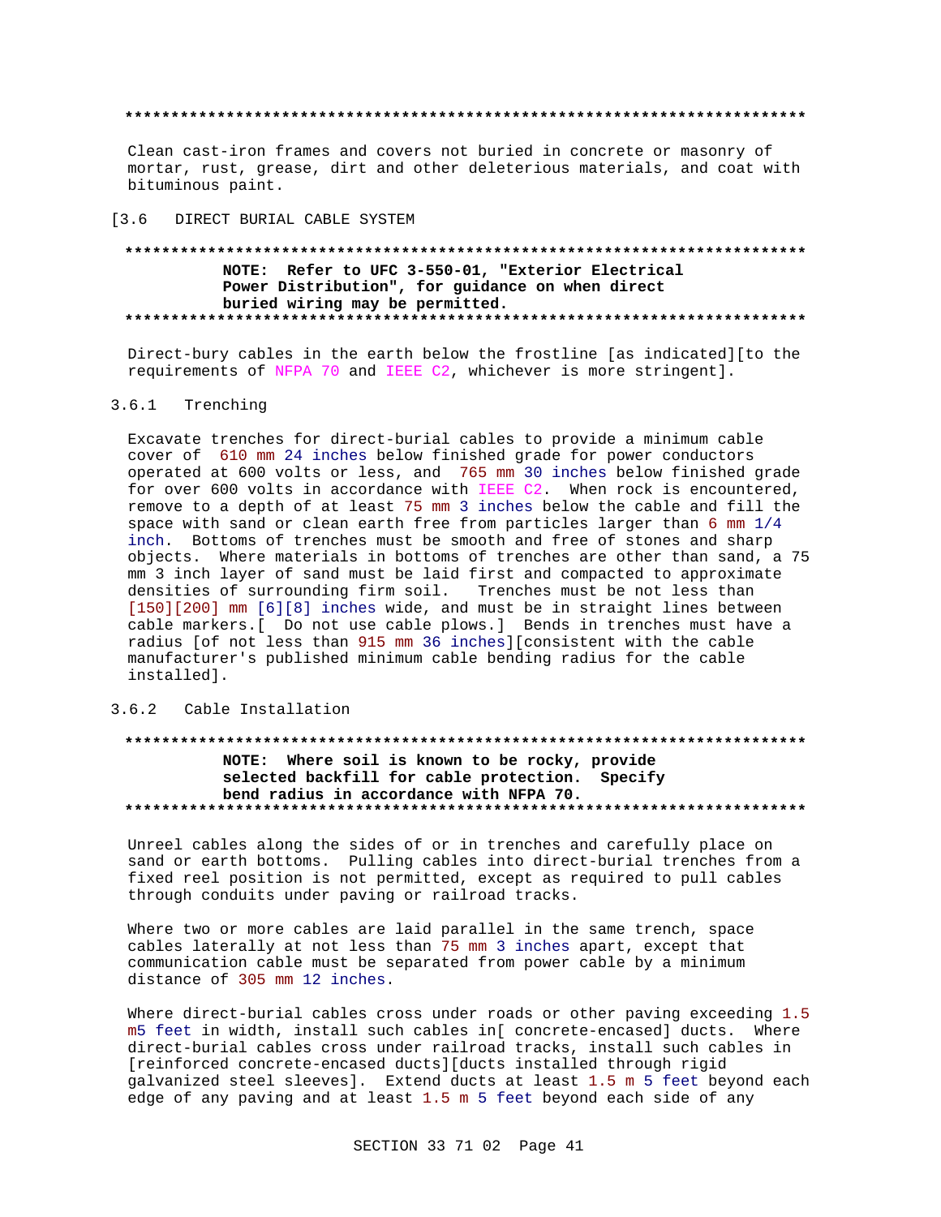**************************************************************************

Clean cast-iron frames and covers not buried in concrete or masonry of mortar, rust, grease, dirt and other deleterious materials, and coat with bituminous paint.

[3.6 DIRECT BURIAL CABLE SYSTEM

**************************************************************************

**NOTE: Refer to UFC 3-550-01, "Exterior Electrical Power Distribution", for guidance on when direct buried wiring may be permitted.**

**************************************************************************

Direct-bury cables in the earth below the frostline [as indicated][to the requirements of NFPA 70 and IEEE C2, whichever is more stringent].

### 3.6.1 Trenching

Excavate trenches for direct-burial cables to provide a minimum cable cover of 610 mm 24 inches below finished grade for power conductors operated at 600 volts or less, and 765 mm 30 inches below finished grade for over 600 volts in accordance with IEEE C2. When rock is encountered, remove to a depth of at least 75 mm 3 inches below the cable and fill the space with sand or clean earth free from particles larger than 6 mm 1/4 inch. Bottoms of trenches must be smooth and free of stones and sharp objects. Where materials in bottoms of trenches are other than sand, a 75 mm 3 inch layer of sand must be laid first and compacted to approximate densities of surrounding firm soil. Trenches must be not less than [150][200] mm [6][8] inches wide, and must be in straight lines between cable markers.[ Do not use cable plows.] Bends in trenches must have a radius [of not less than 915 mm 36 inches][consistent with the cable manufacturer's published minimum cable bending radius for the cable installed].

### 3.6.2 Cable Installation

**************************************************************************

**NOTE: Where soil is known to be rocky, provide selected backfill for cable protection. Specify bend radius in accordance with NFPA 70.**

**************************************************************************

Unreel cables along the sides of or in trenches and carefully place on sand or earth bottoms. Pulling cables into direct-burial trenches from a fixed reel position is not permitted, except as required to pull cables through conduits under paving or railroad tracks.

Where two or more cables are laid parallel in the same trench, space cables laterally at not less than 75 mm 3 inches apart, except that communication cable must be separated from power cable by a minimum distance of 305 mm 12 inches.

Where direct-burial cables cross under roads or other paving exceeding 1.5 m5 feet in width, install such cables in[ concrete-encased] ducts. Where direct-burial cables cross under railroad tracks, install such cables in [reinforced concrete-encased ducts][ducts installed through rigid galvanized steel sleeves]. Extend ducts at least 1.5 m 5 feet beyond each edge of any paving and at least 1.5 m 5 feet beyond each side of any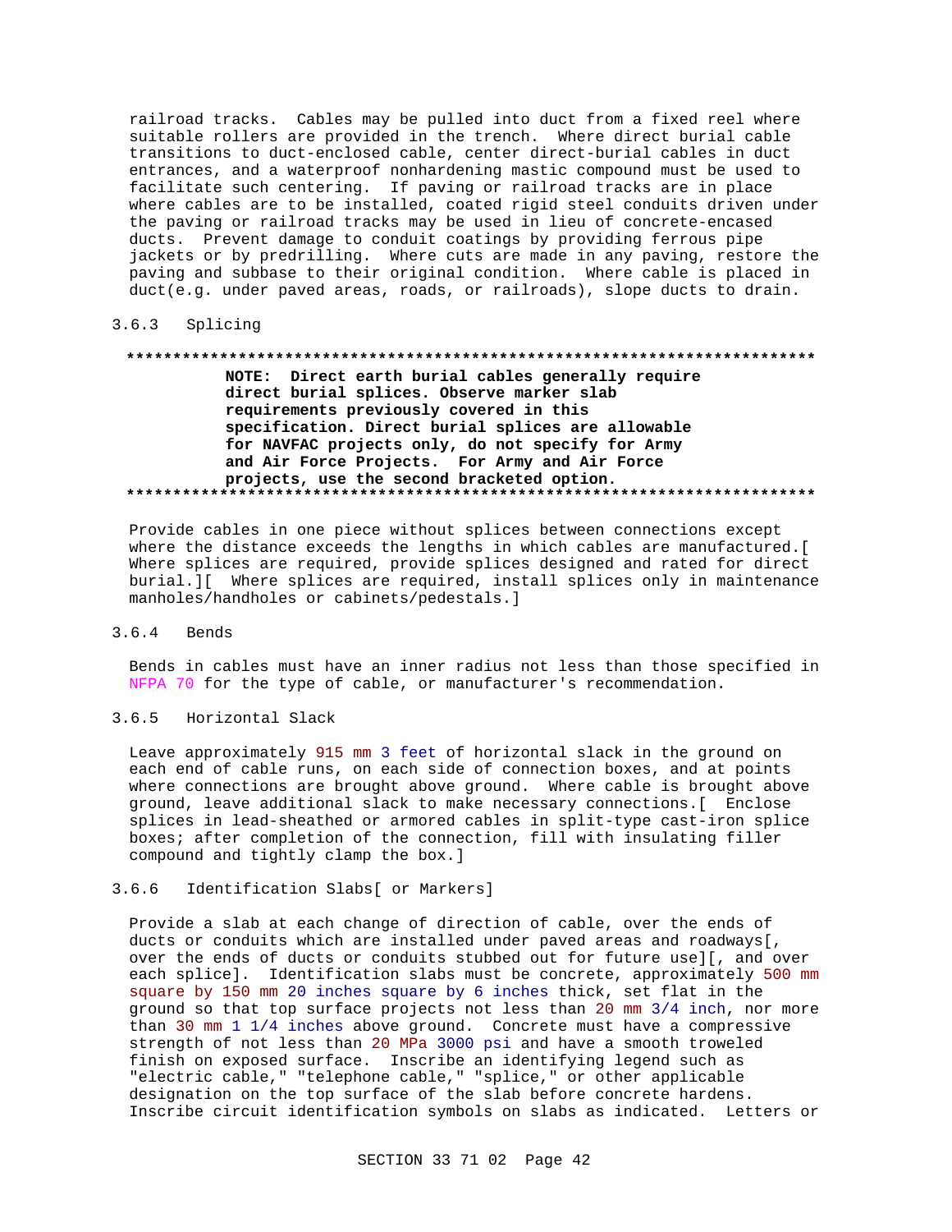railroad tracks. Cables may be pulled into duct from a fixed reel where suitable rollers are provided in the trench. Where direct burial cable transitions to duct-enclosed cable, center direct-burial cables in duct entrances, and a waterproof nonhardening mastic compound must be used to facilitate such centering. If paving or railroad tracks are in place where cables are to be installed, coated rigid steel conduits driven under the paving or railroad tracks may be used in lieu of concrete-encased ducts. Prevent damage to conduit coatings by providing ferrous pipe jackets or by predrilling. Where cuts are made in any paving, restore the paving and subbase to their original condition. Where cable is placed in duct(e.g. under paved areas, roads, or railroads), slope ducts to drain.

### 3.6.3 Splicing

**************************************************************************
**NOTE: Direct earth burial cables generally require direct burial splices. Observe marker slab requirements previously covered in this specification. Direct burial splices are allowable for NAVFAC projects only, do not specify for Army and Air Force Projects. For Army and Air Force projects, use the second bracketed option.**
**************************************************************************

Provide cables in one piece without splices between connections except where the distance exceeds the lengths in which cables are manufactured.[ Where splices are required, provide splices designed and rated for direct burial.][ Where splices are required, install splices only in maintenance manholes/handholes or cabinets/pedestals.]

### 3.6.4 Bends

Bends in cables must have an inner radius not less than those specified in NFPA 70 for the type of cable, or manufacturer's recommendation.

### 3.6.5 Horizontal Slack

Leave approximately 915 mm 3 feet of horizontal slack in the ground on each end of cable runs, on each side of connection boxes, and at points where connections are brought above ground. Where cable is brought above ground, leave additional slack to make necessary connections.[ Enclose splices in lead-sheathed or armored cables in split-type cast-iron splice boxes; after completion of the connection, fill with insulating filler compound and tightly clamp the box.]

### 3.6.6 Identification Slabs[ or Markers]

Provide a slab at each change of direction of cable, over the ends of ducts or conduits which are installed under paved areas and roadways[, over the ends of ducts or conduits stubbed out for future use][, and over each splice]. Identification slabs must be concrete, approximately 500 mm square by 150 mm 20 inches square by 6 inches thick, set flat in the ground so that top surface projects not less than 20 mm 3/4 inch, nor more than 30 mm 1 1/4 inches above ground. Concrete must have a compressive strength of not less than 20 MPa 3000 psi and have a smooth troweled finish on exposed surface. Inscribe an identifying legend such as "electric cable," "telephone cable," "splice," or other applicable designation on the top surface of the slab before concrete hardens. Inscribe circuit identification symbols on slabs as indicated. Letters or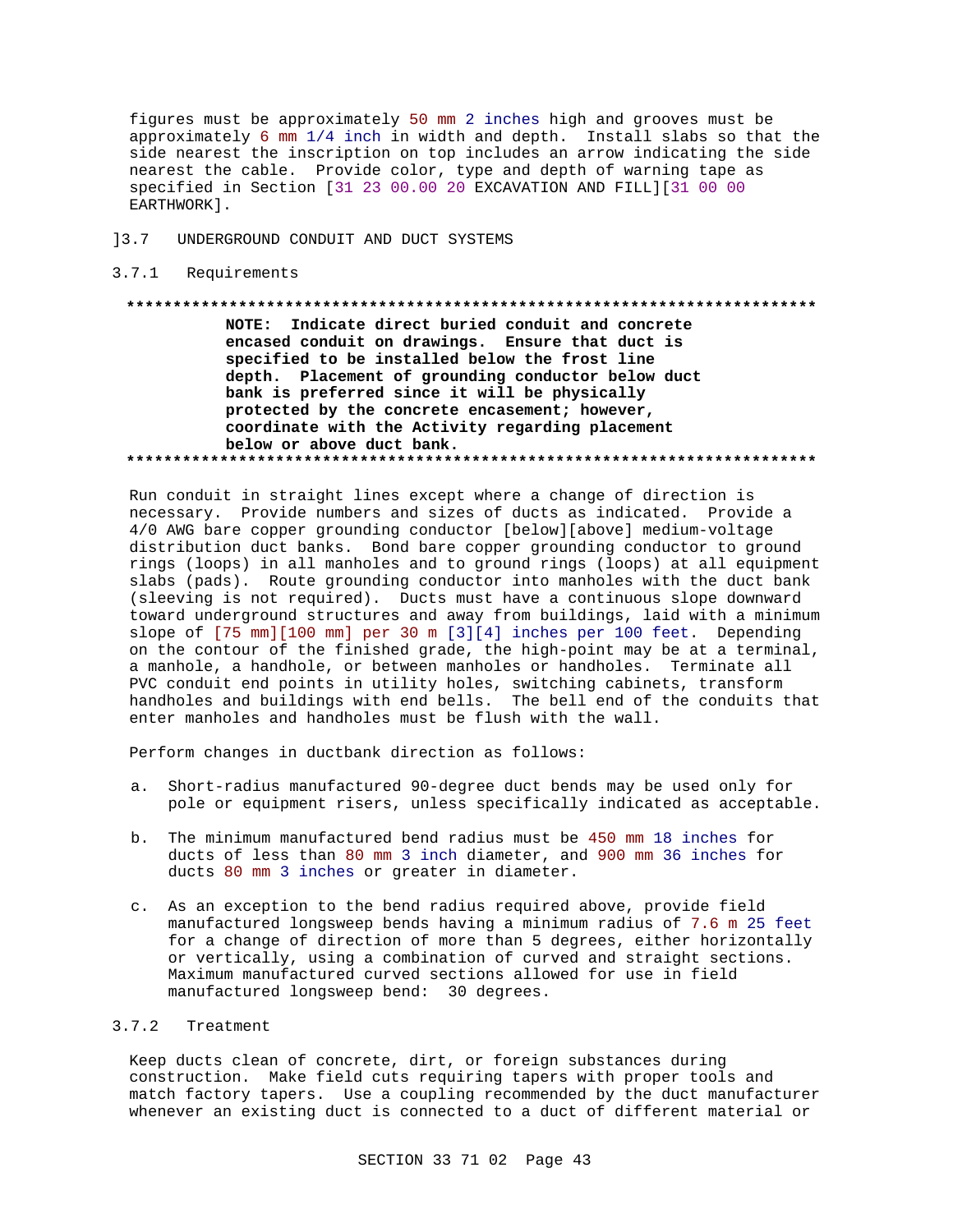figures must be approximately 50 mm 2 inches high and grooves must be approximately 6 mm 1/4 inch in width and depth. Install slabs so that the side nearest the inscription on top includes an arrow indicating the side nearest the cable. Provide color, type and depth of warning tape as specified in Section [31 23 00.00 20 EXCAVATION AND FILL][31 00 00 EARTHWORK].

## ]3.7 UNDERGROUND CONDUIT AND DUCT SYSTEMS

### 3.7.1 Requirements

**************************************************************************

**NOTE: Indicate direct buried conduit and concrete encased conduit on drawings. Ensure that duct is specified to be installed below the frost line depth. Placement of grounding conductor below duct bank is preferred since it will be physically protected by the concrete encasement; however, coordinate with the Activity regarding placement below or above duct bank.**

**************************************************************************

Run conduit in straight lines except where a change of direction is necessary. Provide numbers and sizes of ducts as indicated. Provide a 4/0 AWG bare copper grounding conductor [below][above] medium-voltage distribution duct banks. Bond bare copper grounding conductor to ground rings (loops) in all manholes and to ground rings (loops) at all equipment slabs (pads). Route grounding conductor into manholes with the duct bank (sleeving is not required). Ducts must have a continuous slope downward toward underground structures and away from buildings, laid with a minimum slope of [75 mm][100 mm] per 30 m [3][4] inches per 100 feet. Depending on the contour of the finished grade, the high-point may be at a terminal, a manhole, a handhole, or between manholes or handholes. Terminate all PVC conduit end points in utility holes, switching cabinets, transform handholes and buildings with end bells. The bell end of the conduits that enter manholes and handholes must be flush with the wall.

Perform changes in ductbank direction as follows:

a. Short-radius manufactured 90-degree duct bends may be used only for pole or equipment risers, unless specifically indicated as acceptable.

b. The minimum manufactured bend radius must be 450 mm 18 inches for ducts of less than 80 mm 3 inch diameter, and 900 mm 36 inches for ducts 80 mm 3 inches or greater in diameter.

c. As an exception to the bend radius required above, provide field manufactured longsweep bends having a minimum radius of 7.6 m 25 feet for a change of direction of more than 5 degrees, either horizontally or vertically, using a combination of curved and straight sections. Maximum manufactured curved sections allowed for use in field manufactured longsweep bend: 30 degrees.

### 3.7.2 Treatment

Keep ducts clean of concrete, dirt, or foreign substances during construction. Make field cuts requiring tapers with proper tools and match factory tapers. Use a coupling recommended by the duct manufacturer whenever an existing duct is connected to a duct of different material or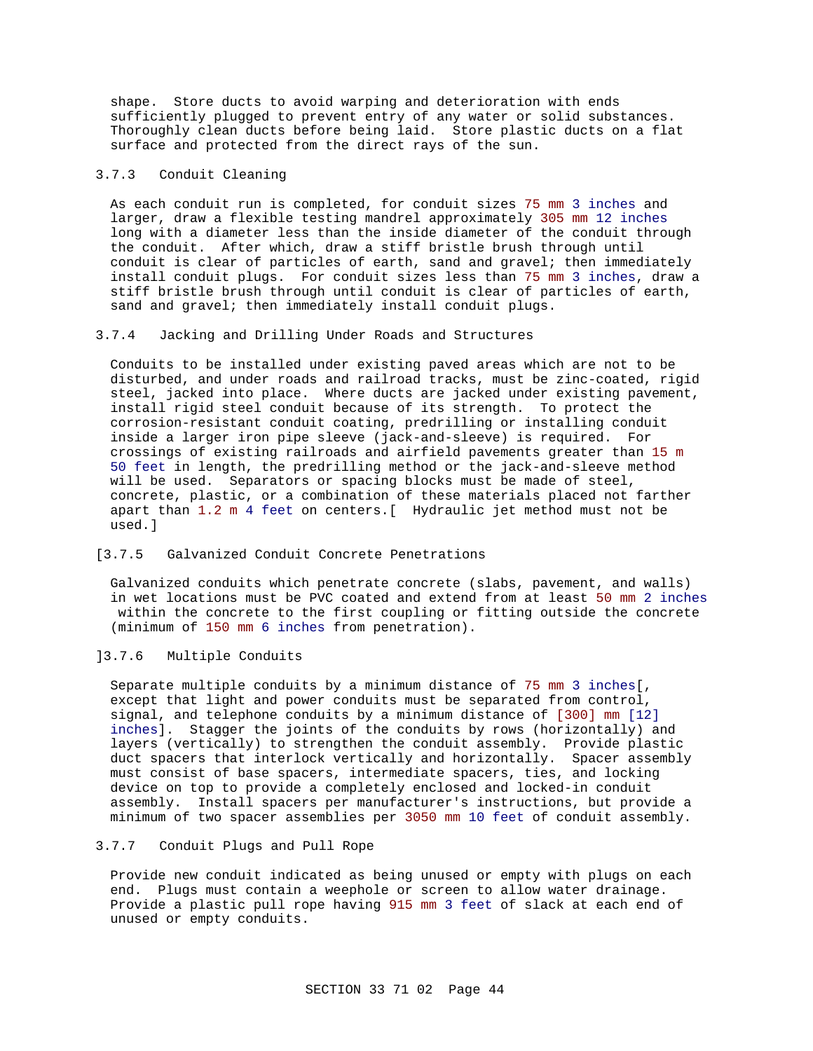shape. Store ducts to avoid warping and deterioration with ends sufficiently plugged to prevent entry of any water or solid substances. Thoroughly clean ducts before being laid. Store plastic ducts on a flat surface and protected from the direct rays of the sun.

### 3.7.3 Conduit Cleaning

As each conduit run is completed, for conduit sizes 75 mm 3 inches and larger, draw a flexible testing mandrel approximately 305 mm 12 inches long with a diameter less than the inside diameter of the conduit through the conduit. After which, draw a stiff bristle brush through until conduit is clear of particles of earth, sand and gravel; then immediately install conduit plugs. For conduit sizes less than 75 mm 3 inches, draw a stiff bristle brush through until conduit is clear of particles of earth, sand and gravel; then immediately install conduit plugs.

### 3.7.4 Jacking and Drilling Under Roads and Structures

Conduits to be installed under existing paved areas which are not to be disturbed, and under roads and railroad tracks, must be zinc-coated, rigid steel, jacked into place. Where ducts are jacked under existing pavement, install rigid steel conduit because of its strength. To protect the corrosion-resistant conduit coating, predrilling or installing conduit inside a larger iron pipe sleeve (jack-and-sleeve) is required. For crossings of existing railroads and airfield pavements greater than 15 m 50 feet in length, the predrilling method or the jack-and-sleeve method will be used. Separators or spacing blocks must be made of steel, concrete, plastic, or a combination of these materials placed not farther apart than 1.2 m 4 feet on centers.[ Hydraulic jet method must not be used.]

### [3.7.5 Galvanized Conduit Concrete Penetrations

Galvanized conduits which penetrate concrete (slabs, pavement, and walls) in wet locations must be PVC coated and extend from at least 50 mm 2 inches within the concrete to the first coupling or fitting outside the concrete (minimum of 150 mm 6 inches from penetration).

### ]3.7.6 Multiple Conduits

Separate multiple conduits by a minimum distance of 75 mm 3 inches[, except that light and power conduits must be separated from control, signal, and telephone conduits by a minimum distance of [300] mm [12] inches]. Stagger the joints of the conduits by rows (horizontally) and layers (vertically) to strengthen the conduit assembly. Provide plastic duct spacers that interlock vertically and horizontally. Spacer assembly must consist of base spacers, intermediate spacers, ties, and locking device on top to provide a completely enclosed and locked-in conduit assembly. Install spacers per manufacturer's instructions, but provide a minimum of two spacer assemblies per 3050 mm 10 feet of conduit assembly.

### 3.7.7 Conduit Plugs and Pull Rope

Provide new conduit indicated as being unused or empty with plugs on each end. Plugs must contain a weephole or screen to allow water drainage. Provide a plastic pull rope having 915 mm 3 feet of slack at each end of unused or empty conduits.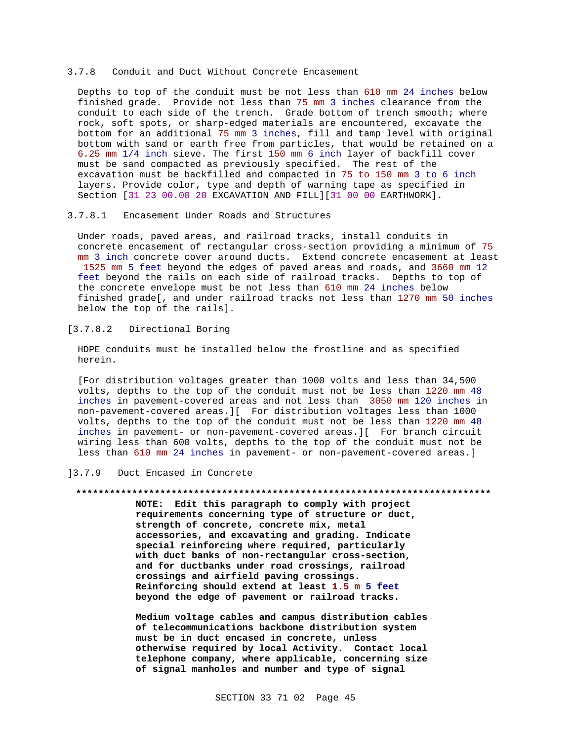3.7.8 Conduit and Duct Without Concrete Encasement

Depths to top of the conduit must be not less than 610 mm 24 inches below finished grade. Provide not less than 75 mm 3 inches clearance from the conduit to each side of the trench. Grade bottom of trench smooth; where rock, soft spots, or sharp-edged materials are encountered, excavate the bottom for an additional 75 mm 3 inches, fill and tamp level with original bottom with sand or earth free from particles, that would be retained on a 6.25 mm 1/4 inch sieve. The first 150 mm 6 inch layer of backfill cover must be sand compacted as previously specified. The rest of the excavation must be backfilled and compacted in 75 to 150 mm 3 to 6 inch layers. Provide color, type and depth of warning tape as specified in Section [31 23 00.00 20 EXCAVATION AND FILL][31 00 00 EARTHWORK].

3.7.8.1 Encasement Under Roads and Structures

Under roads, paved areas, and railroad tracks, install conduits in concrete encasement of rectangular cross-section providing a minimum of 75 mm 3 inch concrete cover around ducts. Extend concrete encasement at least 1525 mm 5 feet beyond the edges of paved areas and roads, and 3660 mm 12 feet beyond the rails on each side of railroad tracks. Depths to top of the concrete envelope must be not less than 610 mm 24 inches below finished grade[, and under railroad tracks not less than 1270 mm 50 inches below the top of the rails].

[3.7.8.2 Directional Boring

HDPE conduits must be installed below the frostline and as specified herein.

[For distribution voltages greater than 1000 volts and less than 34,500 volts, depths to the top of the conduit must not be less than 1220 mm 48 inches in pavement-covered areas and not less than 3050 mm 120 inches in non-pavement-covered areas.][ For distribution voltages less than 1000 volts, depths to the top of the conduit must not be less than 1220 mm 48 inches in pavement- or non-pavement-covered areas.][ For branch circuit wiring less than 600 volts, depths to the top of the conduit must not be less than 610 mm 24 inches in pavement- or non-pavement-covered areas.]

]3.7.9 Duct Encased in Concrete

**************************************************************************

**NOTE: Edit this paragraph to comply with project requirements concerning type of structure or duct, strength of concrete, concrete mix, metal accessories, and excavating and grading. Indicate special reinforcing where required, particularly with duct banks of non-rectangular cross-section, and for ductbanks under road crossings, railroad crossings and airfield paving crossings. Reinforcing should extend at least 1.5 m 5 feet beyond the edge of pavement or railroad tracks.**

**Medium voltage cables and campus distribution cables of telecommunications backbone distribution system must be in duct encased in concrete, unless otherwise required by local Activity. Contact local telephone company, where applicable, concerning size of signal manholes and number and type of signal**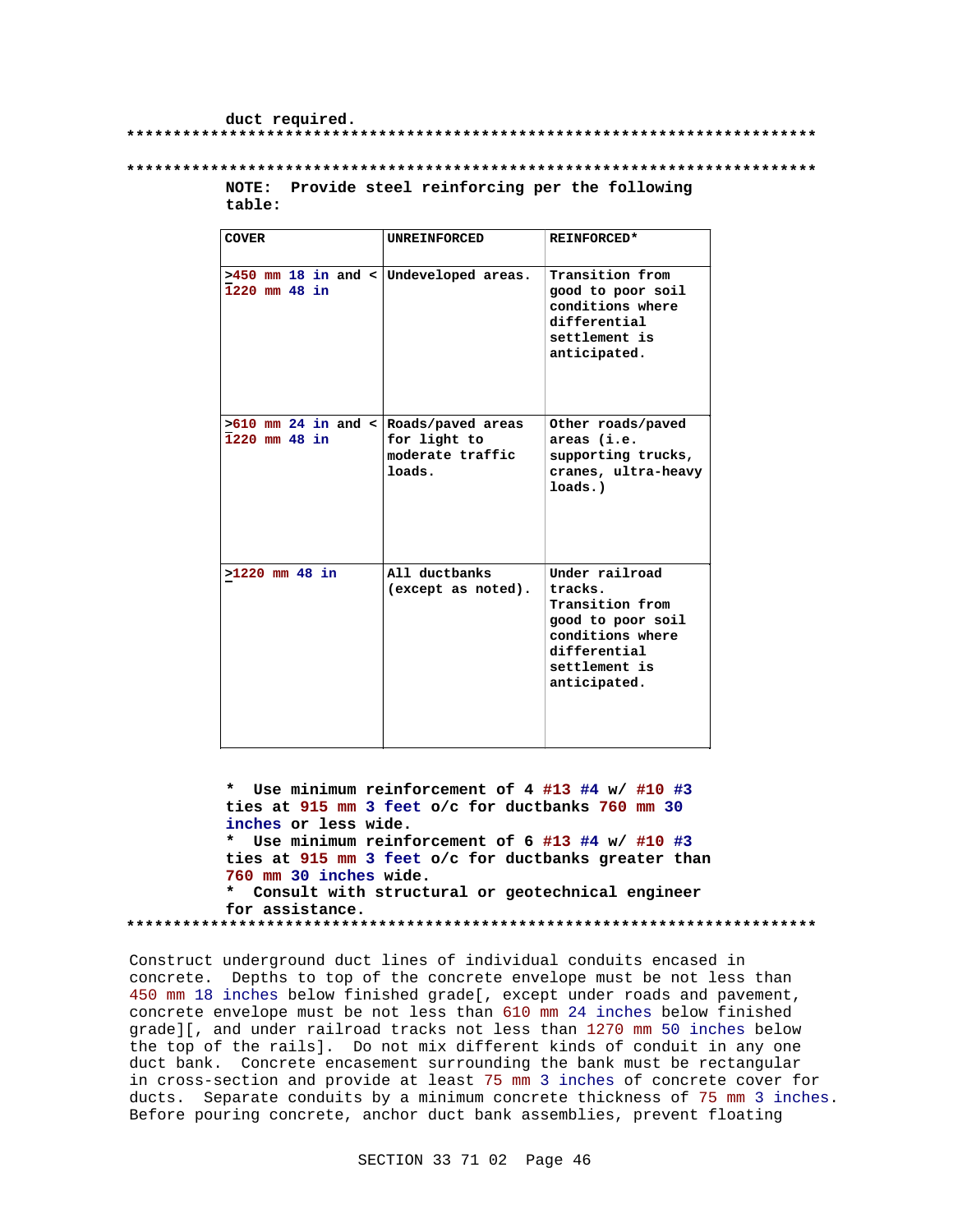duct required.
**************************************************************************

**************************************************************************
NOTE: Provide steel reinforcing per the following table:

| COVER | UNREINFORCED | REINFORCED* |
| --- | --- | --- |
| ≥450 mm 18 in and < 1220 mm 48 in | Undeveloped areas. | Transition from good to poor soil conditions where differential settlement is anticipated. |
| ≥610 mm 24 in and < 1220 mm 48 in | Roads/paved areas for light to moderate traffic loads. | Other roads/paved areas (i.e. supporting trucks, cranes, ultra-heavy loads.) |
| ≥1220 mm 48 in | All ductbanks (except as noted). | Under railroad tracks. Transition from good to poor soil conditions where differential settlement is anticipated. |

* Use minimum reinforcement of 4 #13 #4 w/ #10 #3 ties at 915 mm 3 feet o/c for ductbanks 760 mm 30 inches or less wide.
* Use minimum reinforcement of 6 #13 #4 w/ #10 #3 ties at 915 mm 3 feet o/c for ductbanks greater than 760 mm 30 inches wide.
* Consult with structural or geotechnical engineer for assistance.
**************************************************************************

Construct underground duct lines of individual conduits encased in concrete. Depths to top of the concrete envelope must be not less than 450 mm 18 inches below finished grade[, except under roads and pavement, concrete envelope must be not less than 610 mm 24 inches below finished grade][, and under railroad tracks not less than 1270 mm 50 inches below the top of the rails]. Do not mix different kinds of conduit in any one duct bank. Concrete encasement surrounding the bank must be rectangular in cross-section and provide at least 75 mm 3 inches of concrete cover for ducts. Separate conduits by a minimum concrete thickness of 75 mm 3 inches. Before pouring concrete, anchor duct bank assemblies, prevent floating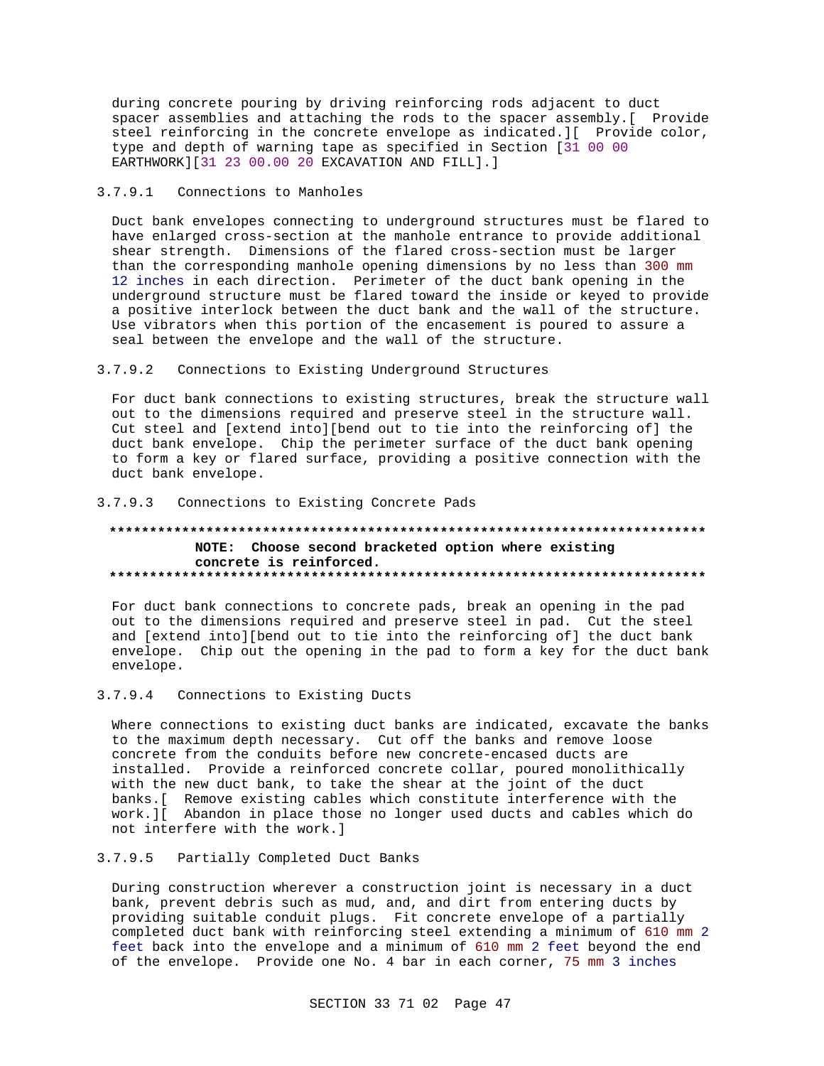during concrete pouring by driving reinforcing rods adjacent to duct spacer assemblies and attaching the rods to the spacer assembly.[ Provide steel reinforcing in the concrete envelope as indicated.][ Provide color, type and depth of warning tape as specified in Section [31 00 00 EARTHWORK][31 23 00.00 20 EXCAVATION AND FILL].]

#### 3.7.9.1 Connections to Manholes

Duct bank envelopes connecting to underground structures must be flared to have enlarged cross-section at the manhole entrance to provide additional shear strength. Dimensions of the flared cross-section must be larger than the corresponding manhole opening dimensions by no less than 300 mm 12 inches in each direction. Perimeter of the duct bank opening in the underground structure must be flared toward the inside or keyed to provide a positive interlock between the duct bank and the wall of the structure. Use vibrators when this portion of the encasement is poured to assure a seal between the envelope and the wall of the structure.

#### 3.7.9.2 Connections to Existing Underground Structures

For duct bank connections to existing structures, break the structure wall out to the dimensions required and preserve steel in the structure wall. Cut steel and [extend into][bend out to tie into the reinforcing of] the duct bank envelope. Chip the perimeter surface of the duct bank opening to form a key or flared surface, providing a positive connection with the duct bank envelope.

#### 3.7.9.3 Connections to Existing Concrete Pads

**************************************************************************
**NOTE: Choose second bracketed option where existing concrete is reinforced.**
**************************************************************************

For duct bank connections to concrete pads, break an opening in the pad out to the dimensions required and preserve steel in pad. Cut the steel and [extend into][bend out to tie into the reinforcing of] the duct bank envelope. Chip out the opening in the pad to form a key for the duct bank envelope.

#### 3.7.9.4 Connections to Existing Ducts

Where connections to existing duct banks are indicated, excavate the banks to the maximum depth necessary. Cut off the banks and remove loose concrete from the conduits before new concrete-encased ducts are installed. Provide a reinforced concrete collar, poured monolithically with the new duct bank, to take the shear at the joint of the duct banks.[ Remove existing cables which constitute interference with the work.][ Abandon in place those no longer used ducts and cables which do not interfere with the work.]

#### 3.7.9.5 Partially Completed Duct Banks

During construction wherever a construction joint is necessary in a duct bank, prevent debris such as mud, and, and dirt from entering ducts by providing suitable conduit plugs. Fit concrete envelope of a partially completed duct bank with reinforcing steel extending a minimum of 610 mm 2 feet back into the envelope and a minimum of 610 mm 2 feet beyond the end of the envelope. Provide one No. 4 bar in each corner, 75 mm 3 inches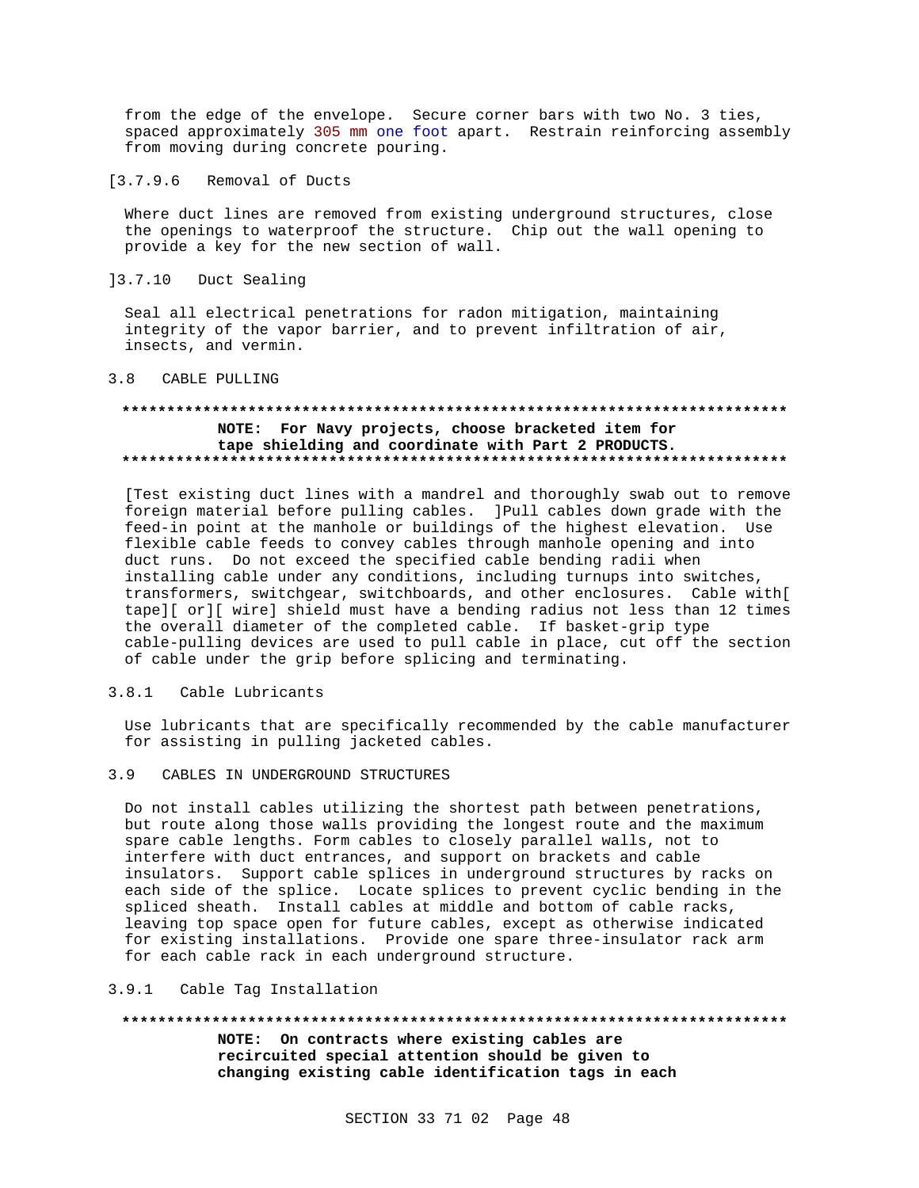from the edge of the envelope. Secure corner bars with two No. 3 ties, spaced approximately 305 mm one foot apart. Restrain reinforcing assembly from moving during concrete pouring.

[3.7.9.6 Removal of Ducts

Where duct lines are removed from existing underground structures, close the openings to waterproof the structure. Chip out the wall opening to provide a key for the new section of wall.

]3.7.10 Duct Sealing

Seal all electrical penetrations for radon mitigation, maintaining integrity of the vapor barrier, and to prevent infiltration of air, insects, and vermin.

## 3.8 CABLE PULLING

**************************************************************************
**NOTE: For Navy projects, choose bracketed item for tape shielding and coordinate with Part 2 PRODUCTS.**
**************************************************************************

[Test existing duct lines with a mandrel and thoroughly swab out to remove foreign material before pulling cables. ]Pull cables down grade with the feed-in point at the manhole or buildings of the highest elevation. Use flexible cable feeds to convey cables through manhole opening and into duct runs. Do not exceed the specified cable bending radii when installing cable under any conditions, including turnups into switches, transformers, switchgear, switchboards, and other enclosures. Cable with[ tape][ or][ wire] shield must have a bending radius not less than 12 times the overall diameter of the completed cable. If basket-grip type cable-pulling devices are used to pull cable in place, cut off the section of cable under the grip before splicing and terminating.

### 3.8.1 Cable Lubricants

Use lubricants that are specifically recommended by the cable manufacturer for assisting in pulling jacketed cables.

## 3.9 CABLES IN UNDERGROUND STRUCTURES

Do not install cables utilizing the shortest path between penetrations, but route along those walls providing the longest route and the maximum spare cable lengths. Form cables to closely parallel walls, not to interfere with duct entrances, and support on brackets and cable insulators. Support cable splices in underground structures by racks on each side of the splice. Locate splices to prevent cyclic bending in the spliced sheath. Install cables at middle and bottom of cable racks, leaving top space open for future cables, except as otherwise indicated for existing installations. Provide one spare three-insulator rack arm for each cable rack in each underground structure.

### 3.9.1 Cable Tag Installation

**************************************************************************
**NOTE: On contracts where existing cables are recircuited special attention should be given to changing existing cable identification tags in each**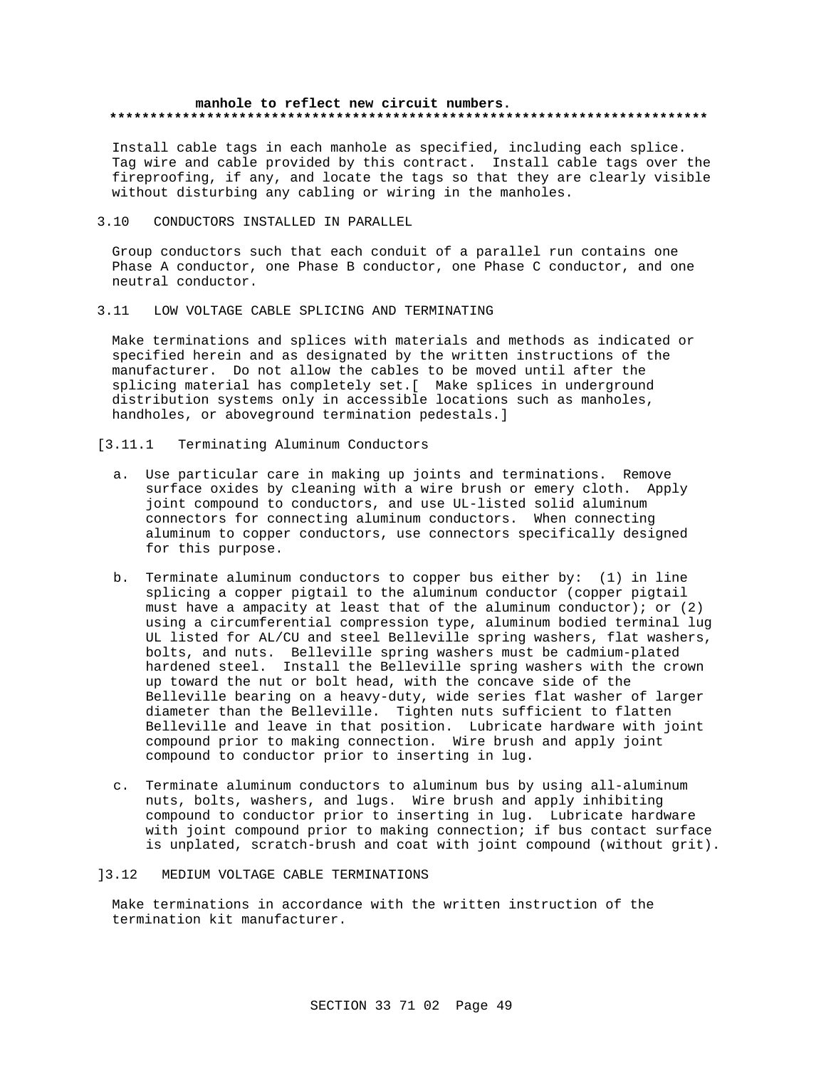**manhole to reflect new circuit numbers.**
**************************************************************************

Install cable tags in each manhole as specified, including each splice. Tag wire and cable provided by this contract. Install cable tags over the fireproofing, if any, and locate the tags so that they are clearly visible without disturbing any cabling or wiring in the manholes.

## 3.10 CONDUCTORS INSTALLED IN PARALLEL

Group conductors such that each conduit of a parallel run contains one Phase A conductor, one Phase B conductor, one Phase C conductor, and one neutral conductor.

## 3.11 LOW VOLTAGE CABLE SPLICING AND TERMINATING

Make terminations and splices with materials and methods as indicated or specified herein and as designated by the written instructions of the manufacturer. Do not allow the cables to be moved until after the splicing material has completely set.[ Make splices in underground distribution systems only in accessible locations such as manholes, handholes, or aboveground termination pedestals.]

### [3.11.1 Terminating Aluminum Conductors

a. Use particular care in making up joints and terminations. Remove surface oxides by cleaning with a wire brush or emery cloth. Apply joint compound to conductors, and use UL-listed solid aluminum connectors for connecting aluminum conductors. When connecting aluminum to copper conductors, use connectors specifically designed for this purpose.

b. Terminate aluminum conductors to copper bus either by: (1) in line splicing a copper pigtail to the aluminum conductor (copper pigtail must have a ampacity at least that of the aluminum conductor); or (2) using a circumferential compression type, aluminum bodied terminal lug UL listed for AL/CU and steel Belleville spring washers, flat washers, bolts, and nuts. Belleville spring washers must be cadmium-plated hardened steel. Install the Belleville spring washers with the crown up toward the nut or bolt head, with the concave side of the Belleville bearing on a heavy-duty, wide series flat washer of larger diameter than the Belleville. Tighten nuts sufficient to flatten Belleville and leave in that position. Lubricate hardware with joint compound prior to making connection. Wire brush and apply joint compound to conductor prior to inserting in lug.

c. Terminate aluminum conductors to aluminum bus by using all-aluminum nuts, bolts, washers, and lugs. Wire brush and apply inhibiting compound to conductor prior to inserting in lug. Lubricate hardware with joint compound prior to making connection; if bus contact surface is unplated, scratch-brush and coat with joint compound (without grit).

## ]3.12 MEDIUM VOLTAGE CABLE TERMINATIONS

Make terminations in accordance with the written instruction of the termination kit manufacturer.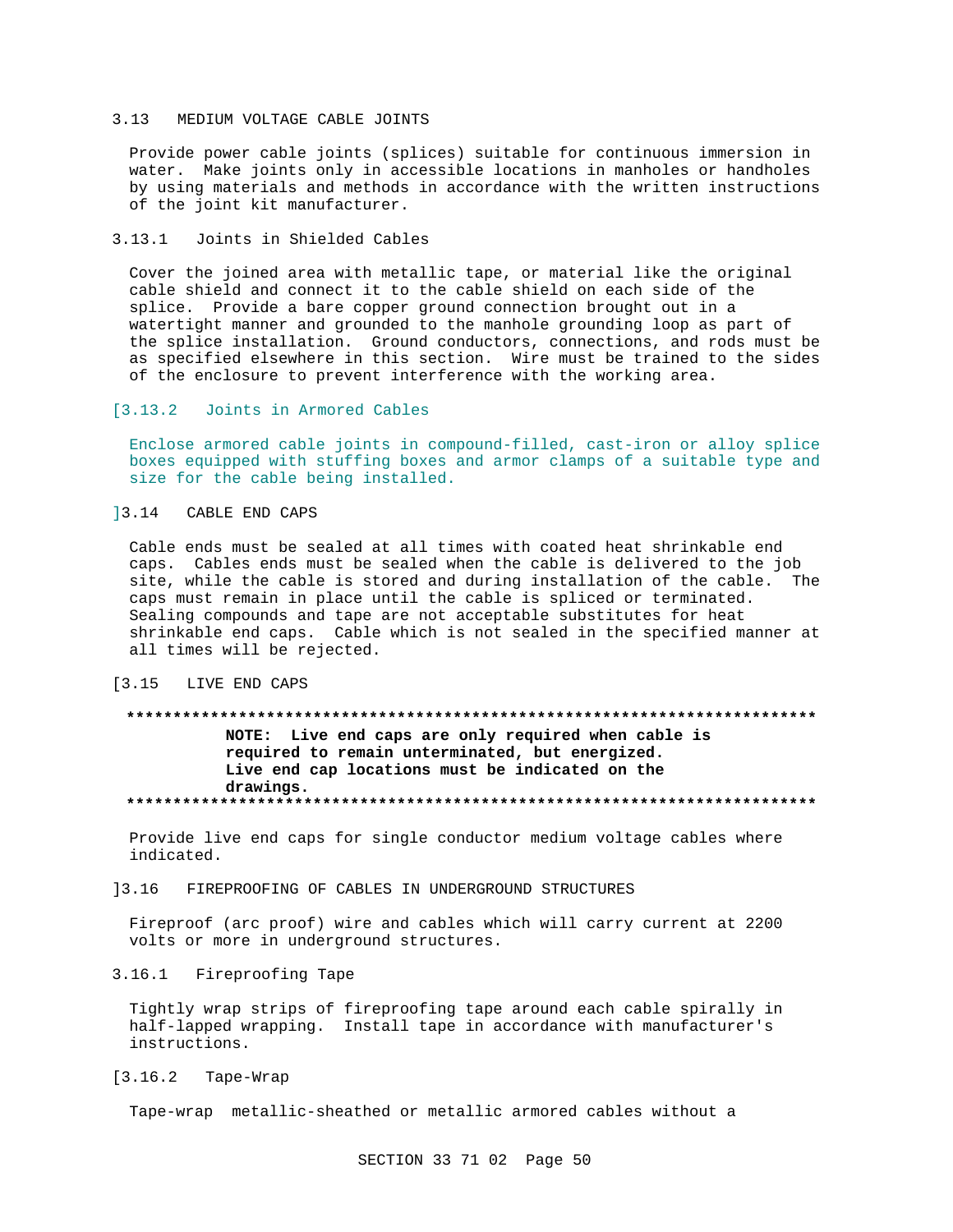## 3.13 MEDIUM VOLTAGE CABLE JOINTS

Provide power cable joints (splices) suitable for continuous immersion in water. Make joints only in accessible locations in manholes or handholes by using materials and methods in accordance with the written instructions of the joint kit manufacturer.

### 3.13.1 Joints in Shielded Cables

Cover the joined area with metallic tape, or material like the original cable shield and connect it to the cable shield on each side of the splice. Provide a bare copper ground connection brought out in a watertight manner and grounded to the manhole grounding loop as part of the splice installation. Ground conductors, connections, and rods must be as specified elsewhere in this section. Wire must be trained to the sides of the enclosure to prevent interference with the working area.

### [3.13.2 Joints in Armored Cables

Enclose armored cable joints in compound-filled, cast-iron or alloy splice boxes equipped with stuffing boxes and armor clamps of a suitable type and size for the cable being installed.

## ]3.14 CABLE END CAPS

Cable ends must be sealed at all times with coated heat shrinkable end caps. Cables ends must be sealed when the cable is delivered to the job site, while the cable is stored and during installation of the cable. The caps must remain in place until the cable is spliced or terminated. Sealing compounds and tape are not acceptable substitutes for heat shrinkable end caps. Cable which is not sealed in the specified manner at all times will be rejected.

## [3.15 LIVE END CAPS

**************************************************************************

**NOTE: Live end caps are only required when cable is required to remain unterminated, but energized. Live end cap locations must be indicated on the drawings.**

**************************************************************************

Provide live end caps for single conductor medium voltage cables where indicated.

## ]3.16 FIREPROOFING OF CABLES IN UNDERGROUND STRUCTURES

Fireproof (arc proof) wire and cables which will carry current at 2200 volts or more in underground structures.

### 3.16.1 Fireproofing Tape

Tightly wrap strips of fireproofing tape around each cable spirally in half-lapped wrapping. Install tape in accordance with manufacturer's instructions.

### [3.16.2 Tape-Wrap

Tape-wrap metallic-sheathed or metallic armored cables without a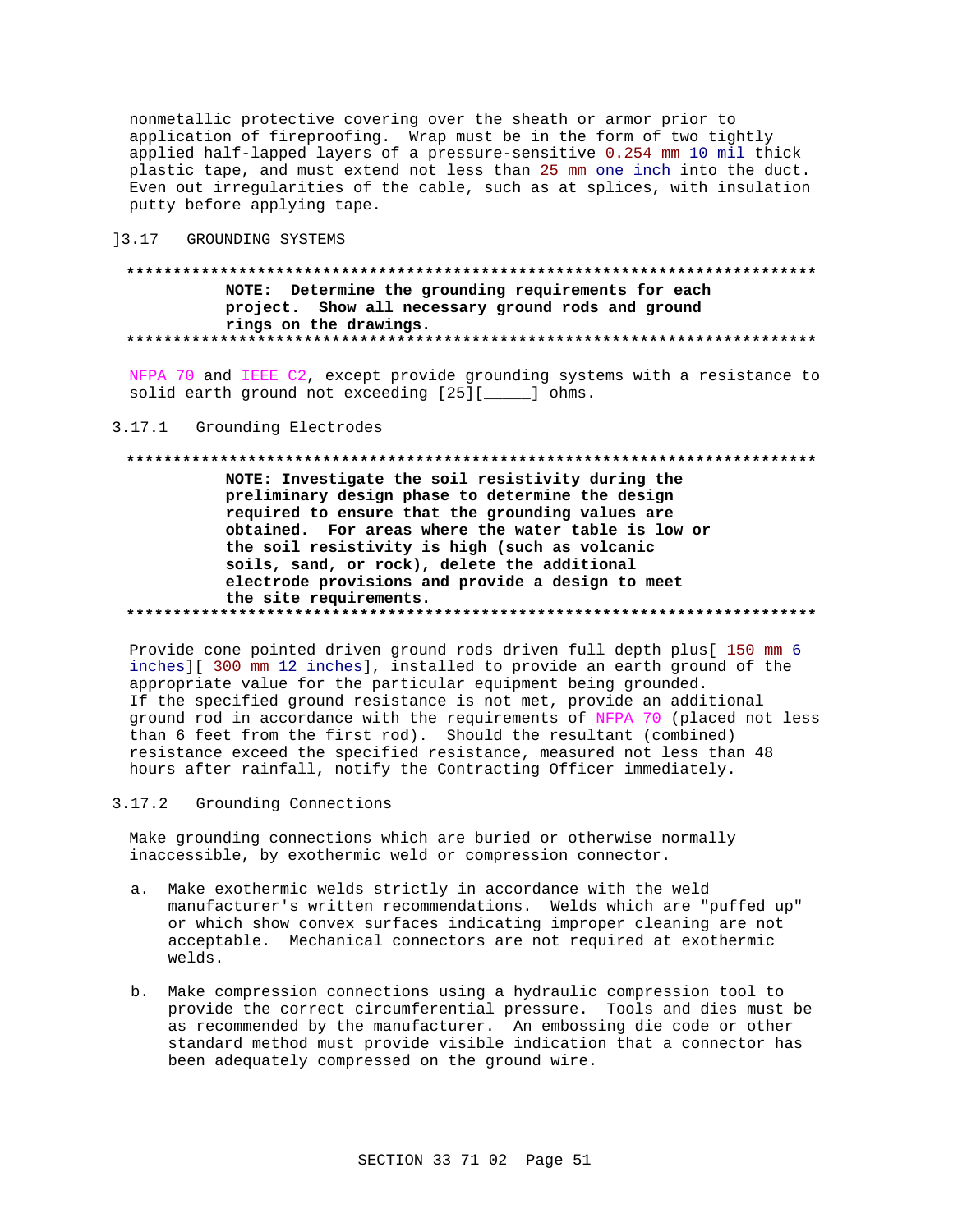nonmetallic protective covering over the sheath or armor prior to application of fireproofing. Wrap must be in the form of two tightly applied half-lapped layers of a pressure-sensitive 0.254 mm 10 mil thick plastic tape, and must extend not less than 25 mm one inch into the duct. Even out irregularities of the cable, such as at splices, with insulation putty before applying tape.

## ]3.17 GROUNDING SYSTEMS

**************************************************************************

**NOTE: Determine the grounding requirements for each project. Show all necessary ground rods and ground rings on the drawings.**

**************************************************************************

NFPA 70 and IEEE C2, except provide grounding systems with a resistance to solid earth ground not exceeding [25][_____] ohms.

### 3.17.1 Grounding Electrodes

**************************************************************************

**NOTE: Investigate the soil resistivity during the preliminary design phase to determine the design required to ensure that the grounding values are obtained. For areas where the water table is low or the soil resistivity is high (such as volcanic soils, sand, or rock), delete the additional electrode provisions and provide a design to meet the site requirements.**

**************************************************************************

Provide cone pointed driven ground rods driven full depth plus[ 150 mm 6 inches][ 300 mm 12 inches], installed to provide an earth ground of the appropriate value for the particular equipment being grounded.
If the specified ground resistance is not met, provide an additional ground rod in accordance with the requirements of NFPA 70 (placed not less than 6 feet from the first rod). Should the resultant (combined) resistance exceed the specified resistance, measured not less than 48 hours after rainfall, notify the Contracting Officer immediately.

### 3.17.2 Grounding Connections

Make grounding connections which are buried or otherwise normally inaccessible, by exothermic weld or compression connector.

a. Make exothermic welds strictly in accordance with the weld manufacturer's written recommendations. Welds which are "puffed up" or which show convex surfaces indicating improper cleaning are not acceptable. Mechanical connectors are not required at exothermic welds.

b. Make compression connections using a hydraulic compression tool to provide the correct circumferential pressure. Tools and dies must be as recommended by the manufacturer. An embossing die code or other standard method must provide visible indication that a connector has been adequately compressed on the ground wire.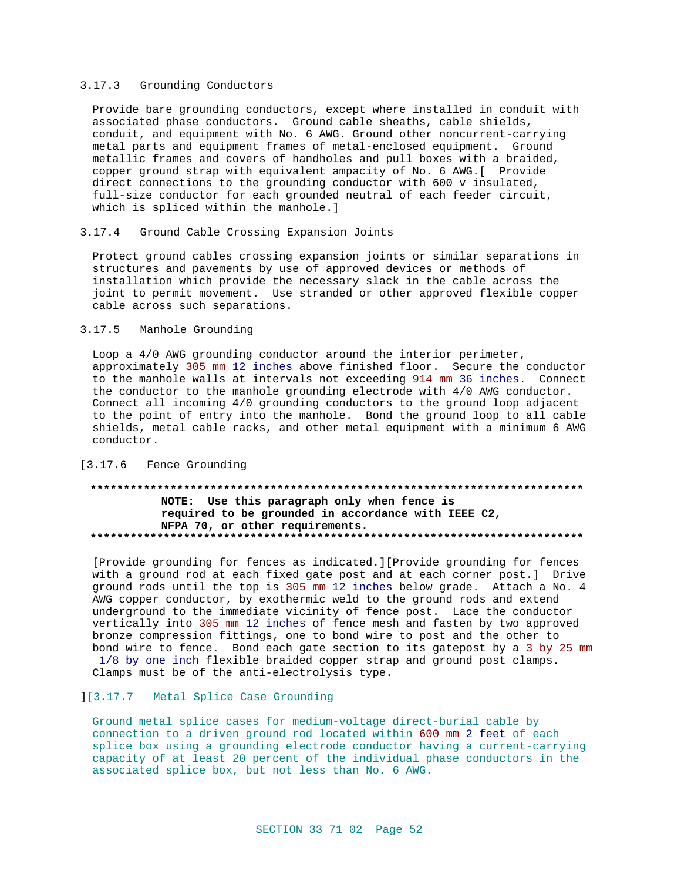#### 3.17.3 Grounding Conductors

Provide bare grounding conductors, except where installed in conduit with associated phase conductors. Ground cable sheaths, cable shields, conduit, and equipment with No. 6 AWG. Ground other noncurrent-carrying metal parts and equipment frames of metal-enclosed equipment. Ground metallic frames and covers of handholes and pull boxes with a braided, copper ground strap with equivalent ampacity of No. 6 AWG.[ Provide direct connections to the grounding conductor with 600 v insulated, full-size conductor for each grounded neutral of each feeder circuit, which is spliced within the manhole.]

#### 3.17.4 Ground Cable Crossing Expansion Joints

Protect ground cables crossing expansion joints or similar separations in structures and pavements by use of approved devices or methods of installation which provide the necessary slack in the cable across the joint to permit movement. Use stranded or other approved flexible copper cable across such separations.

#### 3.17.5 Manhole Grounding

Loop a 4/0 AWG grounding conductor around the interior perimeter, approximately 305 mm 12 inches above finished floor. Secure the conductor to the manhole walls at intervals not exceeding 914 mm 36 inches. Connect the conductor to the manhole grounding electrode with 4/0 AWG conductor. Connect all incoming 4/0 grounding conductors to the ground loop adjacent to the point of entry into the manhole. Bond the ground loop to all cable shields, metal cable racks, and other metal equipment with a minimum 6 AWG conductor.

#### [3.17.6 Fence Grounding

**************************************************************************

**NOTE: Use this paragraph only when fence is required to be grounded in accordance with IEEE C2, NFPA 70, or other requirements.**

**************************************************************************

[Provide grounding for fences as indicated.][Provide grounding for fences with a ground rod at each fixed gate post and at each corner post.] Drive ground rods until the top is 305 mm 12 inches below grade. Attach a No. 4 AWG copper conductor, by exothermic weld to the ground rods and extend underground to the immediate vicinity of fence post. Lace the conductor vertically into 305 mm 12 inches of fence mesh and fasten by two approved bronze compression fittings, one to bond wire to post and the other to bond wire to fence. Bond each gate section to its gatepost by a 3 by 25 mm 1/8 by one inch flexible braided copper strap and ground post clamps. Clamps must be of the anti-electrolysis type.

#### ][3.17.7 Metal Splice Case Grounding

Ground metal splice cases for medium-voltage direct-burial cable by connection to a driven ground rod located within 600 mm 2 feet of each splice box using a grounding electrode conductor having a current-carrying capacity of at least 20 percent of the individual phase conductors in the associated splice box, but not less than No. 6 AWG.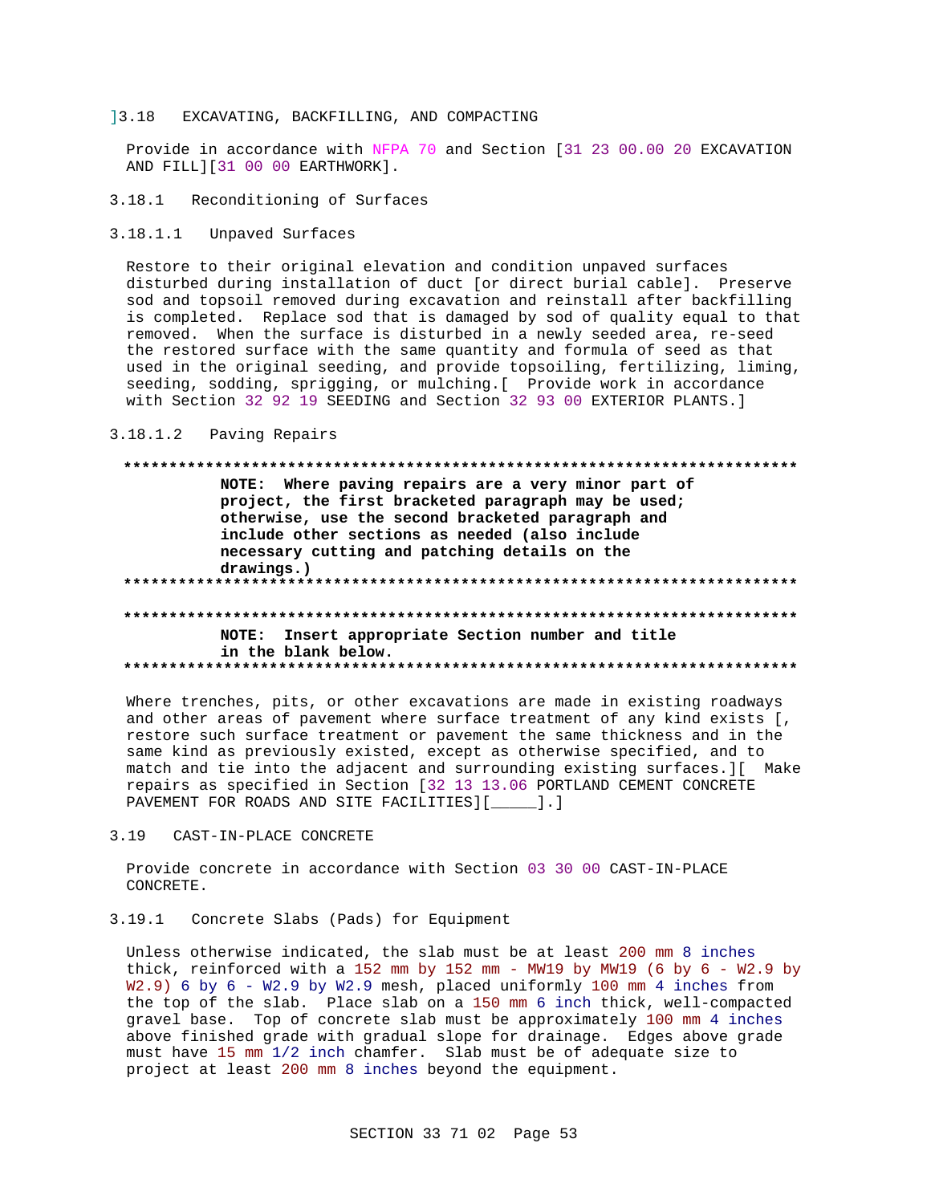]3.18 EXCAVATING, BACKFILLING, AND COMPACTING

Provide in accordance with NFPA 70 and Section [31 23 00.00 20 EXCAVATION AND FILL][31 00 00 EARTHWORK].

3.18.1 Reconditioning of Surfaces

3.18.1.1 Unpaved Surfaces

Restore to their original elevation and condition unpaved surfaces disturbed during installation of duct [or direct burial cable]. Preserve sod and topsoil removed during excavation and reinstall after backfilling is completed. Replace sod that is damaged by sod of quality equal to that removed. When the surface is disturbed in a newly seeded area, re-seed the restored surface with the same quantity and formula of seed as that used in the original seeding, and provide topsoiling, fertilizing, liming, seeding, sodding, sprigging, or mulching.[ Provide work in accordance with Section 32 92 19 SEEDING and Section 32 93 00 EXTERIOR PLANTS.]

3.18.1.2 Paving Repairs

**************************************************************************

**NOTE: Where paving repairs are a very minor part of project, the first bracketed paragraph may be used; otherwise, use the second bracketed paragraph and include other sections as needed (also include necessary cutting and patching details on the drawings.)**

**************************************************************************

**************************************************************************

**NOTE: Insert appropriate Section number and title in the blank below.**

**************************************************************************

Where trenches, pits, or other excavations are made in existing roadways and other areas of pavement where surface treatment of any kind exists [, restore such surface treatment or pavement the same thickness and in the same kind as previously existed, except as otherwise specified, and to match and tie into the adjacent and surrounding existing surfaces.][ Make repairs as specified in Section [32 13 13.06 PORTLAND CEMENT CONCRETE PAVEMENT FOR ROADS AND SITE FACILITIES][_____].]

3.19 CAST-IN-PLACE CONCRETE

Provide concrete in accordance with Section 03 30 00 CAST-IN-PLACE CONCRETE.

3.19.1 Concrete Slabs (Pads) for Equipment

Unless otherwise indicated, the slab must be at least 200 mm 8 inches thick, reinforced with a 152 mm by 152 mm - MW19 by MW19 (6 by 6 - W2.9 by W2.9) 6 by 6 - W2.9 by W2.9 mesh, placed uniformly 100 mm 4 inches from the top of the slab. Place slab on a 150 mm 6 inch thick, well-compacted gravel base. Top of concrete slab must be approximately 100 mm 4 inches above finished grade with gradual slope for drainage. Edges above grade must have 15 mm 1/2 inch chamfer. Slab must be of adequate size to project at least 200 mm 8 inches beyond the equipment.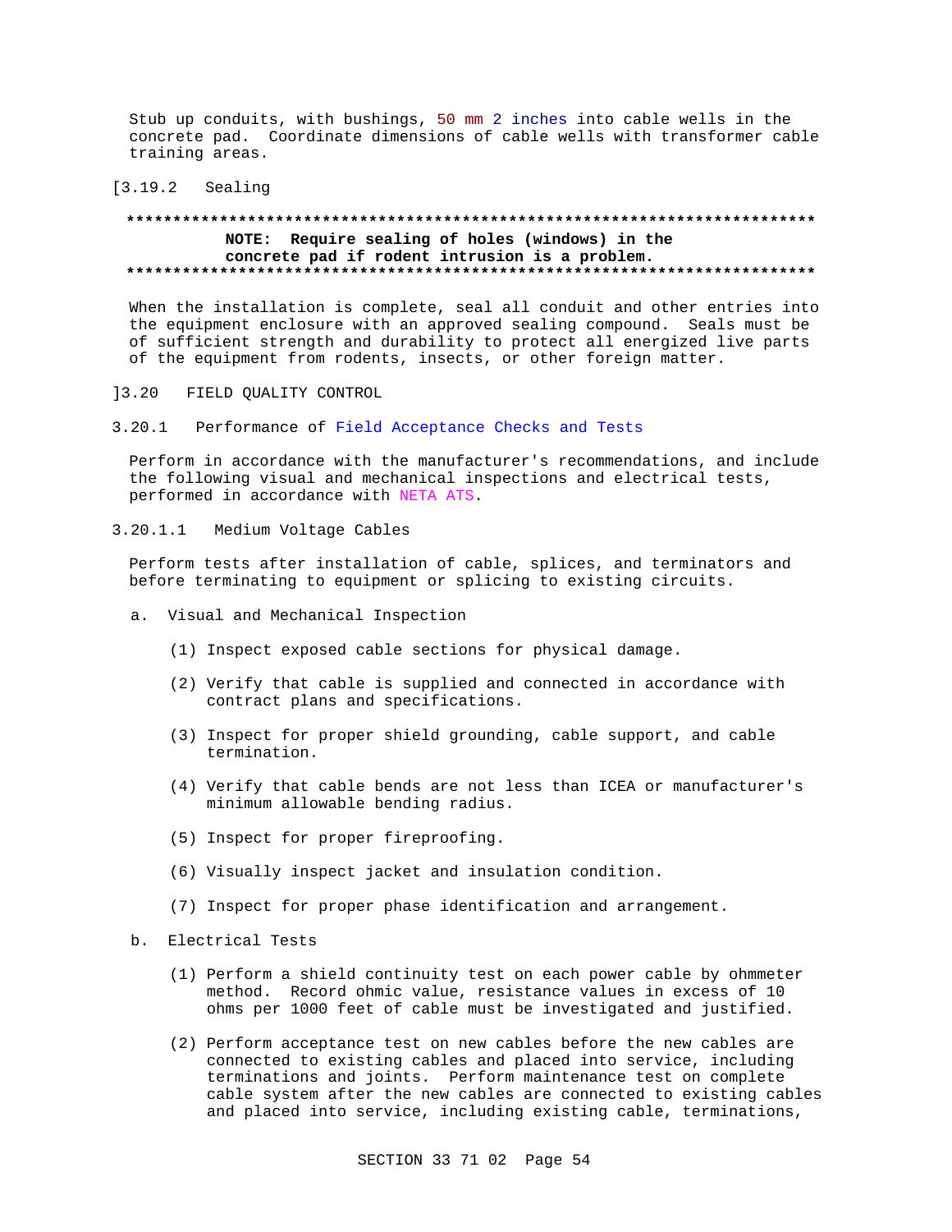Stub up conduits, with bushings, 50 mm 2 inches into cable wells in the concrete pad. Coordinate dimensions of cable wells with transformer cable training areas.

[3.19.2 Sealing

**************************************************************************

**NOTE: Require sealing of holes (windows) in the concrete pad if rodent intrusion is a problem.**

**************************************************************************

When the installation is complete, seal all conduit and other entries into the equipment enclosure with an approved sealing compound. Seals must be of sufficient strength and durability to protect all energized live parts of the equipment from rodents, insects, or other foreign matter.

]3.20 FIELD QUALITY CONTROL

3.20.1 Performance of Field Acceptance Checks and Tests

Perform in accordance with the manufacturer's recommendations, and include the following visual and mechanical inspections and electrical tests, performed in accordance with NETA ATS.

3.20.1.1 Medium Voltage Cables

Perform tests after installation of cable, splices, and terminators and before terminating to equipment or splicing to existing circuits.

a. Visual and Mechanical Inspection

 (1) Inspect exposed cable sections for physical damage.

 (2) Verify that cable is supplied and connected in accordance with contract plans and specifications.

 (3) Inspect for proper shield grounding, cable support, and cable termination.

 (4) Verify that cable bends are not less than ICEA or manufacturer's minimum allowable bending radius.

 (5) Inspect for proper fireproofing.

 (6) Visually inspect jacket and insulation condition.

 (7) Inspect for proper phase identification and arrangement.

b. Electrical Tests

 (1) Perform a shield continuity test on each power cable by ohmmeter method. Record ohmic value, resistance values in excess of 10 ohms per 1000 feet of cable must be investigated and justified.

 (2) Perform acceptance test on new cables before the new cables are connected to existing cables and placed into service, including terminations and joints. Perform maintenance test on complete cable system after the new cables are connected to existing cables and placed into service, including existing cable, terminations,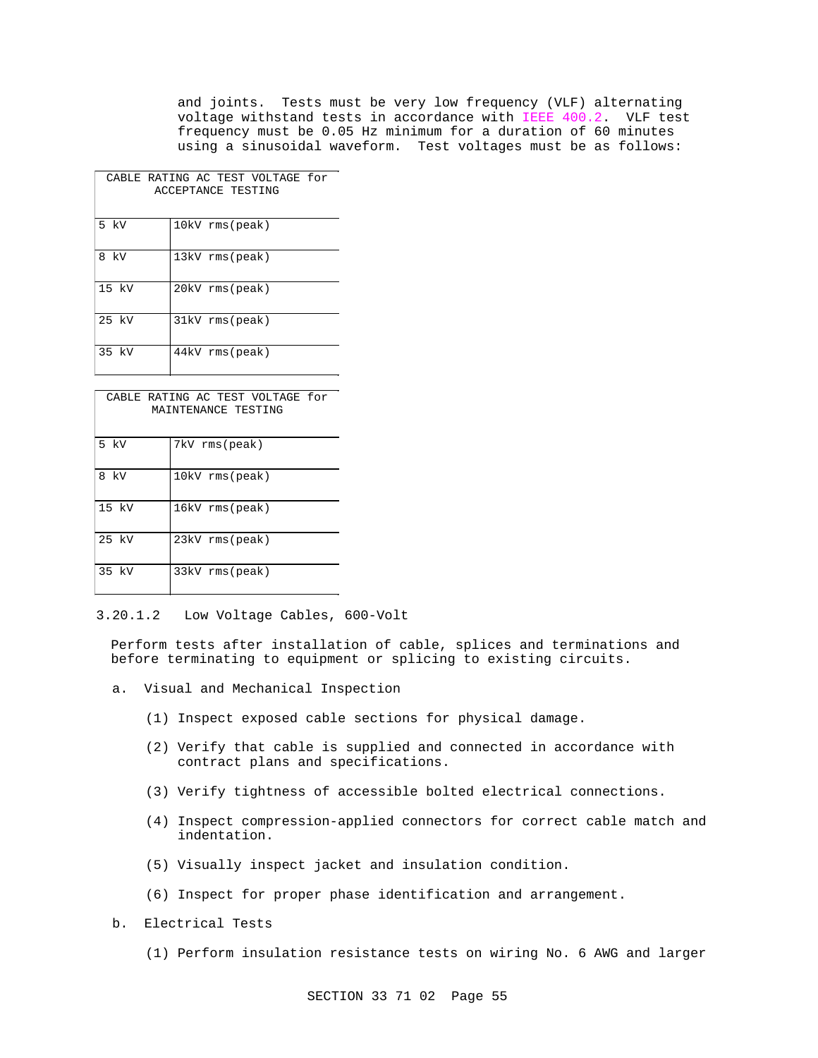and joints. Tests must be very low frequency (VLF) alternating voltage withstand tests in accordance with IEEE 400.2. VLF test frequency must be 0.05 Hz minimum for a duration of 60 minutes using a sinusoidal waveform. Test voltages must be as follows:

| CABLE RATING AC TEST VOLTAGE for ACCEPTANCE TESTING | |
|---|---|
| 5 kV | 10kV rms(peak) |
| 8 kV | 13kV rms(peak) |
| 15 kV | 20kV rms(peak) |
| 25 kV | 31kV rms(peak) |
| 35 kV | 44kV rms(peak) |

| CABLE RATING AC TEST VOLTAGE for MAINTENANCE TESTING | |
|---|---|
| 5 kV | 7kV rms(peak) |
| 8 kV | 10kV rms(peak) |
| 15 kV | 16kV rms(peak) |
| 25 kV | 23kV rms(peak) |
| 35 kV | 33kV rms(peak) |

### 3.20.1.2 Low Voltage Cables, 600-Volt

Perform tests after installation of cable, splices and terminations and before terminating to equipment or splicing to existing circuits.

a. Visual and Mechanical Inspection

(1) Inspect exposed cable sections for physical damage.

(2) Verify that cable is supplied and connected in accordance with contract plans and specifications.

(3) Verify tightness of accessible bolted electrical connections.

(4) Inspect compression-applied connectors for correct cable match and indentation.

(5) Visually inspect jacket and insulation condition.

(6) Inspect for proper phase identification and arrangement.

b. Electrical Tests

(1) Perform insulation resistance tests on wiring No. 6 AWG and larger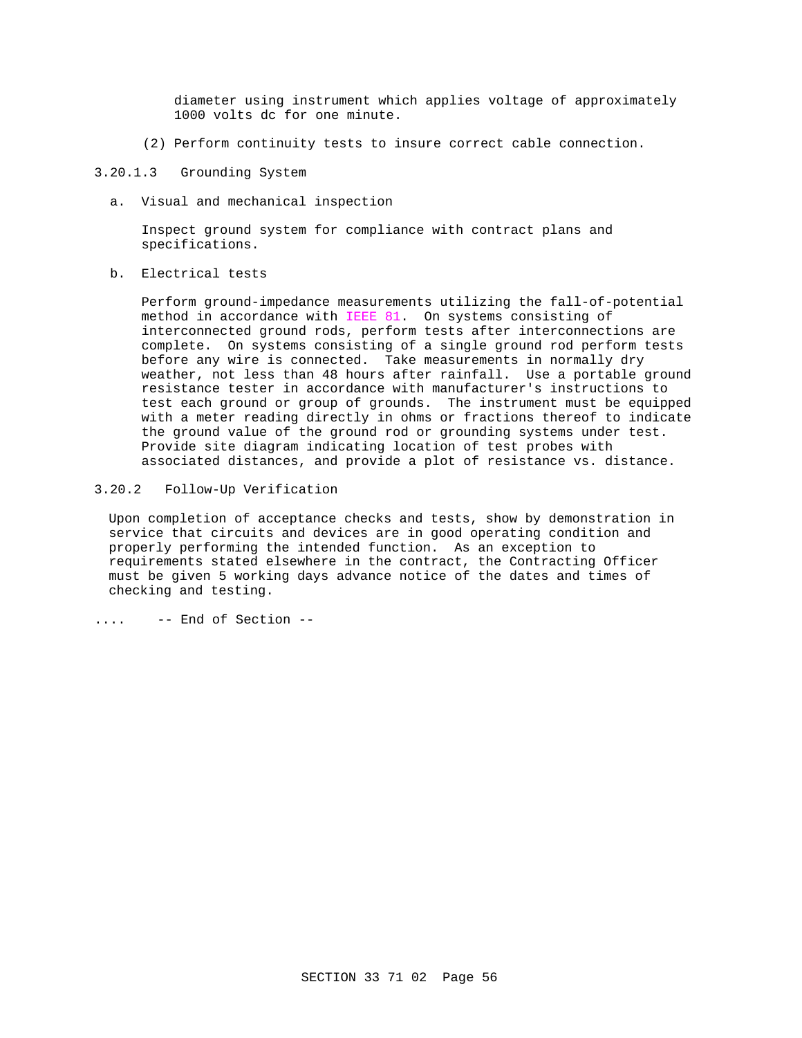diameter using instrument which applies voltage of approximately 1000 volts dc for one minute.

(2) Perform continuity tests to insure correct cable connection.

#### 3.20.1.3 Grounding System

a. Visual and mechanical inspection

Inspect ground system for compliance with contract plans and specifications.

b. Electrical tests

Perform ground-impedance measurements utilizing the fall-of-potential method in accordance with IEEE 81. On systems consisting of interconnected ground rods, perform tests after interconnections are complete. On systems consisting of a single ground rod perform tests before any wire is connected. Take measurements in normally dry weather, not less than 48 hours after rainfall. Use a portable ground resistance tester in accordance with manufacturer's instructions to test each ground or group of grounds. The instrument must be equipped with a meter reading directly in ohms or fractions thereof to indicate the ground value of the ground rod or grounding systems under test. Provide site diagram indicating location of test probes with associated distances, and provide a plot of resistance vs. distance.

### 3.20.2 Follow-Up Verification

Upon completion of acceptance checks and tests, show by demonstration in service that circuits and devices are in good operating condition and properly performing the intended function. As an exception to requirements stated elsewhere in the contract, the Contracting Officer must be given 5 working days advance notice of the dates and times of checking and testing.

.... -- End of Section --